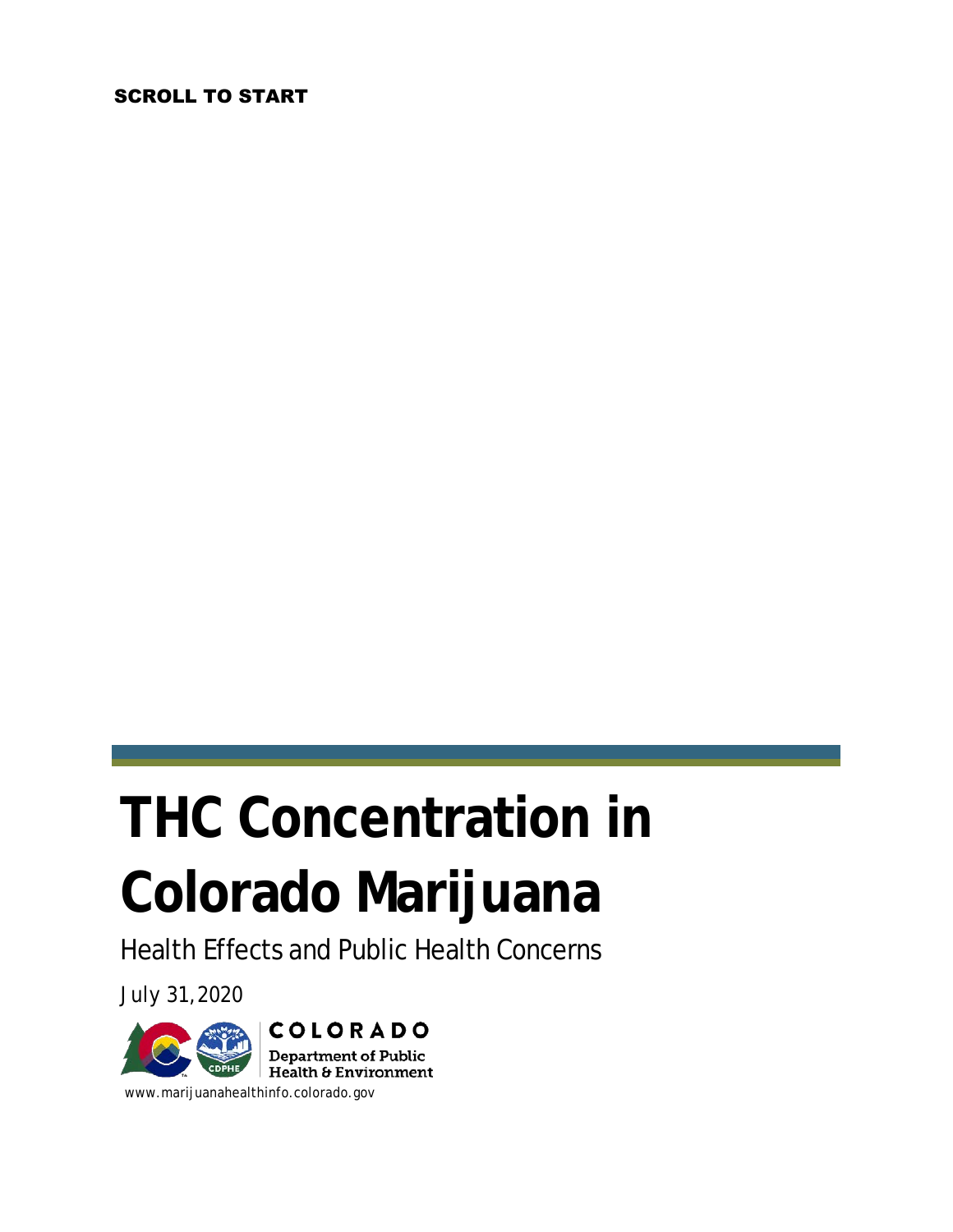SCROLL TO START

# THC Concentration in Colorado Marijuana

Health Effects and Public Health Concerns

July 31, 2020

COLORADO

Department of Public Health & Environment

www.marijuanahealthinfo.colorado.gov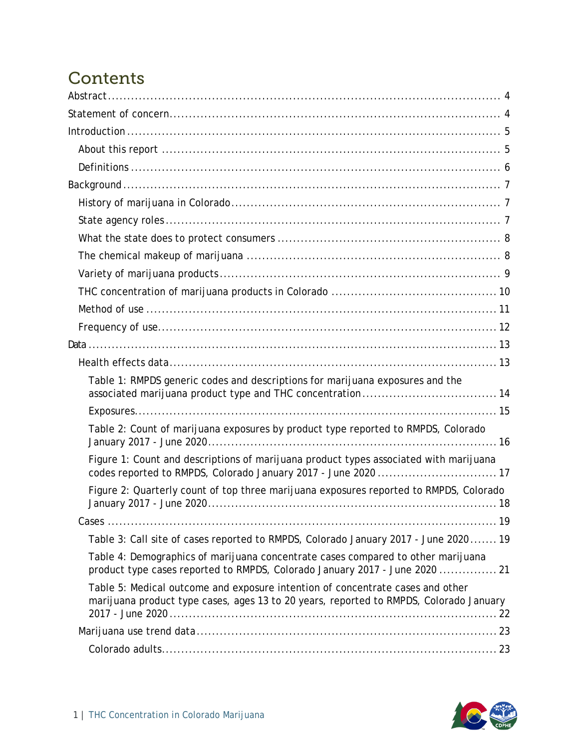# Contents

Abstract ........................................................................................ 4
Statement of concern ........................................................................ 4
Introduction ..................................................................................... 5
- About this report ........................................................................... 5
- Definitions .................................................................................... 6

Background ...................................................................................... 7
- History of marijuana in Colorado .................................................... 7
- State agency roles ......................................................................... 7
- What the state does to protect consumers ....................................... 8
- The chemical makeup of marijuana ................................................ 8
- Variety of marijuana products ........................................................ 9
- THC concentration of marijuana products in Colorado ....................... 10
- Method of use .............................................................................. 11
- Frequency of use .......................................................................... 12

Data ............................................................................................... 13
- Health effects data ....................................................................... 13
  - Table 1: RMPDS generic codes and descriptions for marijuana exposures and the associated marijuana product type and THC concentration .................................. 14
  - Exposures ............................................................................... 15
  - Table 2: Count of marijuana exposures by product type reported to RMPDS, Colorado January 2017 - June 2020 ............................................................ 16
  - Figure 1: Count and descriptions of marijuana product types associated with marijuana codes reported to RMPDS, Colorado January 2017 - June 2020 ............................. 17
  - Figure 2: Quarterly count of top three marijuana exposures reported to RMPDS, Colorado January 2017 - June 2020 ............................................................ 18
- Cases ........................................................................................... 19
  - Table 3: Call site of cases reported to RMPDS, Colorado January 2017 - June 2020 ....... 19
  - Table 4: Demographics of marijuana concentrate cases compared to other marijuana product type cases reported to RMPDS, Colorado January 2017 - June 2020 ............... 21
  - Table 5: Medical outcome and exposure intention of concentrate cases and other marijuana product type cases, ages 13 to 20 years, reported to RMPDS, Colorado January 2017 - June 2020 ............................................................................. 22
- Marijuana use trend data ............................................................... 23
  - Colorado adults ...................................................................... 23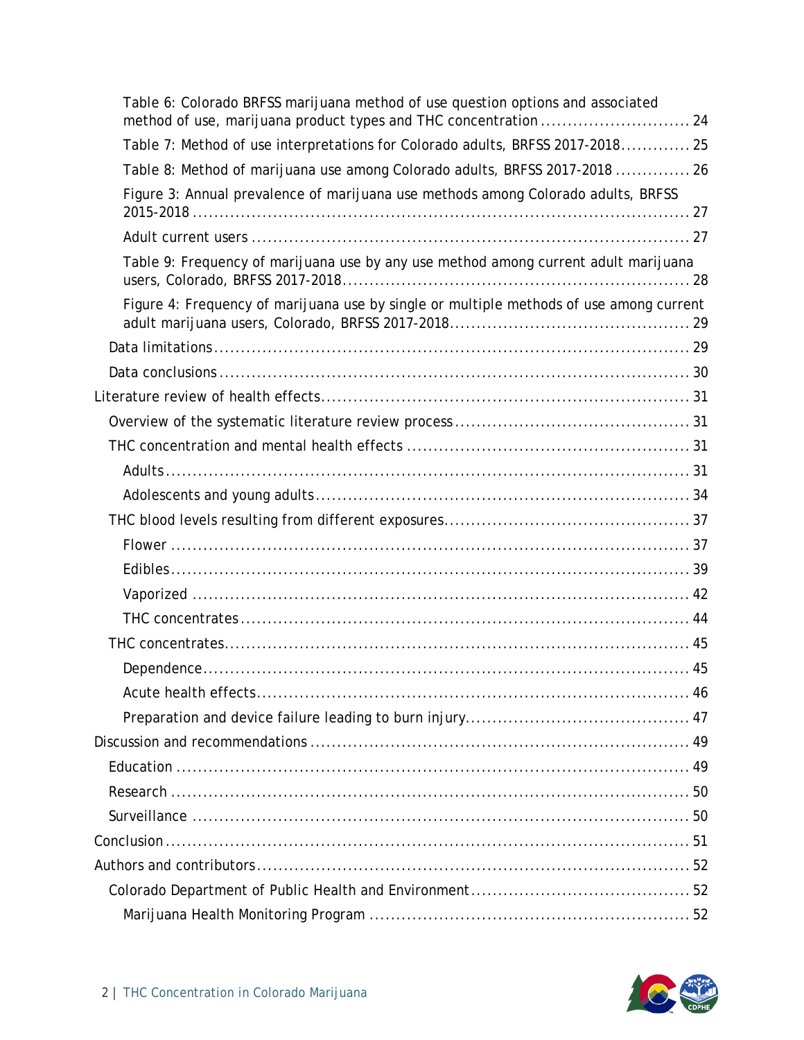Table 6: Colorado BRFSS marijuana method of use question options and associated method of use, marijuana product types and THC concentration ........................... 24

Table 7: Method of use interpretations for Colorado adults, BRFSS 2017-2018............. 25

Table 8: Method of marijuana use among Colorado adults, BRFSS 2017-2018 .............. 26

Figure 3: Annual prevalence of marijuana use methods among Colorado adults, BRFSS 2015-2018 ............................................................................................. 27

Adult current users .............................................................................. 27

Table 9: Frequency of marijuana use by any use method among current adult marijuana users, Colorado, BRFSS 2017-2018................................................................ 28

Figure 4: Frequency of marijuana use by single or multiple methods of use among current adult marijuana users, Colorado, BRFSS 2017-2018............................................ 29

Data limitations..................................................................................... 29

Data conclusions ................................................................................... 30

Literature review of health effects................................................................... 31

Overview of the systematic literature review process ........................................... 31

THC concentration and mental health effects .................................................... 31

Adults............................................................................................... 31

Adolescents and young adults.................................................................... 34

THC blood levels resulting from different exposures............................................. 37

Flower .............................................................................................. 37

Edibles.............................................................................................. 39

Vaporized .......................................................................................... 42

THC concentrates.................................................................................. 44

THC concentrates..................................................................................... 45

Dependence......................................................................................... 45

Acute health effects................................................................................ 46

Preparation and device failure leading to burn injury.......................................... 47

Discussion and recommendations ..................................................................... 49

Education ........................................................................................... 49

Research ............................................................................................ 50

Surveillance ........................................................................................ 50

Conclusion............................................................................................... 51

Authors and contributors................................................................................ 52

Colorado Department of Public Health and Environment........................................ 52

Marijuana Health Monitoring Program ........................................................... 52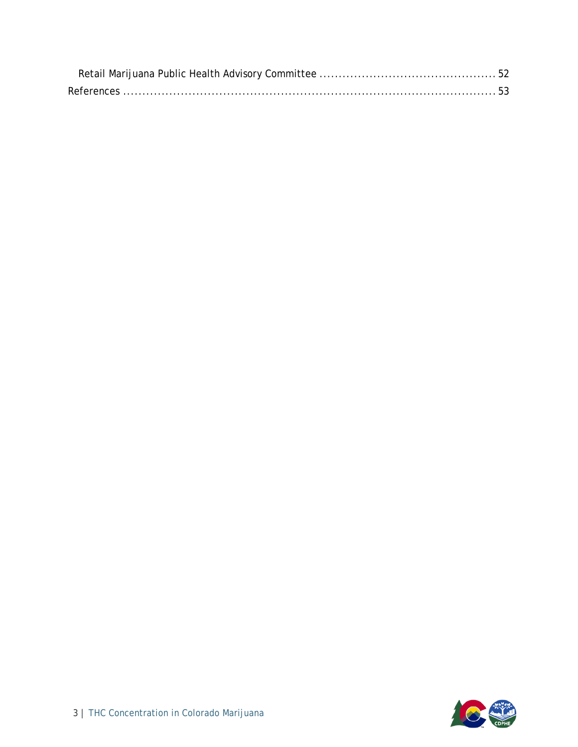- Retail Marijuana Public Health Advisory Committee ............................................. 52

References ......................................................................................... 53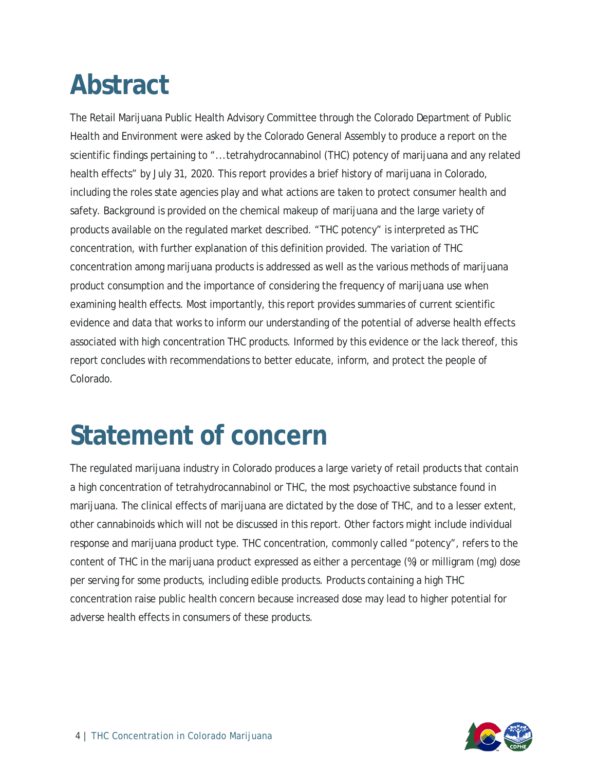# Abstract

The Retail Marijuana Public Health Advisory Committee through the Colorado Department of Public Health and Environment were asked by the Colorado General Assembly to produce a report on the scientific findings pertaining to "...tetrahydrocannabinol (THC) potency of marijuana and any related health effects" by July 31, 2020. This report provides a brief history of marijuana in Colorado, including the roles state agencies play and what actions are taken to protect consumer health and safety. Background is provided on the chemical makeup of marijuana and the large variety of products available on the regulated market described. "THC potency" is interpreted as THC concentration, with further explanation of this definition provided. The variation of THC concentration among marijuana products is addressed as well as the various methods of marijuana product consumption and the importance of considering the frequency of marijuana use when examining health effects. Most importantly, this report provides summaries of current scientific evidence and data that works to inform our understanding of the potential of adverse health effects associated with high concentration THC products. Informed by this evidence or the lack thereof, this report concludes with recommendations to better educate, inform, and protect the people of Colorado.

# Statement of concern

The regulated marijuana industry in Colorado produces a large variety of retail products that contain a high concentration of tetrahydrocannabinol or THC, the most psychoactive substance found in marijuana. The clinical effects of marijuana are dictated by the dose of THC, and to a lesser extent, other cannabinoids which will not be discussed in this report. Other factors might include individual response and marijuana product type. THC concentration, commonly called "potency", refers to the content of THC in the marijuana product expressed as either a percentage (%) or milligram (mg) dose per serving for some products, including edible products. Products containing a high THC concentration raise public health concern because increased dose may lead to higher potential for adverse health effects in consumers of these products.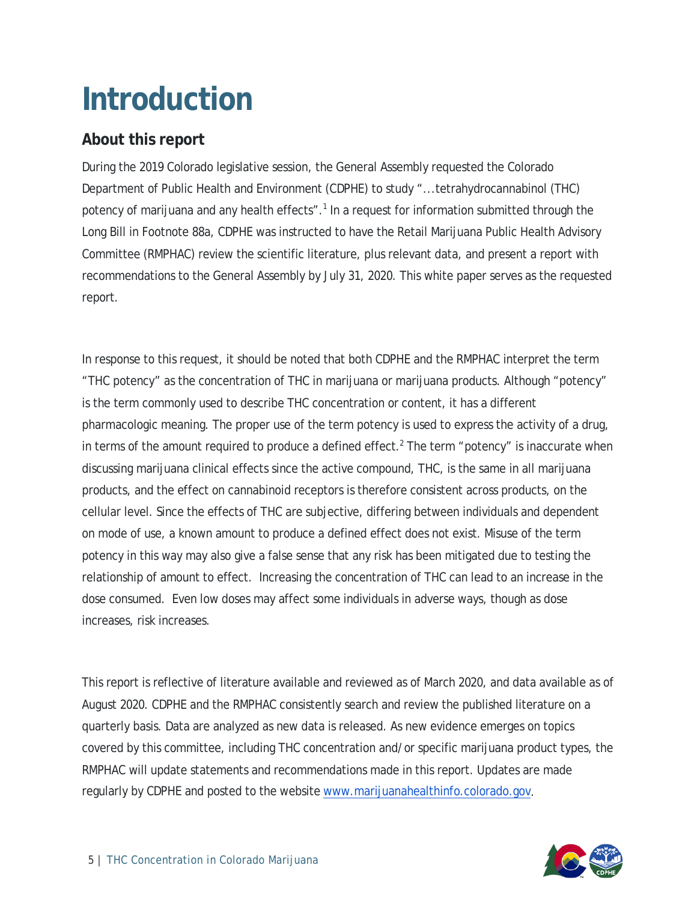# Introduction

## About this report

During the 2019 Colorado legislative session, the General Assembly requested the Colorado Department of Public Health and Environment (CDPHE) to study "...tetrahydrocannabinol (THC) potency of marijuana and any health effects".[1] In a request for information submitted through the Long Bill in Footnote 88a, CDPHE was instructed to have the Retail Marijuana Public Health Advisory Committee (RMPHAC) review the scientific literature, plus relevant data, and present a report with recommendations to the General Assembly by July 31, 2020. This white paper serves as the requested report.

In response to this request, it should be noted that both CDPHE and the RMPHAC interpret the term "THC potency" as the concentration of THC in marijuana or marijuana products. Although "potency" is the term commonly used to describe THC concentration or content, it has a different pharmacologic meaning. The proper use of the term potency is used to express the activity of a drug, in terms of the amount required to produce a defined effect.[2] The term "potency" is inaccurate when discussing marijuana clinical effects since the active compound, THC, is the same in all marijuana products, and the effect on cannabinoid receptors is therefore consistent across products, on the cellular level. Since the effects of THC are subjective, differing between individuals and dependent on mode of use, a known amount to produce a defined effect does not exist. Misuse of the term potency in this way may also give a false sense that any risk has been mitigated due to testing the relationship of amount to effect. Increasing the concentration of THC can lead to an increase in the dose consumed. Even low doses may affect some individuals in adverse ways, though as dose increases, risk increases.

This report is reflective of literature available and reviewed as of March 2020, and data available as of August 2020. CDPHE and the RMPHAC consistently search and review the published literature on a quarterly basis. Data are analyzed as new data is released. As new evidence emerges on topics covered by this committee, including THC concentration and/or specific marijuana product types, the RMPHAC will update statements and recommendations made in this report. Updates are made regularly by CDPHE and posted to the website www.marijuanahealthinfo.colorado.gov.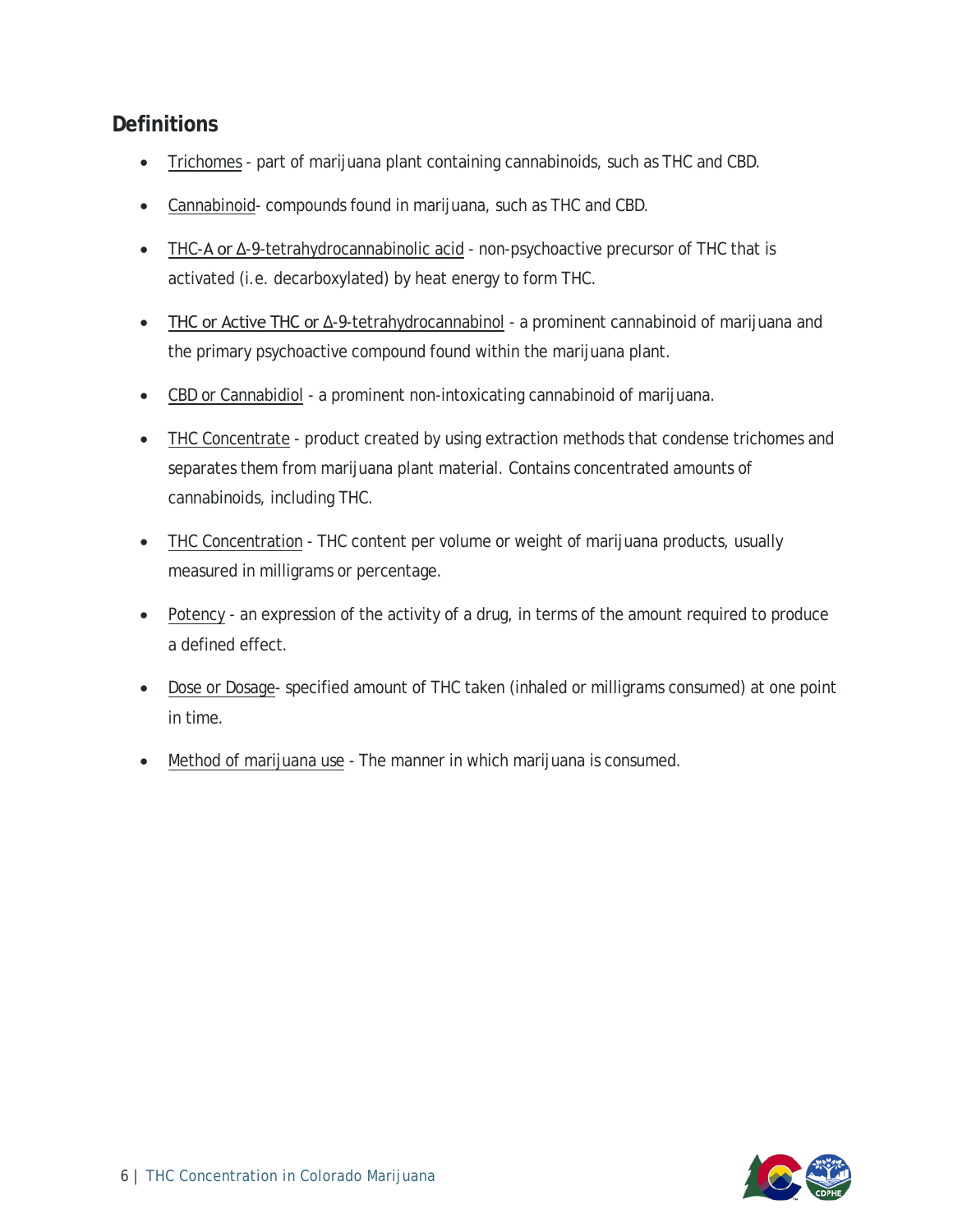## Definitions

- Trichomes - part of marijuana plant containing cannabinoids, such as THC and CBD.
- Cannabinoid- compounds found in marijuana, such as THC and CBD.
- THC-A or Δ-9-tetrahydrocannabinolic acid - non-psychoactive precursor of THC that is activated (i.e. decarboxylated) by heat energy to form THC.
- THC or Active THC or Δ-9-tetrahydrocannabinol - a prominent cannabinoid of marijuana and the primary psychoactive compound found within the marijuana plant.
- CBD or Cannabidiol - a prominent non-intoxicating cannabinoid of marijuana.
- THC Concentrate - product created by using extraction methods that condense trichomes and separates them from marijuana plant material. Contains concentrated amounts of cannabinoids, including THC.
- THC Concentration - THC content per volume or weight of marijuana products, usually measured in milligrams or percentage.
- Potency - an expression of the activity of a drug, in terms of the amount required to produce a defined effect.
- Dose or Dosage- specified amount of THC taken (inhaled or milligrams consumed) at one point in time.
- Method of marijuana use - The manner in which marijuana is consumed.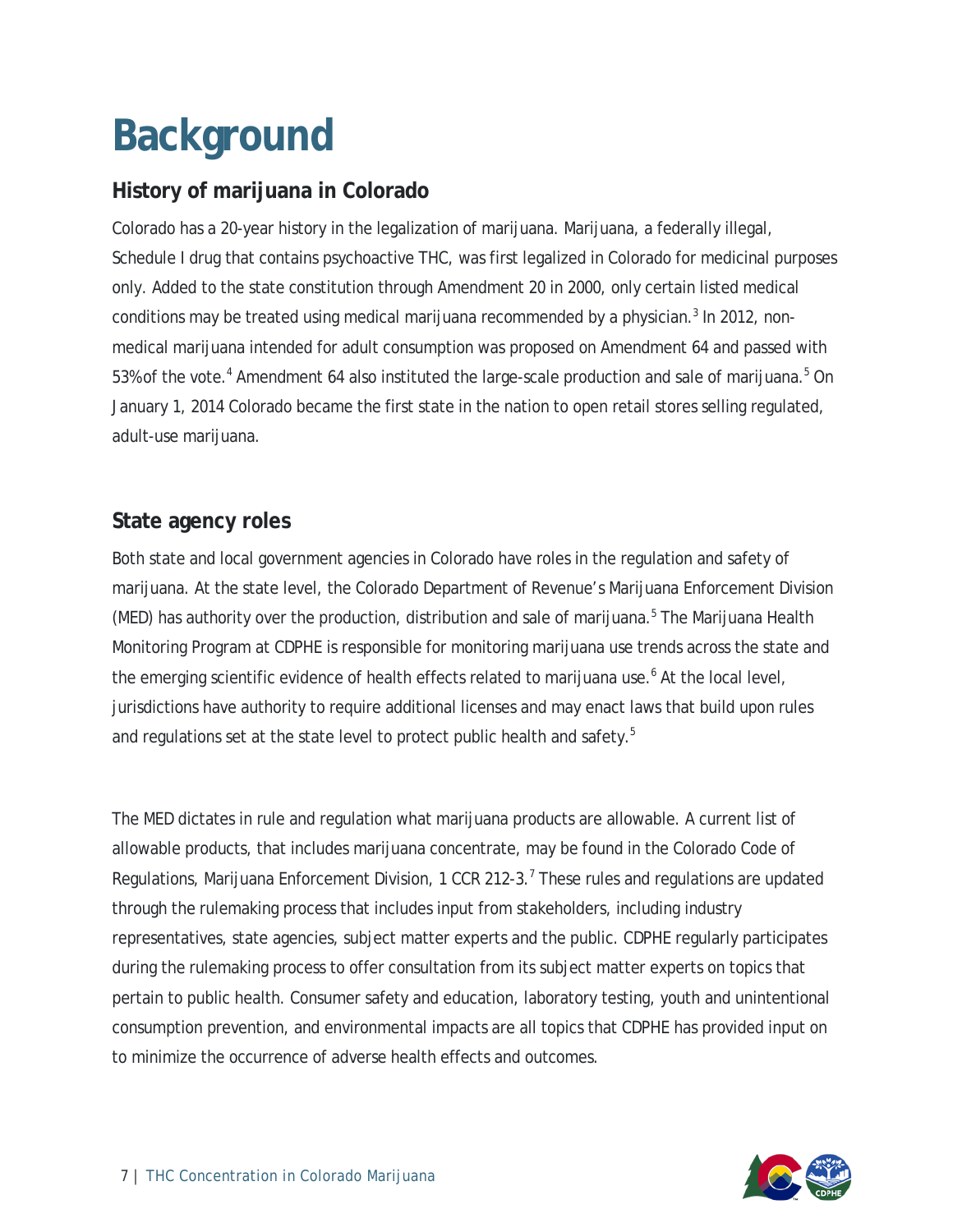# Background

## History of marijuana in Colorado

Colorado has a 20-year history in the legalization of marijuana. Marijuana, a federally illegal, Schedule I drug that contains psychoactive THC, was first legalized in Colorado for medicinal purposes only. Added to the state constitution through Amendment 20 in 2000, only certain listed medical conditions may be treated using medical marijuana recommended by a physician.[3] In 2012, non-medical marijuana intended for adult consumption was proposed on Amendment 64 and passed with 53% of the vote.[4] Amendment 64 also instituted the large-scale production and sale of marijuana.[5] On January 1, 2014 Colorado became the first state in the nation to open retail stores selling regulated, adult-use marijuana.

## State agency roles

Both state and local government agencies in Colorado have roles in the regulation and safety of marijuana. At the state level, the Colorado Department of Revenue's Marijuana Enforcement Division (MED) has authority over the production, distribution and sale of marijuana.[5] The Marijuana Health Monitoring Program at CDPHE is responsible for monitoring marijuana use trends across the state and the emerging scientific evidence of health effects related to marijuana use.[6] At the local level, jurisdictions have authority to require additional licenses and may enact laws that build upon rules and regulations set at the state level to protect public health and safety.[5]

The MED dictates in rule and regulation what marijuana products are allowable. A current list of allowable products, that includes marijuana concentrate, may be found in the Colorado Code of Regulations, Marijuana Enforcement Division, 1 CCR 212-3.[7] These rules and regulations are updated through the rulemaking process that includes input from stakeholders, including industry representatives, state agencies, subject matter experts and the public. CDPHE regularly participates during the rulemaking process to offer consultation from its subject matter experts on topics that pertain to public health. Consumer safety and education, laboratory testing, youth and unintentional consumption prevention, and environmental impacts are all topics that CDPHE has provided input on to minimize the occurrence of adverse health effects and outcomes.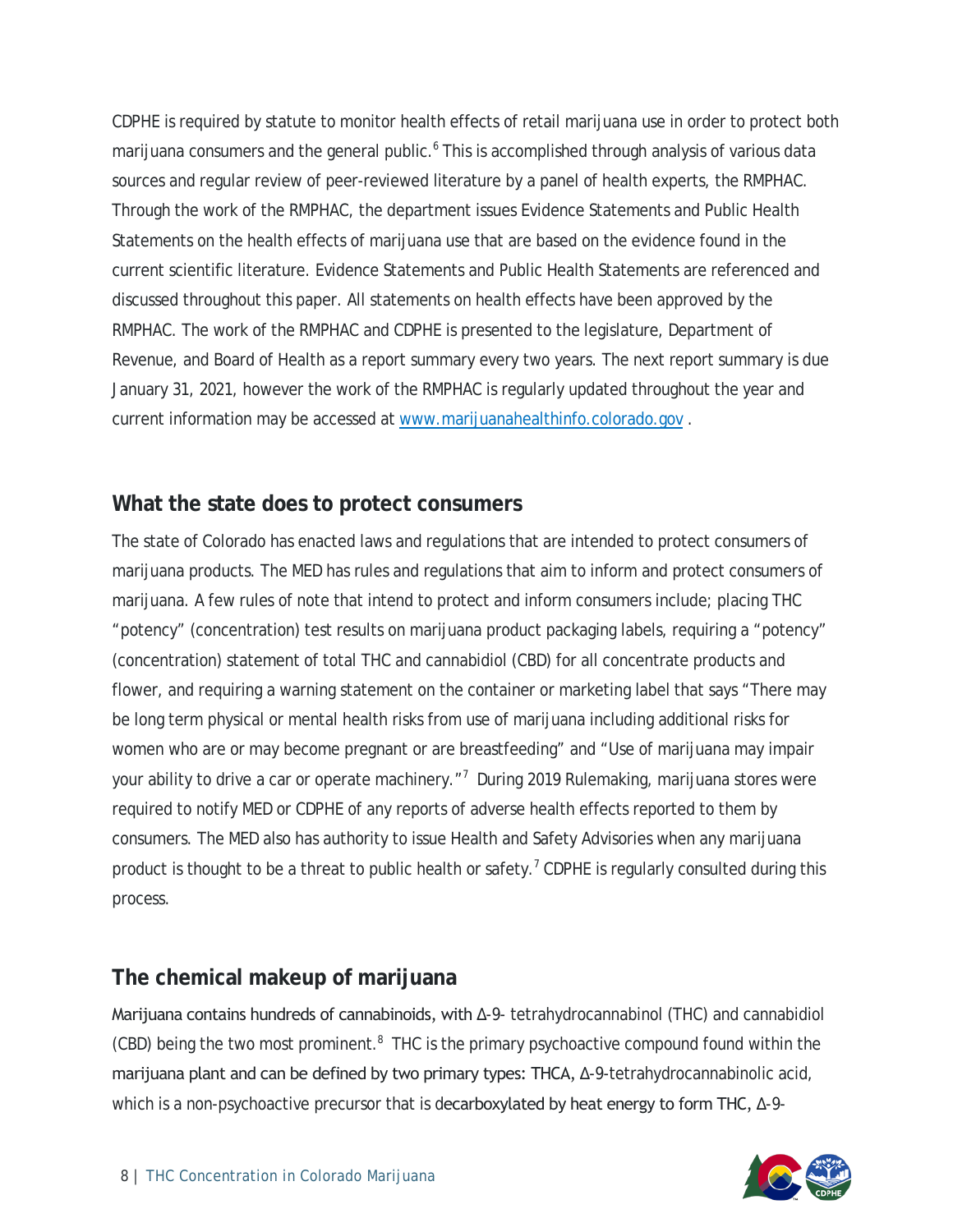CDPHE is required by statute to monitor health effects of retail marijuana use in order to protect both marijuana consumers and the general public.[6] This is accomplished through analysis of various data sources and regular review of peer-reviewed literature by a panel of health experts, the RMPHAC. Through the work of the RMPHAC, the department issues Evidence Statements and Public Health Statements on the health effects of marijuana use that are based on the evidence found in the current scientific literature. Evidence Statements and Public Health Statements are referenced and discussed throughout this paper. All statements on health effects have been approved by the RMPHAC. The work of the RMPHAC and CDPHE is presented to the legislature, Department of Revenue, and Board of Health as a report summary every two years. The next report summary is due January 31, 2021, however the work of the RMPHAC is regularly updated throughout the year and current information may be accessed at www.marijuanahealthinfo.colorado.gov .

## What the state does to protect consumers

The state of Colorado has enacted laws and regulations that are intended to protect consumers of marijuana products. The MED has rules and regulations that aim to inform and protect consumers of marijuana. A few rules of note that intend to protect and inform consumers include; placing THC "potency" (concentration) test results on marijuana product packaging labels, requiring a "potency" (concentration) statement of total THC and cannabidiol (CBD) for all concentrate products and flower, and requiring a warning statement on the container or marketing label that says "There may be long term physical or mental health risks from use of marijuana including additional risks for women who are or may become pregnant or are breastfeeding" and "Use of marijuana may impair your ability to drive a car or operate machinery."[7] During 2019 Rulemaking, marijuana stores were required to notify MED or CDPHE of any reports of adverse health effects reported to them by consumers. The MED also has authority to issue Health and Safety Advisories when any marijuana product is thought to be a threat to public health or safety.[7] CDPHE is regularly consulted during this process.

## The chemical makeup of marijuana

Marijuana contains hundreds of cannabinoids, with Δ-9- tetrahydrocannabinol (THC) and cannabidiol (CBD) being the two most prominent.[8] THC is the primary psychoactive compound found within the marijuana plant and can be defined by two primary types: THCA, Δ-9-tetrahydrocannabinolic acid, which is a non-psychoactive precursor that is decarboxylated by heat energy to form THC, Δ-9-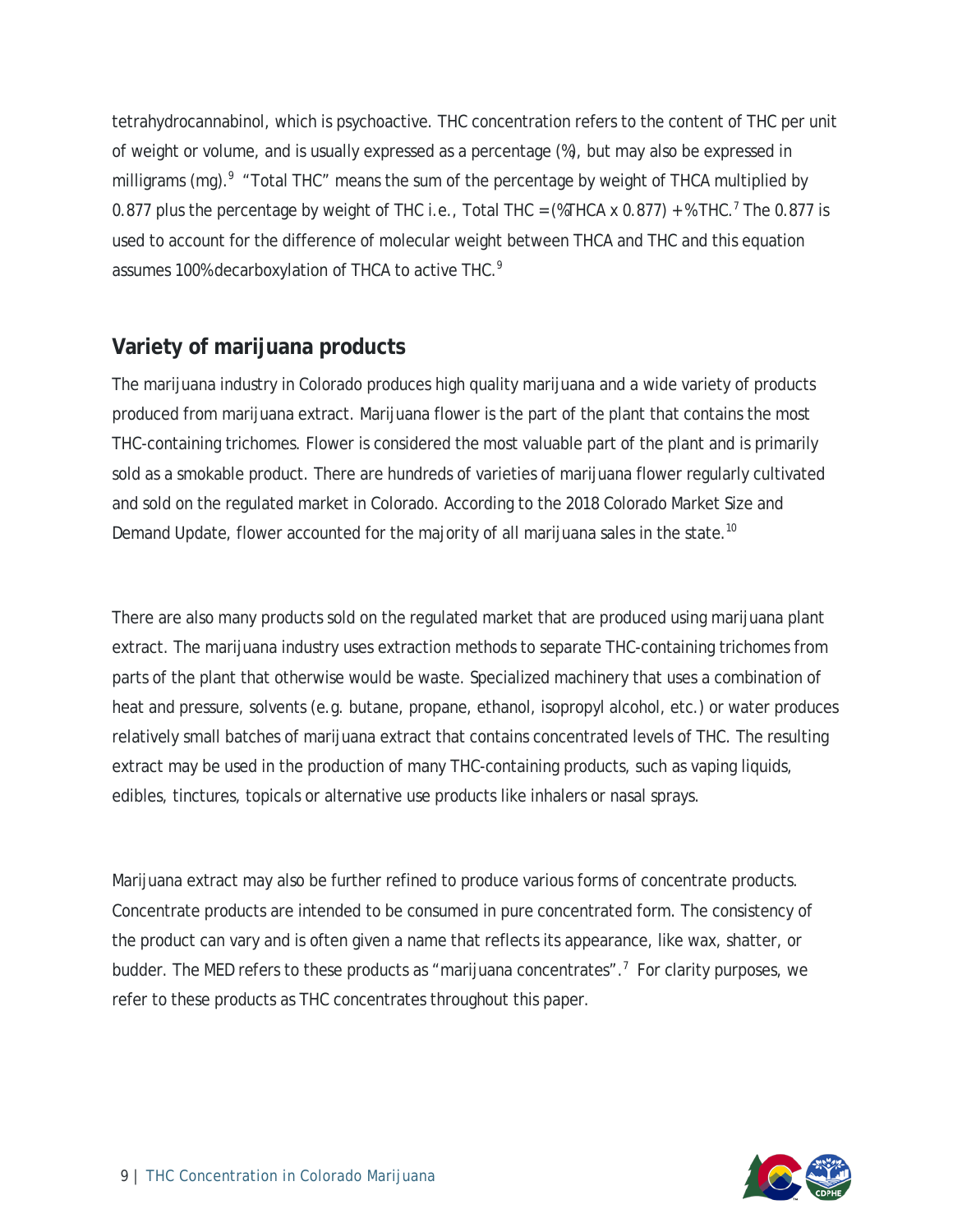tetrahydrocannabinol, which is psychoactive. THC concentration refers to the content of THC per unit of weight or volume, and is usually expressed as a percentage (%), but may also be expressed in milligrams (mg).[9] "Total THC" means the sum of the percentage by weight of THCA multiplied by 0.877 plus the percentage by weight of THC i.e., Total THC = (%THCA x 0.877) + %THC.[7] The 0.877 is used to account for the difference of molecular weight between THCA and THC and this equation assumes 100% decarboxylation of THCA to active THC.[9]

## Variety of marijuana products

The marijuana industry in Colorado produces high quality marijuana and a wide variety of products produced from marijuana extract. Marijuana flower is the part of the plant that contains the most THC-containing trichomes. Flower is considered the most valuable part of the plant and is primarily sold as a smokable product. There are hundreds of varieties of marijuana flower regularly cultivated and sold on the regulated market in Colorado. According to the 2018 Colorado Market Size and Demand Update, flower accounted for the majority of all marijuana sales in the state.[10]

There are also many products sold on the regulated market that are produced using marijuana plant extract. The marijuana industry uses extraction methods to separate THC-containing trichomes from parts of the plant that otherwise would be waste. Specialized machinery that uses a combination of heat and pressure, solvents (e.g. butane, propane, ethanol, isopropyl alcohol, etc.) or water produces relatively small batches of marijuana extract that contains concentrated levels of THC. The resulting extract may be used in the production of many THC-containing products, such as vaping liquids, edibles, tinctures, topicals or alternative use products like inhalers or nasal sprays.

Marijuana extract may also be further refined to produce various forms of concentrate products. Concentrate products are intended to be consumed in pure concentrated form. The consistency of the product can vary and is often given a name that reflects its appearance, like wax, shatter, or budder. The MED refers to these products as "marijuana concentrates".[7] For clarity purposes, we refer to these products as THC concentrates throughout this paper.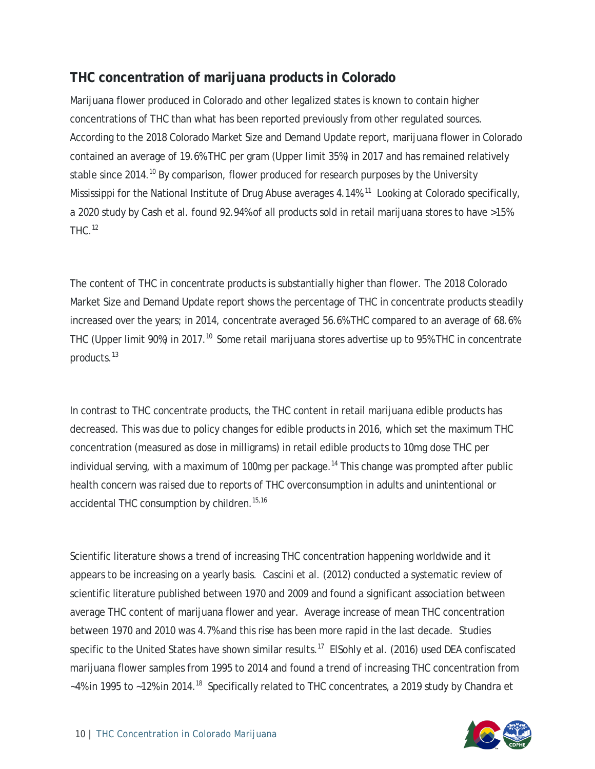## THC concentration of marijuana products in Colorado

Marijuana flower produced in Colorado and other legalized states is known to contain higher concentrations of THC than what has been reported previously from other regulated sources. According to the 2018 Colorado Market Size and Demand Update report, marijuana flower in Colorado contained an average of 19.6% THC per gram (Upper limit 35%) in 2017 and has remained relatively stable since 2014.[10] By comparison, flower produced for research purposes by the University Mississippi for the National Institute of Drug Abuse averages 4.14%.[11] Looking at Colorado specifically, a 2020 study by Cash et al. found 92.94% of all products sold in retail marijuana stores to have >15% THC.[12]

The content of THC in concentrate products is substantially higher than flower. The 2018 Colorado Market Size and Demand Update report shows the percentage of THC in concentrate products steadily increased over the years; in 2014, concentrate averaged 56.6% THC compared to an average of 68.6% THC (Upper limit 90%) in 2017.[10] Some retail marijuana stores advertise up to 95% THC in concentrate products.[13]

In contrast to THC concentrate products, the THC content in retail marijuana edible products has decreased. This was due to policy changes for edible products in 2016, which set the maximum THC concentration (measured as dose in milligrams) in retail edible products to 10mg dose THC per individual serving, with a maximum of 100mg per package.[14] This change was prompted after public health concern was raised due to reports of THC overconsumption in adults and unintentional or accidental THC consumption by children.[15,16]

Scientific literature shows a trend of increasing THC concentration happening worldwide and it appears to be increasing on a yearly basis. Cascini et al. (2012) conducted a systematic review of scientific literature published between 1970 and 2009 and found a significant association between average THC content of marijuana flower and year. Average increase of mean THC concentration between 1970 and 2010 was 4.7% and this rise has been more rapid in the last decade. Studies specific to the United States have shown similar results.[17] ElSohly et al. (2016) used DEA confiscated marijuana flower samples from 1995 to 2014 and found a trend of increasing THC concentration from ~4% in 1995 to ~12% in 2014.[18] Specifically related to THC concentrates, a 2019 study by Chandra et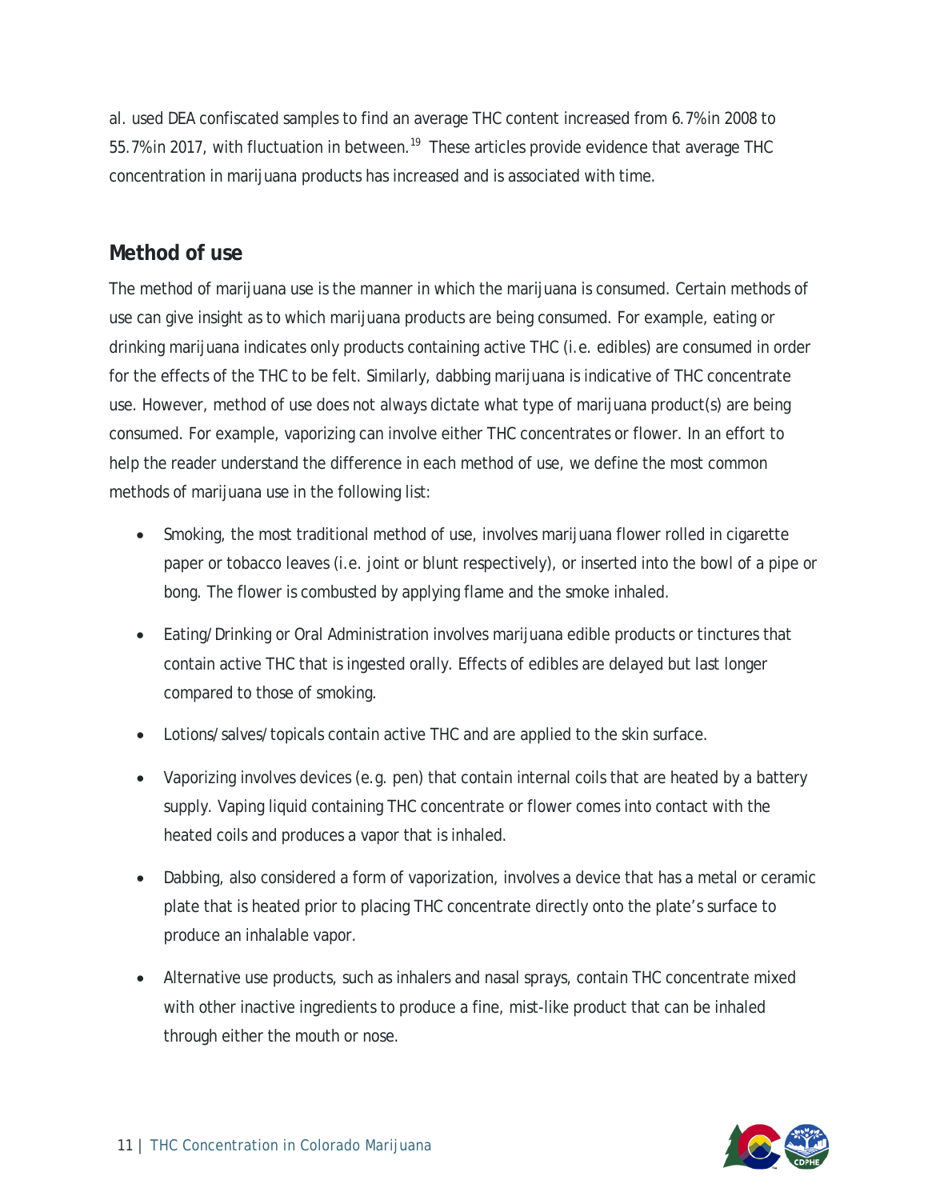al. used DEA confiscated samples to find an average THC content increased from 6.7% in 2008 to 55.7% in 2017, with fluctuation in between.[19] These articles provide evidence that average THC concentration in marijuana products has increased and is associated with time.

## Method of use

The method of marijuana use is the manner in which the marijuana is consumed. Certain methods of use can give insight as to which marijuana products are being consumed. For example, eating or drinking marijuana indicates only products containing active THC (i.e. edibles) are consumed in order for the effects of the THC to be felt. Similarly, dabbing marijuana is indicative of THC concentrate use. However, method of use does not always dictate what type of marijuana product(s) are being consumed. For example, vaporizing can involve either THC concentrates or flower. In an effort to help the reader understand the difference in each method of use, we define the most common methods of marijuana use in the following list:

- Smoking, the most traditional method of use, involves marijuana flower rolled in cigarette paper or tobacco leaves (i.e. joint or blunt respectively), or inserted into the bowl of a pipe or bong. The flower is combusted by applying flame and the smoke inhaled.
- Eating/Drinking or Oral Administration involves marijuana edible products or tinctures that contain active THC that is ingested orally. Effects of edibles are delayed but last longer compared to those of smoking.
- Lotions/salves/topicals contain active THC and are applied to the skin surface.
- Vaporizing involves devices (e.g. pen) that contain internal coils that are heated by a battery supply. Vaping liquid containing THC concentrate or flower comes into contact with the heated coils and produces a vapor that is inhaled.
- Dabbing, also considered a form of vaporization, involves a device that has a metal or ceramic plate that is heated prior to placing THC concentrate directly onto the plate's surface to produce an inhalable vapor.
- Alternative use products, such as inhalers and nasal sprays, contain THC concentrate mixed with other inactive ingredients to produce a fine, mist-like product that can be inhaled through either the mouth or nose.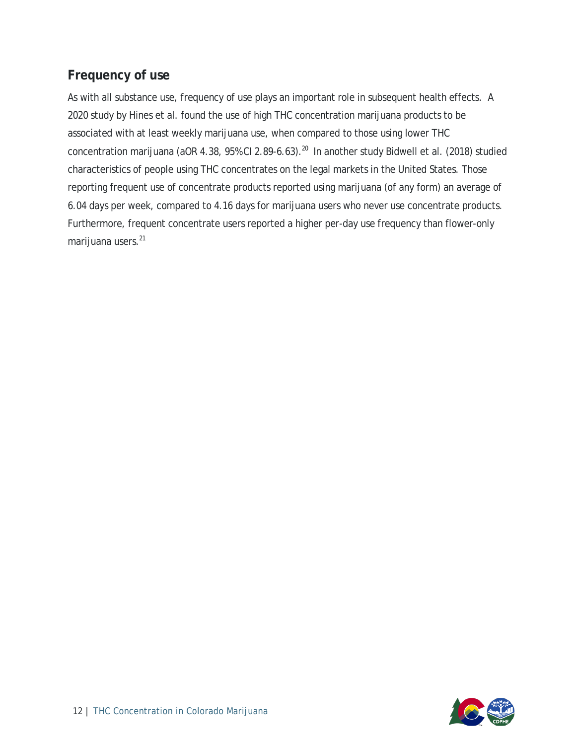## Frequency of use

As with all substance use, frequency of use plays an important role in subsequent health effects. A 2020 study by Hines et al. found the use of high THC concentration marijuana products to be associated with at least weekly marijuana use, when compared to those using lower THC concentration marijuana (aOR 4.38, 95%CI 2.89-6.63).[20] In another study Bidwell et al. (2018) studied characteristics of people using THC concentrates on the legal markets in the United States. Those reporting frequent use of concentrate products reported using marijuana (of any form) an average of 6.04 days per week, compared to 4.16 days for marijuana users who never use concentrate products. Furthermore, frequent concentrate users reported a higher per-day use frequency than flower-only marijuana users.[21]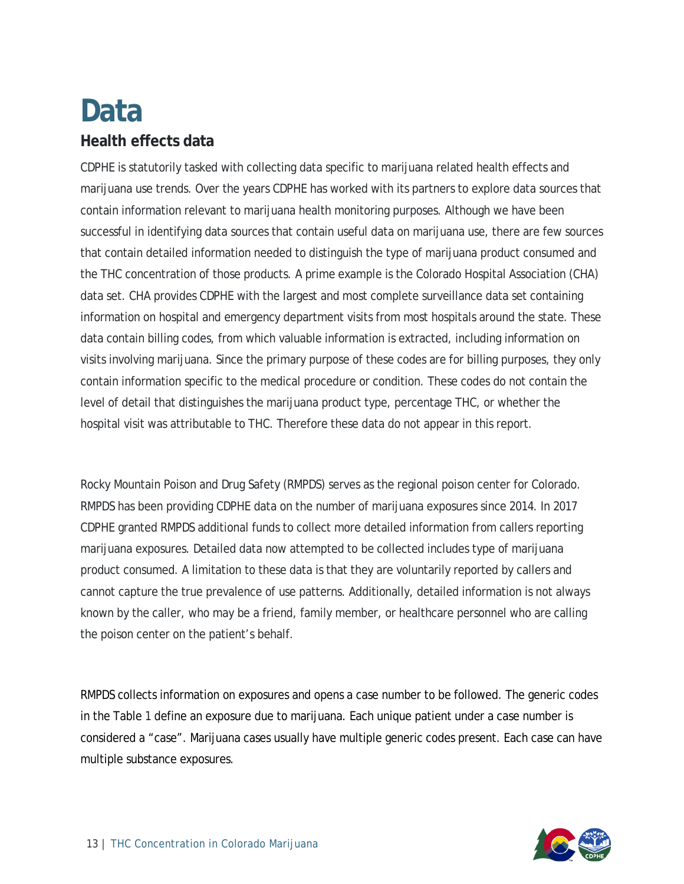# Data

## Health effects data

CDPHE is statutorily tasked with collecting data specific to marijuana related health effects and marijuana use trends. Over the years CDPHE has worked with its partners to explore data sources that contain information relevant to marijuana health monitoring purposes. Although we have been successful in identifying data sources that contain useful data on marijuana use, there are few sources that contain detailed information needed to distinguish the type of marijuana product consumed and the THC concentration of those products. A prime example is the Colorado Hospital Association (CHA) data set. CHA provides CDPHE with the largest and most complete surveillance data set containing information on hospital and emergency department visits from most hospitals around the state. These data contain billing codes, from which valuable information is extracted, including information on visits involving marijuana. Since the primary purpose of these codes are for billing purposes, they only contain information specific to the medical procedure or condition. These codes do not contain the level of detail that distinguishes the marijuana product type, percentage THC, or whether the hospital visit was attributable to THC. Therefore these data do not appear in this report.

Rocky Mountain Poison and Drug Safety (RMPDS) serves as the regional poison center for Colorado. RMPDS has been providing CDPHE data on the number of marijuana exposures since 2014. In 2017 CDPHE granted RMPDS additional funds to collect more detailed information from callers reporting marijuana exposures. Detailed data now attempted to be collected includes type of marijuana product consumed. A limitation to these data is that they are voluntarily reported by callers and cannot capture the true prevalence of use patterns. Additionally, detailed information is not always known by the caller, who may be a friend, family member, or healthcare personnel who are calling the poison center on the patient's behalf.

RMPDS collects information on exposures and opens a case number to be followed. The generic codes in the Table 1 define an exposure due to marijuana. Each unique patient under a case number is considered a "case". Marijuana cases usually have multiple generic codes present. Each case can have multiple substance exposures.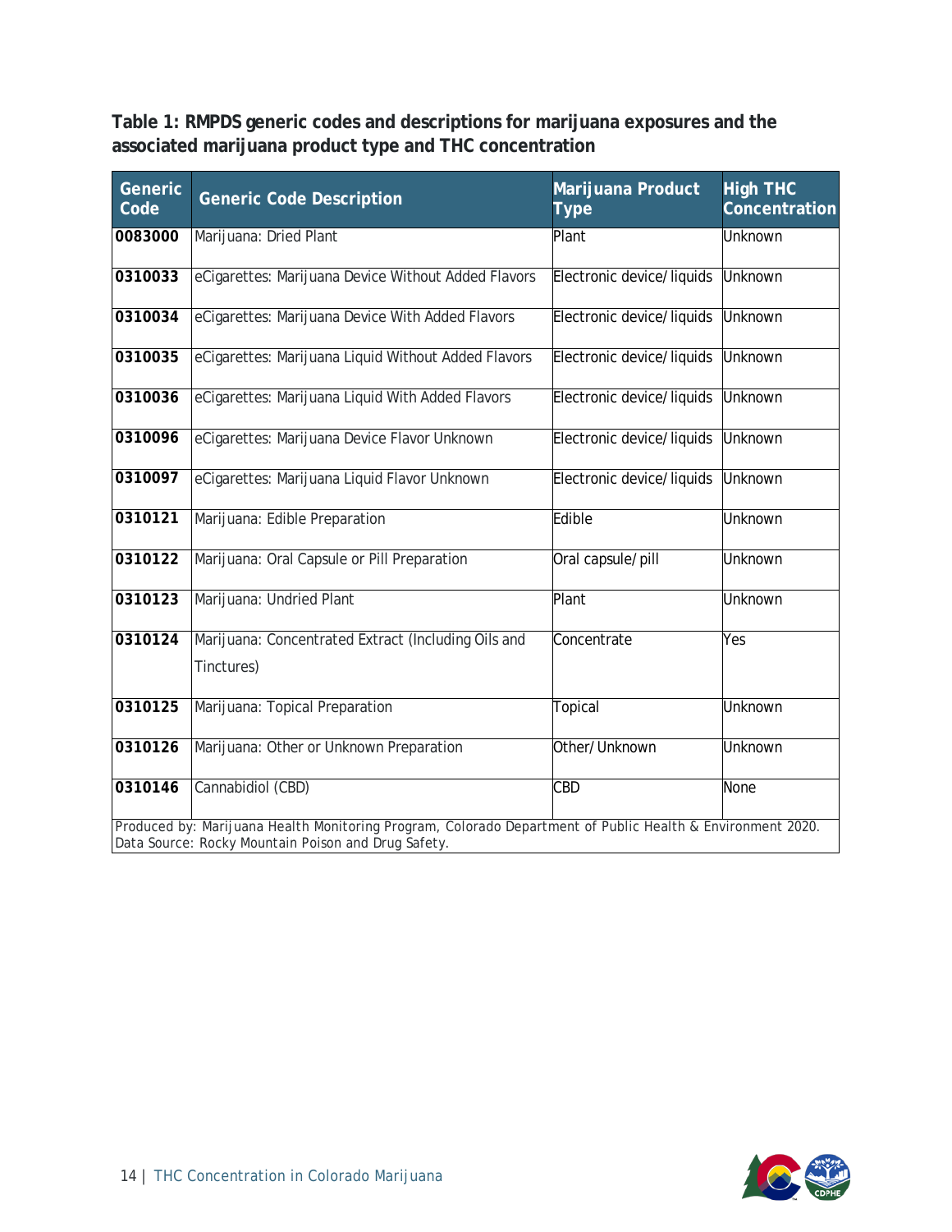**Table 1: RMPDS generic codes and descriptions for marijuana exposures and the associated marijuana product type and THC concentration**

| Generic Code | Generic Code Description | Marijuana Product Type | High THC Concentration |
|---|---|---|---|
| **0083000** | Marijuana: Dried Plant | Plant | Unknown |
| **0310033** | eCigarettes: Marijuana Device Without Added Flavors | Electronic device/liquids | Unknown |
| **0310034** | eCigarettes: Marijuana Device With Added Flavors | Electronic device/liquids | Unknown |
| **0310035** | eCigarettes: Marijuana Liquid Without Added Flavors | Electronic device/liquids | Unknown |
| **0310036** | eCigarettes: Marijuana Liquid With Added Flavors | Electronic device/liquids | Unknown |
| **0310096** | eCigarettes: Marijuana Device Flavor Unknown | Electronic device/liquids | Unknown |
| **0310097** | eCigarettes: Marijuana Liquid Flavor Unknown | Electronic device/liquids | Unknown |
| **0310121** | Marijuana: Edible Preparation | Edible | Unknown |
| **0310122** | Marijuana: Oral Capsule or Pill Preparation | Oral capsule/pill | Unknown |
| **0310123** | Marijuana: Undried Plant | Plant | Unknown |
| **0310124** | Marijuana: Concentrated Extract (Including Oils and Tinctures) | Concentrate | Yes |
| **0310125** | Marijuana: Topical Preparation | Topical | Unknown |
| **0310126** | Marijuana: Other or Unknown Preparation | Other/Unknown | Unknown |
| **0310146** | Cannabidiol (CBD) | CBD | None |

Produced by: Marijuana Health Monitoring Program, Colorado Department of Public Health & Environment 2020.
Data Source: Rocky Mountain Poison and Drug Safety.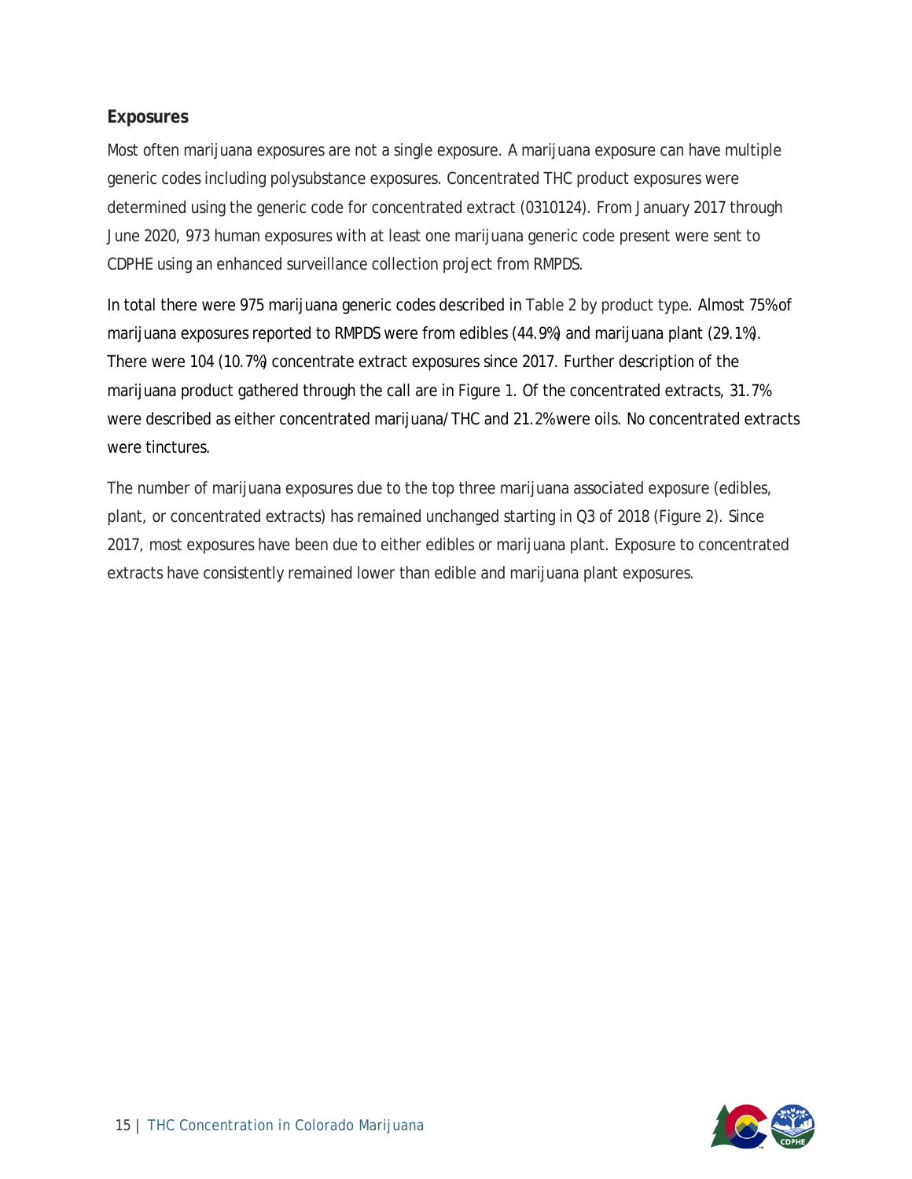## Exposures

Most often marijuana exposures are not a single exposure. A marijuana exposure can have multiple generic codes including polysubstance exposures. Concentrated THC product exposures were determined using the generic code for concentrated extract (0310124). From January 2017 through June 2020, 973 human exposures with at least one marijuana generic code present were sent to CDPHE using an enhanced surveillance collection project from RMPDS.

In total there were 975 marijuana generic codes described in Table 2 by product type. Almost 75% of marijuana exposures reported to RMPDS were from edibles (44.9%) and marijuana plant (29.1%). There were 104 (10.7%) concentrate extract exposures since 2017. Further description of the marijuana product gathered through the call are in Figure 1. Of the concentrated extracts, 31.7% were described as either concentrated marijuana/THC and 21.2% were oils. No concentrated extracts were tinctures.

The number of marijuana exposures due to the top three marijuana associated exposure (edibles, plant, or concentrated extracts) has remained unchanged starting in Q3 of 2018 (Figure 2). Since 2017, most exposures have been due to either edibles or marijuana plant. Exposure to concentrated extracts have consistently remained lower than edible and marijuana plant exposures.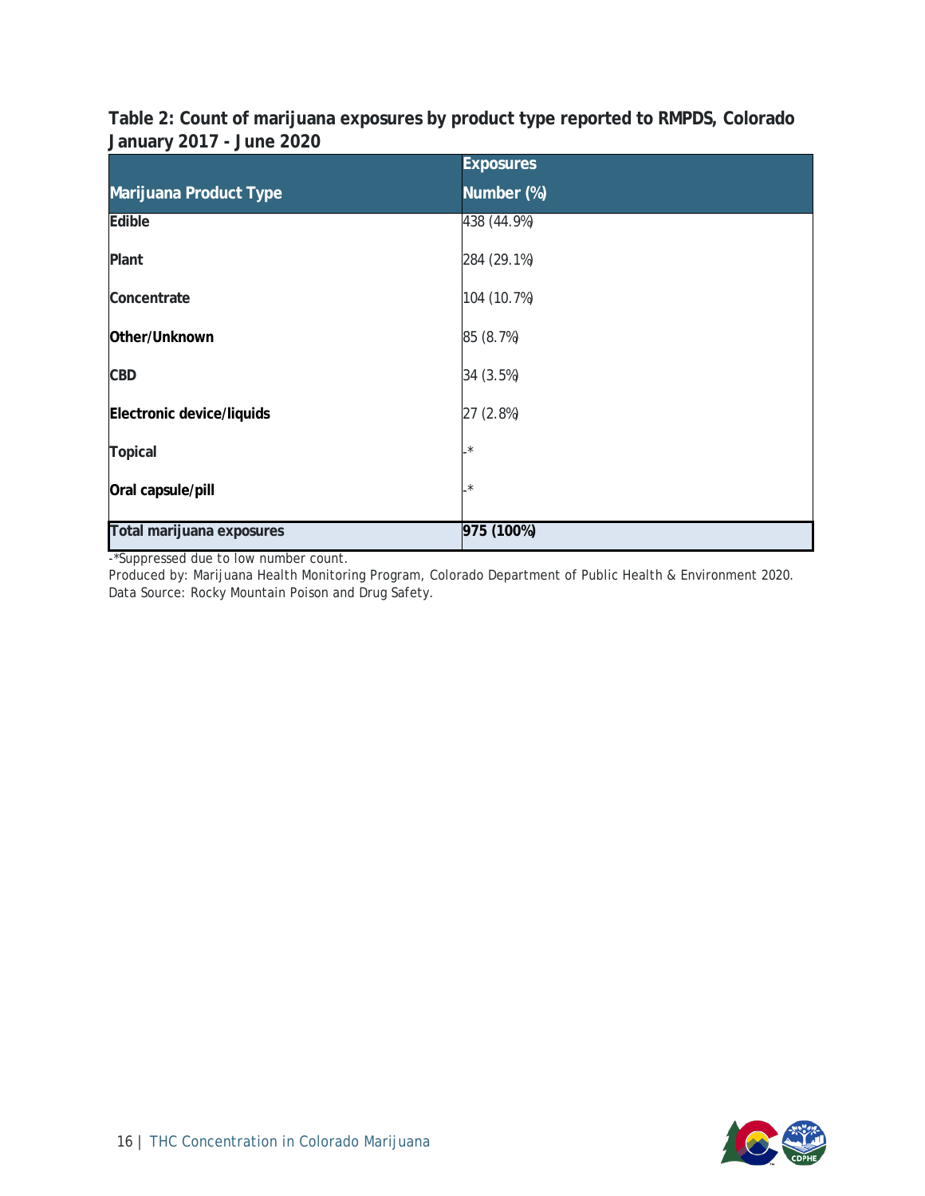**Table 2: Count of marijuana exposures by product type reported to RMPDS, Colorado January 2017 - June 2020**

| Marijuana Product Type | Exposures Number (%) |
|---|---|
| **Edible** | 438 (44.9%) |
| **Plant** | 284 (29.1%) |
| **Concentrate** | 104 (10.7%) |
| **Other/Unknown** | 85 (8.7%) |
| **CBD** | 34 (3.5%) |
| **Electronic device/liquids** | 27 (2.8%) |
| **Topical** | -* |
| **Oral capsule/pill** | -* |
| **Total marijuana exposures** | **975 (100%)** |

-*Suppressed due to low number count.

Produced by: Marijuana Health Monitoring Program, Colorado Department of Public Health & Environment 2020.
Data Source: Rocky Mountain Poison and Drug Safety.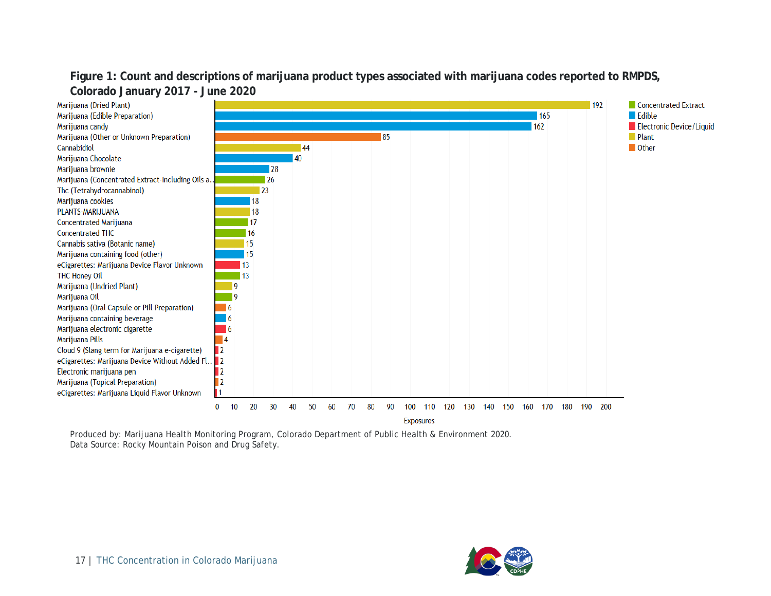**Figure 1: Count and descriptions of marijuana product types associated with marijuana codes reported to RMPDS, Colorado January 2017 - June 2020**

| Product description | Category | Exposures |
|---|---|---|
| Marijuana (Dried Plant) | Plant | 192 |
| Marijuana (Edible Preparation) | Edible | 165 |
| Marijuana candy | Edible | 162 |
| Marijuana (Other or Unknown Preparation) | Other | 85 |
| Cannabidiol | Plant | 44 |
| Marijuana Chocolate | Edible | 40 |
| Marijuana brownie | Edible | 28 |
| Marijuana (Concentrated Extract-Including Oils a.. | Concentrated Extract | 26 |
| Thc (Tetrahydrocannabinol) | Plant | 23 |
| Marijuana cookies | Edible | 18 |
| PLANTS-MARIJUANA | Plant | 18 |
| Concentrated Marijuana | Concentrated Extract | 17 |
| Concentrated THC | Concentrated Extract | 16 |
| Cannabis sativa (Botanic name) | Plant | 15 |
| Marijuana containing food (other) | Edible | 15 |
| eCigarettes: Marijuana Device Flavor Unknown | Electronic Device/Liquid | 13 |
| THC Honey Oil | Concentrated Extract | 13 |
| Marijuana (Undried Plant) | Plant | 9 |
| Marijuana Oil | Concentrated Extract | 9 |
| Marijuana (Oral Capsule or Pill Preparation) | Other | 6 |
| Marijuana containing beverage | Edible | 6 |
| Marijuana electronic cigarette | Electronic Device/Liquid | 6 |
| Marijuana Pills | Other | 4 |
| Cloud 9 (Slang term for Marijuana e-cigarette) | Electronic Device/Liquid | 2 |
| eCigarettes: Marijuana Device Without Added Fl.. | Electronic Device/Liquid | 2 |
| Electronic marijuana pen | Electronic Device/Liquid | 2 |
| Marijuana (Topical Preparation) | Other | 2 |
| eCigarettes: Marijuana Liquid Flavor Unknown | Electronic Device/Liquid | 1 |

Produced by: Marijuana Health Monitoring Program, Colorado Department of Public Health & Environment 2020.
Data Source: Rocky Mountain Poison and Drug Safety.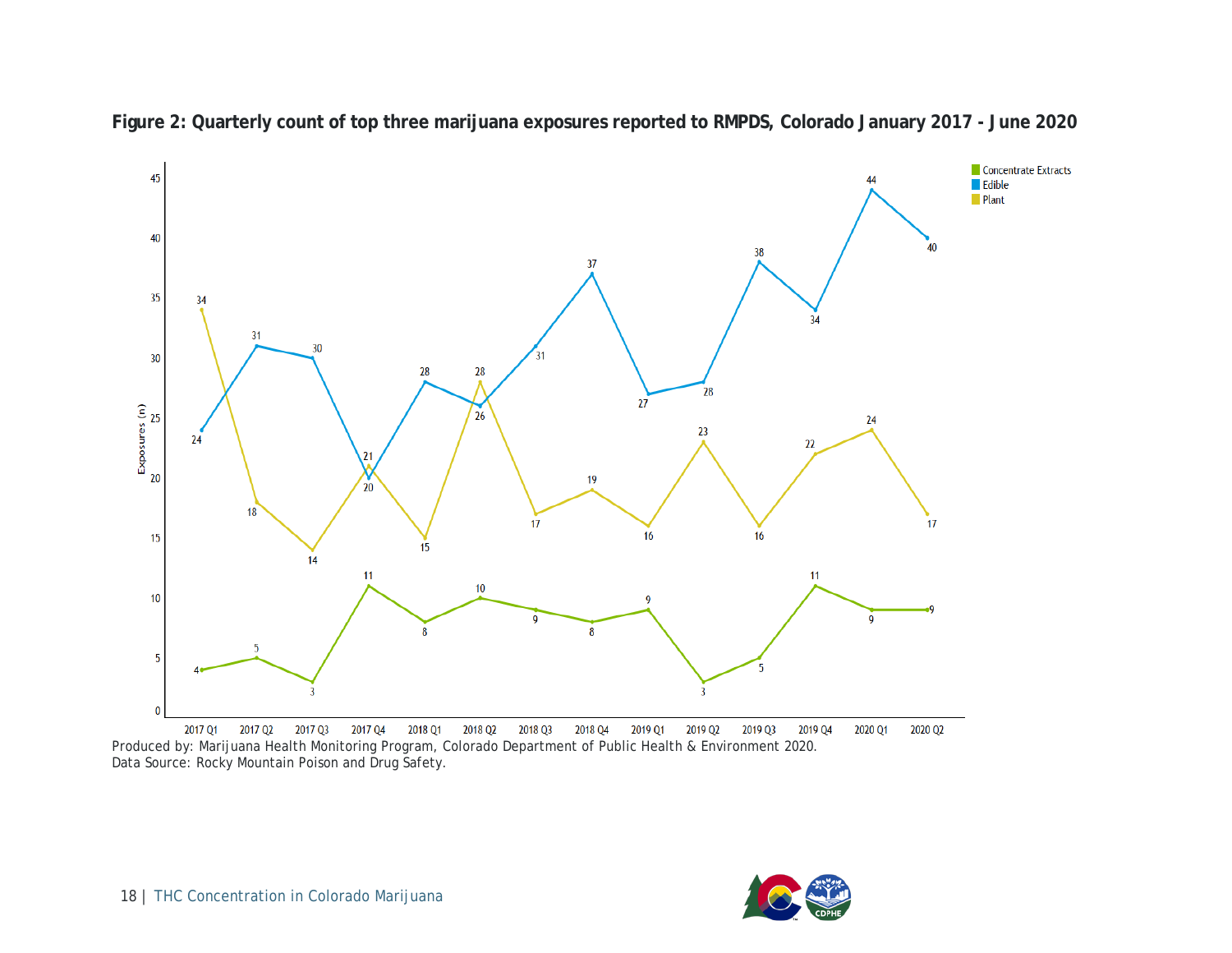**Figure 2: Quarterly count of top three marijuana exposures reported to RMPDS, Colorado January 2017 - June 2020**

| Quarter | Concentrate Extracts | Edible | Plant |
|---|---|---|---|
| 2017 Q1 | 4 | 24 | 34 |
| 2017 Q2 | 5 | 31 | 18 |
| 2017 Q3 | 3 | 30 | 14 |
| 2017 Q4 | 11 | 20 | 21 |
| 2018 Q1 | 8 | 28 | 15 |
| 2018 Q2 | 10 | 26 | 28 |
| 2018 Q3 | 9 | 31 | 17 |
| 2018 Q4 | 8 | 37 | 19 |
| 2019 Q1 | 9 | 27 | 16 |
| 2019 Q2 | 3 | 28 | 23 |
| 2019 Q3 | 5 | 38 | 16 |
| 2019 Q4 | 11 | 34 | 22 |
| 2020 Q1 | 9 | 44 | 24 |
| 2020 Q2 | 9 | 40 | 17 |

Produced by: Marijuana Health Monitoring Program, Colorado Department of Public Health & Environment 2020.
Data Source: Rocky Mountain Poison and Drug Safety.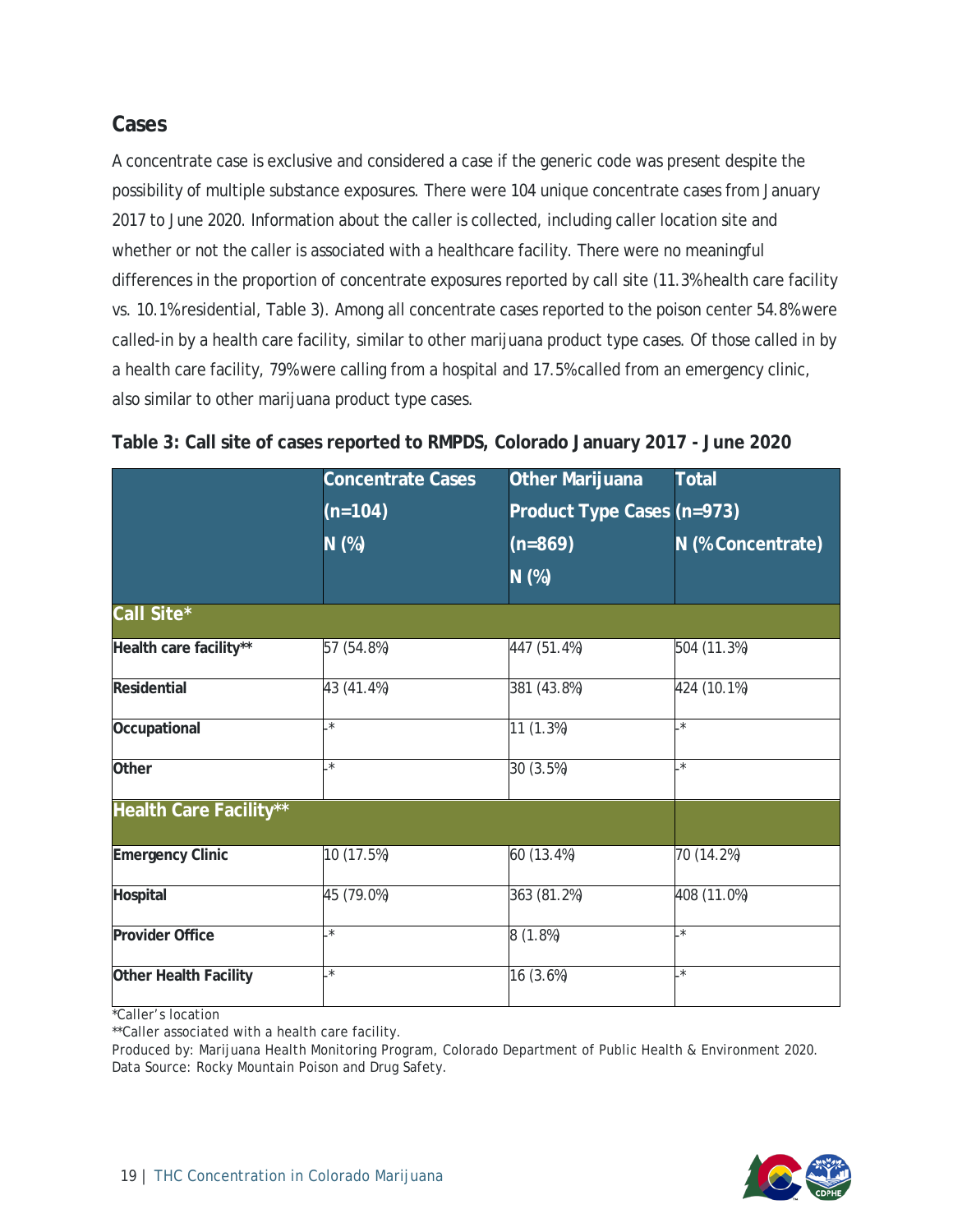## Cases

A concentrate case is exclusive and considered a case if the generic code was present despite the possibility of multiple substance exposures. There were 104 unique concentrate cases from January 2017 to June 2020. Information about the caller is collected, including caller location site and whether or not the caller is associated with a healthcare facility. There were no meaningful differences in the proportion of concentrate exposures reported by call site (11.3% health care facility vs. 10.1% residential, Table 3). Among all concentrate cases reported to the poison center 54.8% were called-in by a health care facility, similar to other marijuana product type cases. Of those called in by a health care facility, 79% were calling from a hospital and 17.5% called from an emergency clinic, also similar to other marijuana product type cases.

**Table 3: Call site of cases reported to RMPDS, Colorado January 2017 - June 2020**

| | Concentrate Cases (n=104) N (%) | Other Marijuana Product Type Cases (n=869) N (%) | Total (n=973) N (% Concentrate) |
|---|---|---|---|
| **Call Site*** | | | |
| **Health care facility**** | 57 (54.8%) | 447 (51.4%) | 504 (11.3%) |
| **Residential** | 43 (41.4%) | 381 (43.8%) | 424 (10.1%) |
| **Occupational** | -* | 11 (1.3%) | -* |
| **Other** | -* | 30 (3.5%) | -* |
| **Health Care Facility**** | | | |
| **Emergency Clinic** | 10 (17.5%) | 60 (13.4%) | 70 (14.2%) |
| **Hospital** | 45 (79.0%) | 363 (81.2%) | 408 (11.0%) |
| **Provider Office** | -* | 8 (1.8%) | -* |
| **Other Health Facility** | -* | 16 (3.6%) | -* |

*Caller's location

**Caller associated with a health care facility.

Produced by: Marijuana Health Monitoring Program, Colorado Department of Public Health & Environment 2020.
Data Source: Rocky Mountain Poison and Drug Safety.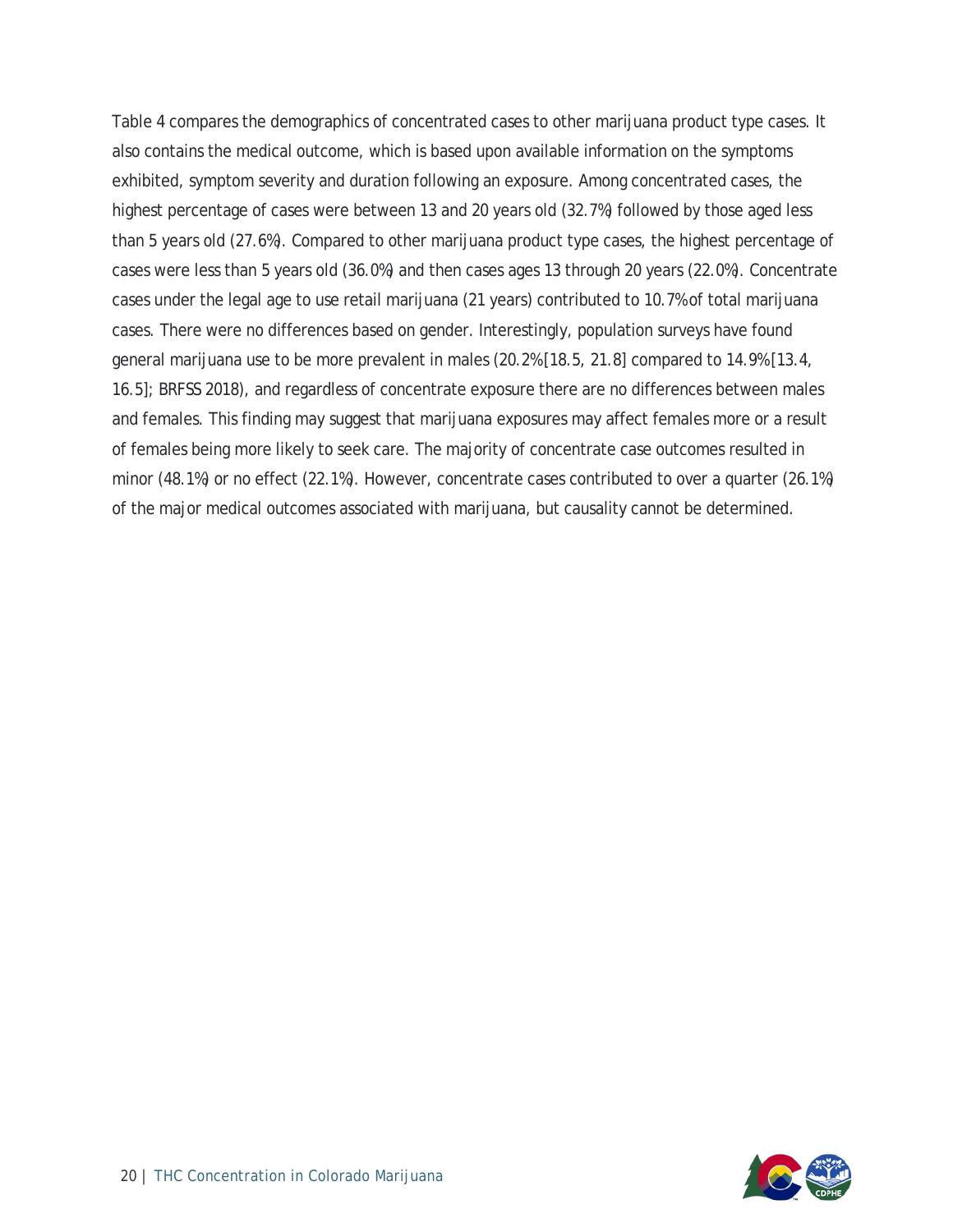Table 4 compares the demographics of concentrated cases to other marijuana product type cases. It also contains the medical outcome, which is based upon available information on the symptoms exhibited, symptom severity and duration following an exposure. Among concentrated cases, the highest percentage of cases were between 13 and 20 years old (32.7%) followed by those aged less than 5 years old (27.6%). Compared to other marijuana product type cases, the highest percentage of cases were less than 5 years old (36.0%) and then cases ages 13 through 20 years (22.0%). Concentrate cases under the legal age to use retail marijuana (21 years) contributed to 10.7% of total marijuana cases. There were no differences based on gender. Interestingly, population surveys have found general marijuana use to be more prevalent in males (20.2% [18.5, 21.8] compared to 14.9% [13.4, 16.5]; BRFSS 2018), and regardless of concentrate exposure there are no differences between males and females. This finding may suggest that marijuana exposures may affect females more or a result of females being more likely to seek care. The majority of concentrate case outcomes resulted in minor (48.1%) or no effect (22.1%). However, concentrate cases contributed to over a quarter (26.1%) of the major medical outcomes associated with marijuana, but causality cannot be determined.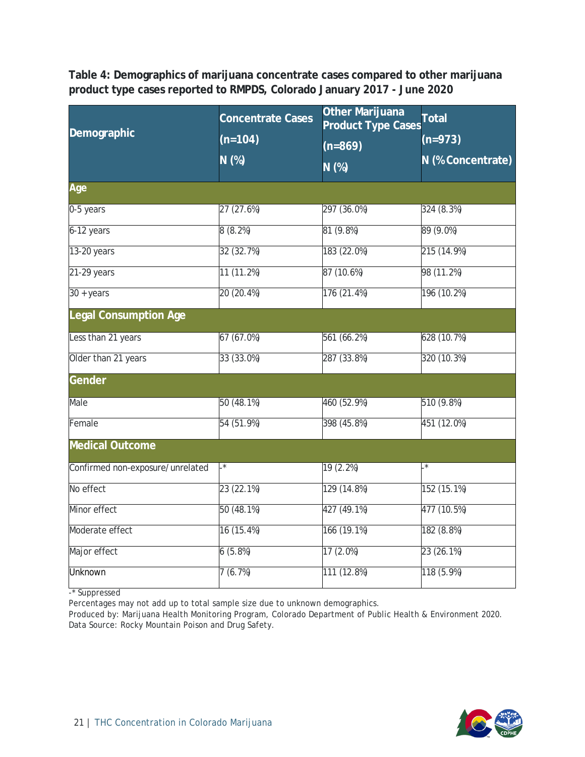**Table 4: Demographics of marijuana concentrate cases compared to other marijuana product type cases reported to RMPDS, Colorado January 2017 - June 2020**

| Demographic | Concentrate Cases (n=104) N (%) | Other Marijuana Product Type Cases (n=869) N (%) | Total (n=973) N (% Concentrate) |
|---|---|---|---|
| **Age** | | | |
| 0-5 years | 27 (27.6%) | 297 (36.0%) | 324 (8.3%) |
| 6-12 years | 8 (8.2%) | 81 (9.8%) | 89 (9.0%) |
| 13-20 years | 32 (32.7%) | 183 (22.0%) | 215 (14.9%) |
| 21-29 years | 11 (11.2%) | 87 (10.6%) | 98 (11.2%) |
| 30 + years | 20 (20.4%) | 176 (21.4%) | 196 (10.2%) |
| **Legal Consumption Age** | | | |
| Less than 21 years | 67 (67.0%) | 561 (66.2%) | 628 (10.7%) |
| Older than 21 years | 33 (33.0%) | 287 (33.8%) | 320 (10.3%) |
| **Gender** | | | |
| Male | 50 (48.1%) | 460 (52.9%) | 510 (9.8%) |
| Female | 54 (51.9%) | 398 (45.8%) | 451 (12.0%) |
| **Medical Outcome** | | | |
| Confirmed non-exposure/unrelated | -* | 19 (2.2%) | -* |
| No effect | 23 (22.1%) | 129 (14.8%) | 152 (15.1%) |
| Minor effect | 50 (48.1%) | 427 (49.1%) | 477 (10.5%) |
| Moderate effect | 16 (15.4%) | 166 (19.1%) | 182 (8.8%) |
| Major effect | 6 (5.8%) | 17 (2.0%) | 23 (26.1%) |
| Unknown | 7 (6.7%) | 111 (12.8%) | 118 (5.9%) |

-* Suppressed

Percentages may not add up to total sample size due to unknown demographics.

Produced by: Marijuana Health Monitoring Program, Colorado Department of Public Health & Environment 2020.

Data Source: Rocky Mountain Poison and Drug Safety.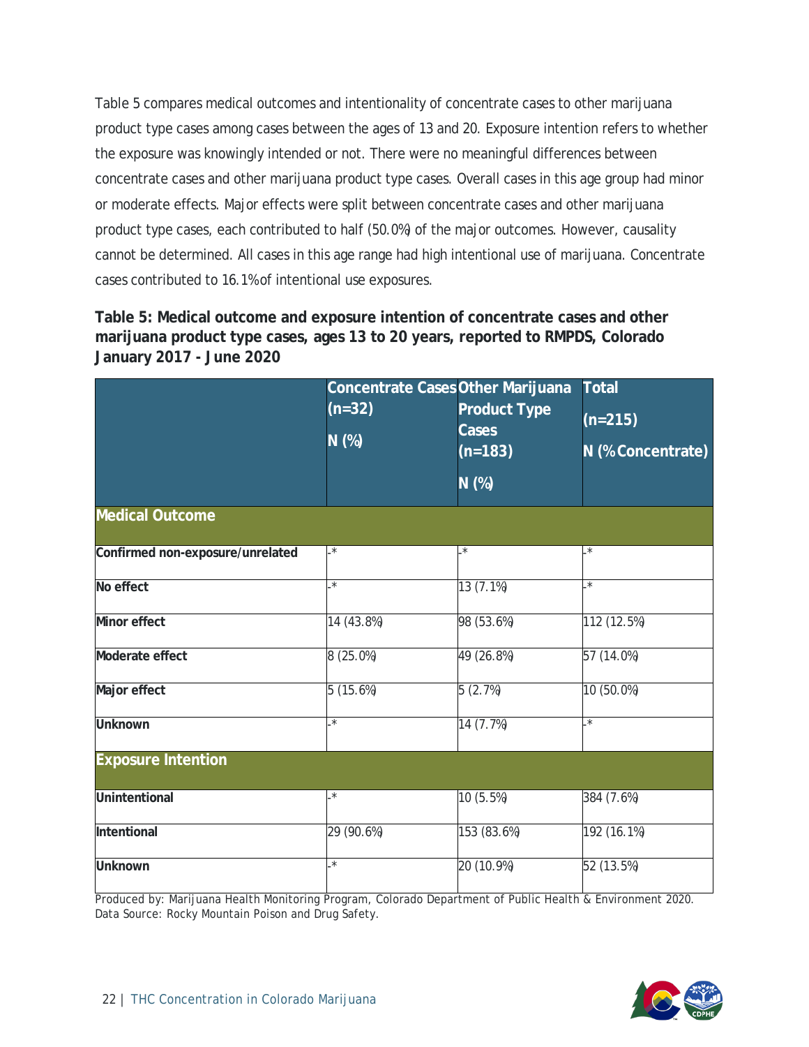Table 5 compares medical outcomes and intentionality of concentrate cases to other marijuana product type cases among cases between the ages of 13 and 20. Exposure intention refers to whether the exposure was knowingly intended or not. There were no meaningful differences between concentrate cases and other marijuana product type cases. Overall cases in this age group had minor or moderate effects. Major effects were split between concentrate cases and other marijuana product type cases, each contributed to half (50.0%) of the major outcomes. However, causality cannot be determined. All cases in this age range had high intentional use of marijuana. Concentrate cases contributed to 16.1% of intentional use exposures.

**Table 5: Medical outcome and exposure intention of concentrate cases and other marijuana product type cases, ages 13 to 20 years, reported to RMPDS, Colorado January 2017 - June 2020**

| | Concentrate Cases (n=32) N (%) | Other Marijuana Product Type Cases (n=183) N (%) | Total (n=215) N (% Concentrate) |
|---|---|---|---|
| **Medical Outcome** | | | |
| **Confirmed non-exposure/unrelated** | -* | -* | -* |
| **No effect** | -* | 13 (7.1%) | -* |
| **Minor effect** | 14 (43.8%) | 98 (53.6%) | 112 (12.5%) |
| **Moderate effect** | 8 (25.0%) | 49 (26.8%) | 57 (14.0%) |
| **Major effect** | 5 (15.6%) | 5 (2.7%) | 10 (50.0%) |
| **Unknown** | -* | 14 (7.7%) | -* |
| **Exposure Intention** | | | |
| **Unintentional** | -* | 10 (5.5%) | 384 (7.6%) |
| **Intentional** | 29 (90.6%) | 153 (83.6%) | 192 (16.1%) |
| **Unknown** | -* | 20 (10.9%) | 52 (13.5%) |

Produced by: Marijuana Health Monitoring Program, Colorado Department of Public Health & Environment 2020.
Data Source: Rocky Mountain Poison and Drug Safety.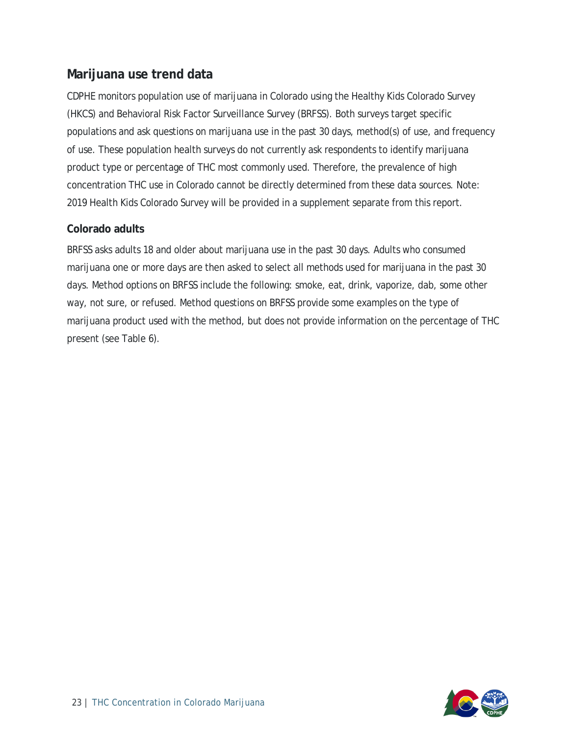## Marijuana use trend data

CDPHE monitors population use of marijuana in Colorado using the Healthy Kids Colorado Survey (HKCS) and Behavioral Risk Factor Surveillance Survey (BRFSS). Both surveys target specific populations and ask questions on marijuana use in the past 30 days, method(s) of use, and frequency of use. These population health surveys do not currently ask respondents to identify marijuana product type or percentage of THC most commonly used. Therefore, the prevalence of high concentration THC use in Colorado cannot be directly determined from these data sources. Note: 2019 Health Kids Colorado Survey will be provided in a supplement separate from this report.

### Colorado adults

BRFSS asks adults 18 and older about marijuana use in the past 30 days. Adults who consumed marijuana one or more days are then asked to select all methods used for marijuana in the past 30 days. Method options on BRFSS include the following: smoke, eat, drink, vaporize, dab, some other way, not sure, or refused. Method questions on BRFSS provide some examples on the type of marijuana product used with the method, but does not provide information on the percentage of THC present (see Table 6).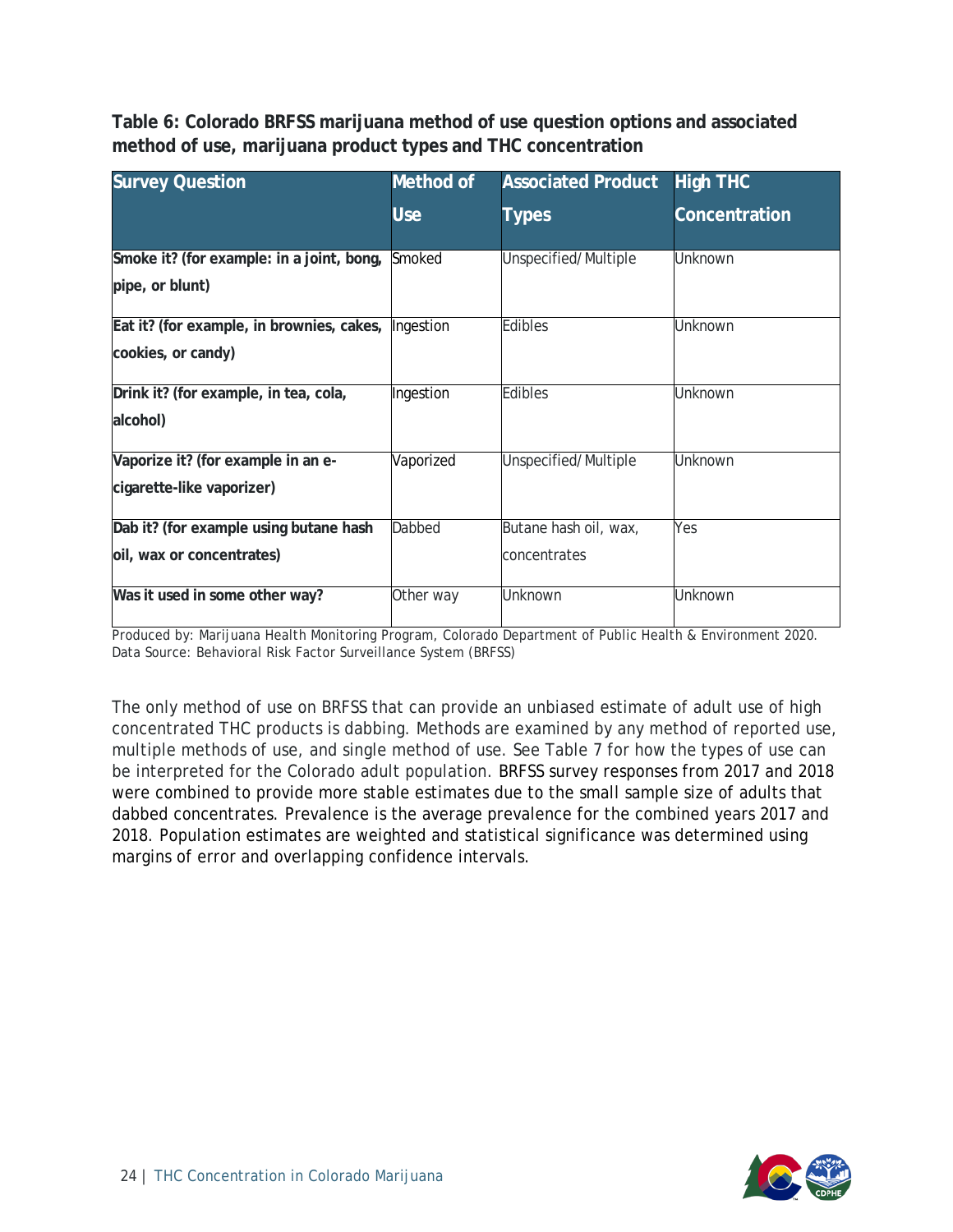**Table 6: Colorado BRFSS marijuana method of use question options and associated method of use, marijuana product types and THC concentration**

| Survey Question | Method of Use | Associated Product Types | High THC Concentration |
|---|---|---|---|
| **Smoke it? (for example: in a joint, bong, pipe, or blunt)** | Smoked | Unspecified/Multiple | Unknown |
| **Eat it? (for example, in brownies, cakes, cookies, or candy)** | Ingestion | Edibles | Unknown |
| **Drink it? (for example, in tea, cola, alcohol)** | Ingestion | Edibles | Unknown |
| **Vaporize it? (for example in an e-cigarette-like vaporizer)** | Vaporized | Unspecified/Multiple | Unknown |
| **Dab it? (for example using butane hash oil, wax or concentrates)** | Dabbed | Butane hash oil, wax, concentrates | Yes |
| **Was it used in some other way?** | Other way | Unknown | Unknown |

Produced by: Marijuana Health Monitoring Program, Colorado Department of Public Health & Environment 2020.
Data Source: Behavioral Risk Factor Surveillance System (BRFSS)

The only method of use on BRFSS that can provide an unbiased estimate of adult use of high concentrated THC products is dabbing. Methods are examined by any method of reported use, multiple methods of use, and single method of use. See Table 7 for how the types of use can be interpreted for the Colorado adult population. BRFSS survey responses from 2017 and 2018 were combined to provide more stable estimates due to the small sample size of adults that dabbed concentrates. Prevalence is the average prevalence for the combined years 2017 and 2018. Population estimates are weighted and statistical significance was determined using margins of error and overlapping confidence intervals.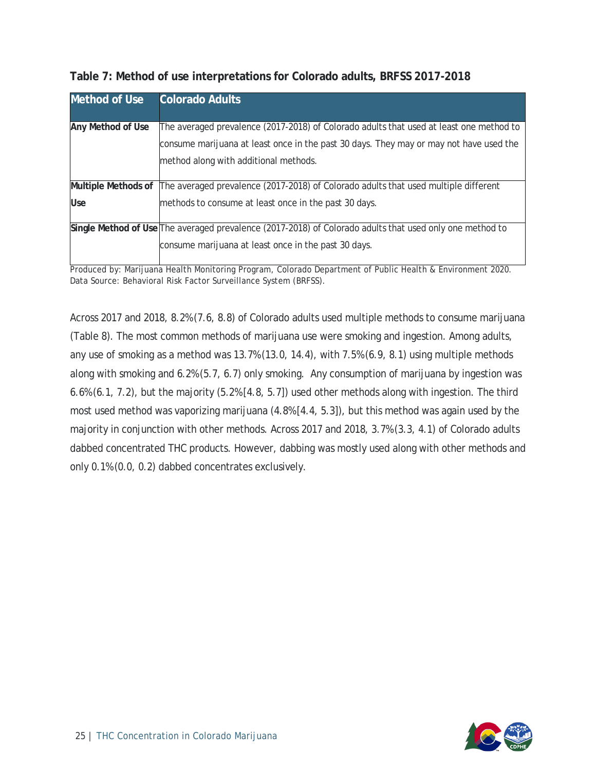**Table 7: Method of use interpretations for Colorado adults, BRFSS 2017-2018**

| Method of Use | Colorado Adults |
|---|---|
| **Any Method of Use** | The averaged prevalence (2017-2018) of Colorado adults that used at least one method to consume marijuana at least once in the past 30 days. They may or may not have used the method along with additional methods. |
| **Multiple Methods of Use** | The averaged prevalence (2017-2018) of Colorado adults that used multiple different methods to consume at least once in the past 30 days. |
| **Single Method of Use** | The averaged prevalence (2017-2018) of Colorado adults that used only one method to consume marijuana at least once in the past 30 days. |

Produced by: Marijuana Health Monitoring Program, Colorado Department of Public Health & Environment 2020.
Data Source: Behavioral Risk Factor Surveillance System (BRFSS).

Across 2017 and 2018, 8.2%(7.6, 8.8) of Colorado adults used multiple methods to consume marijuana (Table 8). The most common methods of marijuana use were smoking and ingestion. Among adults, any use of smoking as a method was 13.7%(13.0, 14.4), with 7.5%(6.9, 8.1) using multiple methods along with smoking and 6.2%(5.7, 6.7) only smoking. Any consumption of marijuana by ingestion was 6.6%(6.1, 7.2), but the majority (5.2%[4.8, 5.7]) used other methods along with ingestion. The third most used method was vaporizing marijuana (4.8%[4.4, 5.3]), but this method was again used by the majority in conjunction with other methods. Across 2017 and 2018, 3.7%(3.3, 4.1) of Colorado adults dabbed concentrated THC products. However, dabbing was mostly used along with other methods and only 0.1%(0.0, 0.2) dabbed concentrates exclusively.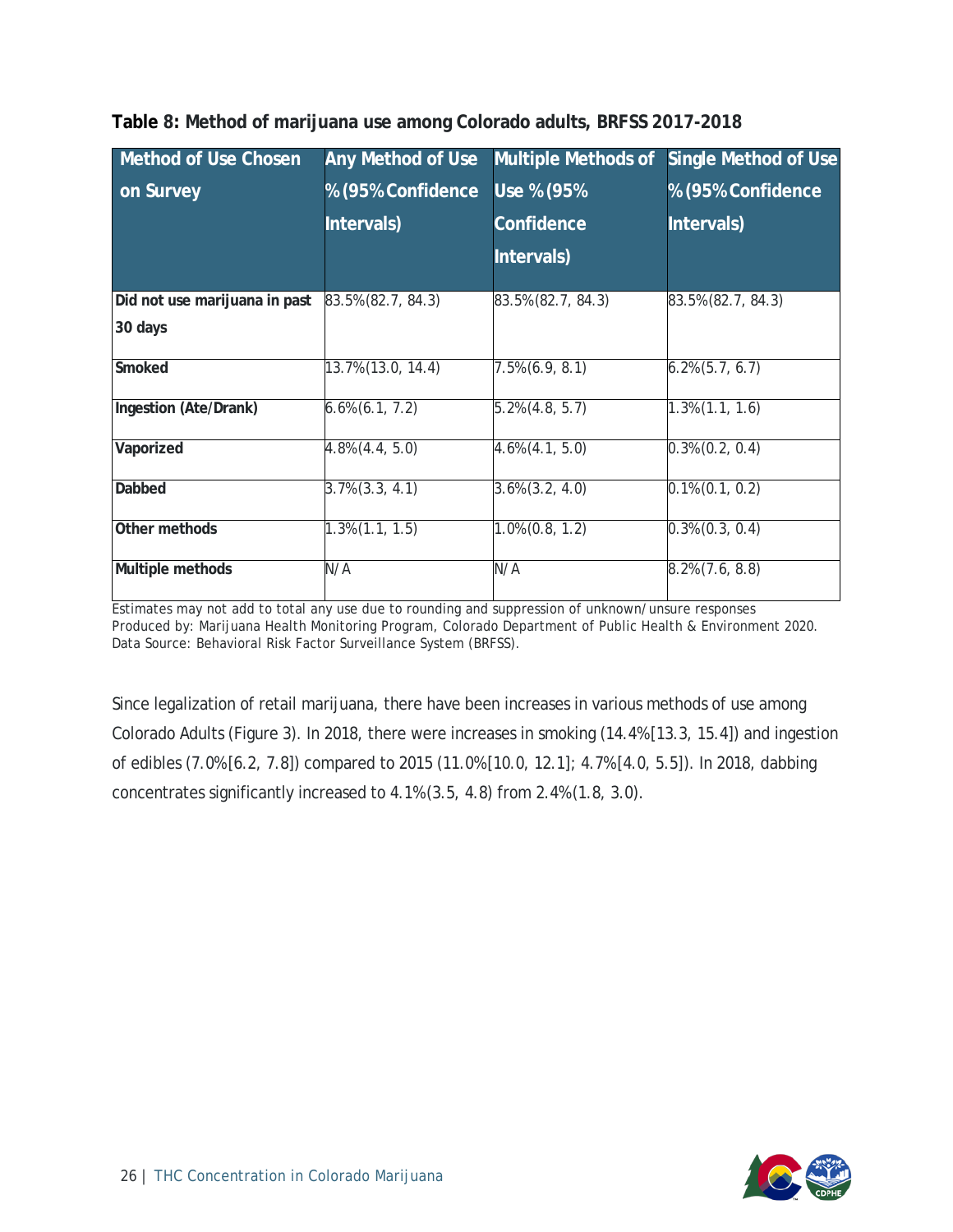**Table 8: Method of marijuana use among Colorado adults, BRFSS 2017-2018**

| Method of Use Chosen on Survey | Any Method of Use % (95% Confidence Intervals) | Multiple Methods of Use % (95% Confidence Intervals) | Single Method of Use % (95% Confidence Intervals) |
|---|---|---|---|
| **Did not use marijuana in past 30 days** | 83.5%(82.7, 84.3) | 83.5%(82.7, 84.3) | 83.5%(82.7, 84.3) |
| **Smoked** | 13.7%(13.0, 14.4) | 7.5%(6.9, 8.1) | 6.2%(5.7, 6.7) |
| **Ingestion (Ate/Drank)** | 6.6%(6.1, 7.2) | 5.2%(4.8, 5.7) | 1.3%(1.1, 1.6) |
| **Vaporized** | 4.8%(4.4, 5.0) | 4.6%(4.1, 5.0) | 0.3%(0.2, 0.4) |
| **Dabbed** | 3.7%(3.3, 4.1) | 3.6%(3.2, 4.0) | 0.1%(0.1, 0.2) |
| **Other methods** | 1.3%(1.1, 1.5) | 1.0%(0.8, 1.2) | 0.3%(0.3, 0.4) |
| **Multiple methods** | N/A | N/A | 8.2%(7.6, 8.8) |

Estimates may not add to total any use due to rounding and suppression of unknown/unsure responses
Produced by: Marijuana Health Monitoring Program, Colorado Department of Public Health & Environment 2020.
Data Source: Behavioral Risk Factor Surveillance System (BRFSS).

Since legalization of retail marijuana, there have been increases in various methods of use among Colorado Adults (Figure 3). In 2018, there were increases in smoking (14.4%[13.3, 15.4]) and ingestion of edibles (7.0%[6.2, 7.8]) compared to 2015 (11.0%[10.0, 12.1]; 4.7%[4.0, 5.5]). In 2018, dabbing concentrates significantly increased to 4.1%(3.5, 4.8) from 2.4%(1.8, 3.0).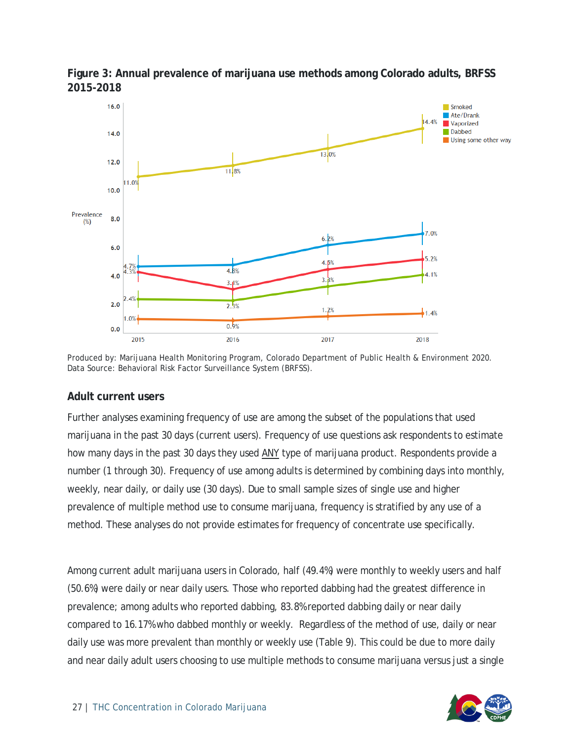**Figure 3: Annual prevalence of marijuana use methods among Colorado adults, BRFSS 2015-2018**

Produced by: Marijuana Health Monitoring Program, Colorado Department of Public Health & Environment 2020. Data Source: Behavioral Risk Factor Surveillance System (BRFSS).

### Adult current users

Further analyses examining frequency of use are among the subset of the populations that used marijuana in the past 30 days (current users). Frequency of use questions ask respondents to estimate how many days in the past 30 days they used ANY type of marijuana product. Respondents provide a number (1 through 30). Frequency of use among adults is determined by combining days into monthly, weekly, near daily, or daily use (30 days). Due to small sample sizes of single use and higher prevalence of multiple method use to consume marijuana, frequency is stratified by any use of a method. These analyses do not provide estimates for frequency of concentrate use specifically.

Among current adult marijuana users in Colorado, half (49.4%) were monthly to weekly users and half (50.6%) were daily or near daily users. Those who reported dabbing had the greatest difference in prevalence; among adults who reported dabbing, 83.8% reported dabbing daily or near daily compared to 16.17% who dabbed monthly or weekly. Regardless of the method of use, daily or near daily use was more prevalent than monthly or weekly use (Table 9). This could be due to more daily and near daily adult users choosing to use multiple methods to consume marijuana versus just a single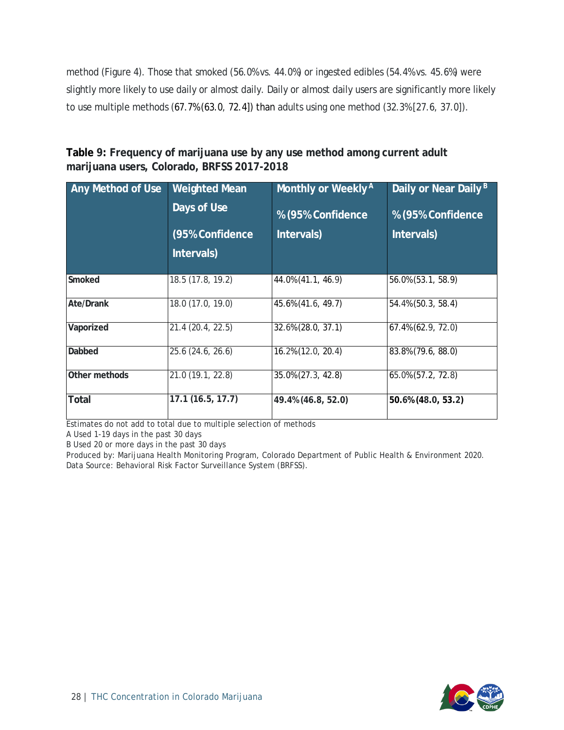method (Figure 4). Those that smoked (56.0% vs. 44.0%) or ingested edibles (54.4% vs. 45.6%) were slightly more likely to use daily or almost daily. Daily or almost daily users are significantly more likely to use multiple methods (67.7% [63.0, 72.4]) than adults using one method (32.3% [27.6, 37.0]).

**Table 9: Frequency of marijuana use by any use method among current adult marijuana users, Colorado, BRFSS 2017-2018**

| Any Method of Use | Weighted Mean Days of Use (95% Confidence Intervals) | Monthly or Weekly[A] % (95% Confidence Intervals) | Daily or Near Daily[B] % (95% Confidence Intervals) |
|---|---|---|---|
| **Smoked** | 18.5 (17.8, 19.2) | 44.0% (41.1, 46.9) | 56.0% (53.1, 58.9) |
| **Ate/Drank** | 18.0 (17.0, 19.0) | 45.6% (41.6, 49.7) | 54.4% (50.3, 58.4) |
| **Vaporized** | 21.4 (20.4, 22.5) | 32.6% (28.0, 37.1) | 67.4% (62.9, 72.0) |
| **Dabbed** | 25.6 (24.6, 26.6) | 16.2% (12.0, 20.4) | 83.8% (79.6, 88.0) |
| **Other methods** | 21.0 (19.1, 22.8) | 35.0% (27.3, 42.8) | 65.0% (57.2, 72.8) |
| **Total** | **17.1 (16.5, 17.7)** | **49.4% (46.8, 52.0)** | **50.6% (48.0, 53.2)** |

Estimates do not add to total due to multiple selection of methods
A Used 1-19 days in the past 30 days
B Used 20 or more days in the past 30 days
Produced by: Marijuana Health Monitoring Program, Colorado Department of Public Health & Environment 2020.
Data Source: Behavioral Risk Factor Surveillance System (BRFSS).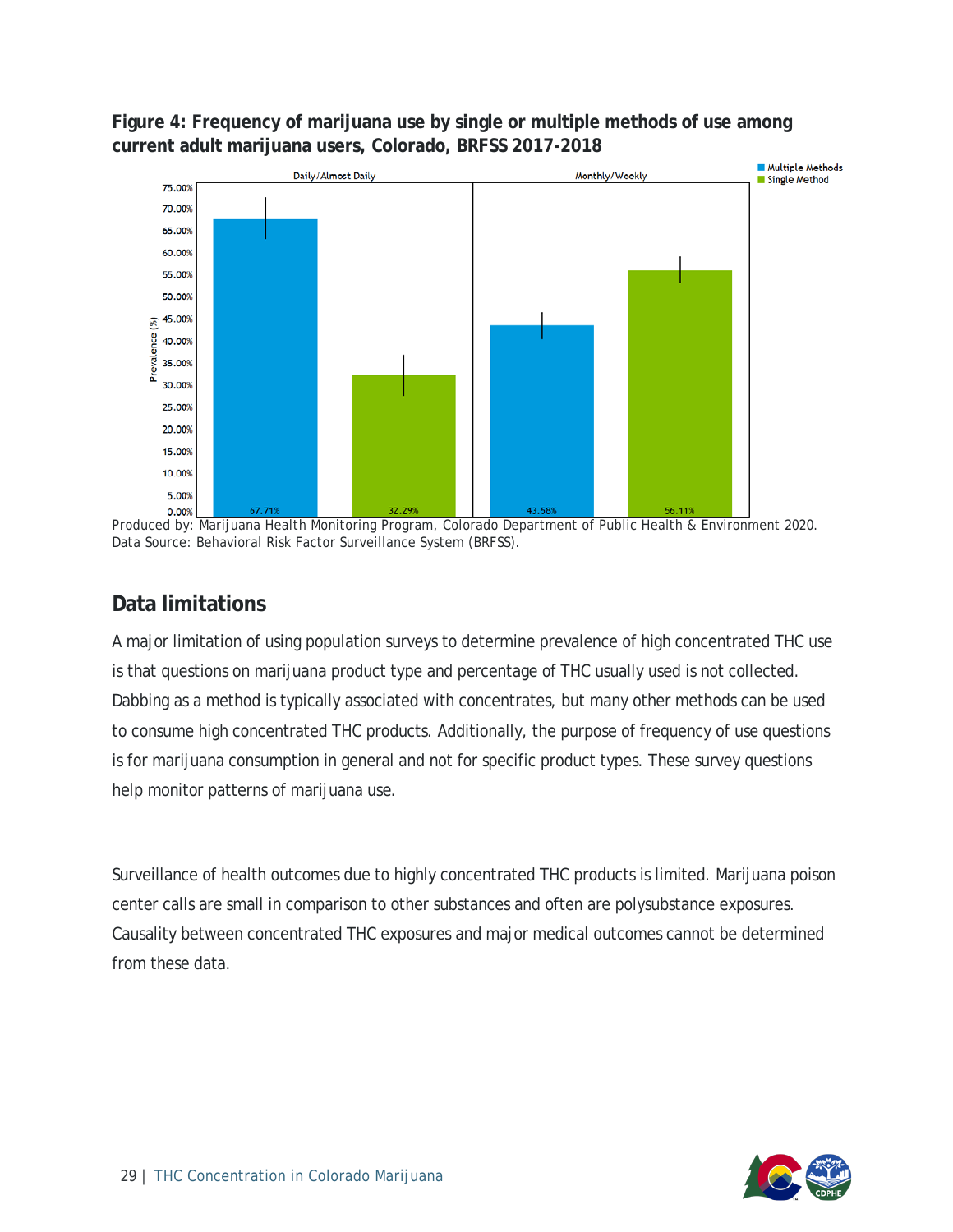**Figure 4: Frequency of marijuana use by single or multiple methods of use among current adult marijuana users, Colorado, BRFSS 2017-2018**

| Frequency | Multiple Methods | Single Method |
| --- | --- | --- |
| Daily/Almost Daily | 67.71% | 32.29% |
| Monthly/Weekly | 43.58% | 56.11% |

Produced by: Marijuana Health Monitoring Program, Colorado Department of Public Health & Environment 2020. Data Source: Behavioral Risk Factor Surveillance System (BRFSS).

## Data limitations

A major limitation of using population surveys to determine prevalence of high concentrated THC use is that questions on marijuana product type and percentage of THC usually used is not collected. Dabbing as a method is typically associated with concentrates, but many other methods can be used to consume high concentrated THC products. Additionally, the purpose of frequency of use questions is for marijuana consumption in general and not for specific product types. These survey questions help monitor patterns of marijuana use.

Surveillance of health outcomes due to highly concentrated THC products is limited. Marijuana poison center calls are small in comparison to other substances and often are polysubstance exposures. Causality between concentrated THC exposures and major medical outcomes cannot be determined from these data.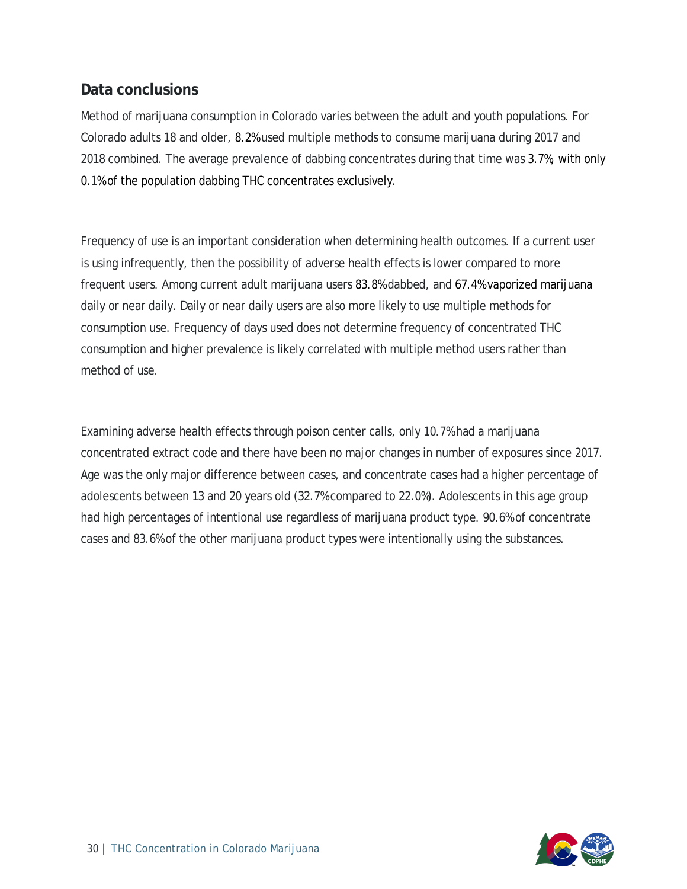## Data conclusions

Method of marijuana consumption in Colorado varies between the adult and youth populations. For Colorado adults 18 and older, 8.2% used multiple methods to consume marijuana during 2017 and 2018 combined. The average prevalence of dabbing concentrates during that time was 3.7%, with only 0.1% of the population dabbing THC concentrates exclusively.

Frequency of use is an important consideration when determining health outcomes. If a current user is using infrequently, then the possibility of adverse health effects is lower compared to more frequent users. Among current adult marijuana users 83.8% dabbed, and 67.4% vaporized marijuana daily or near daily. Daily or near daily users are also more likely to use multiple methods for consumption use. Frequency of days used does not determine frequency of concentrated THC consumption and higher prevalence is likely correlated with multiple method users rather than method of use.

Examining adverse health effects through poison center calls, only 10.7% had a marijuana concentrated extract code and there have been no major changes in number of exposures since 2017. Age was the only major difference between cases, and concentrate cases had a higher percentage of adolescents between 13 and 20 years old (32.7% compared to 22.0%). Adolescents in this age group had high percentages of intentional use regardless of marijuana product type. 90.6% of concentrate cases and 83.6% of the other marijuana product types were intentionally using the substances.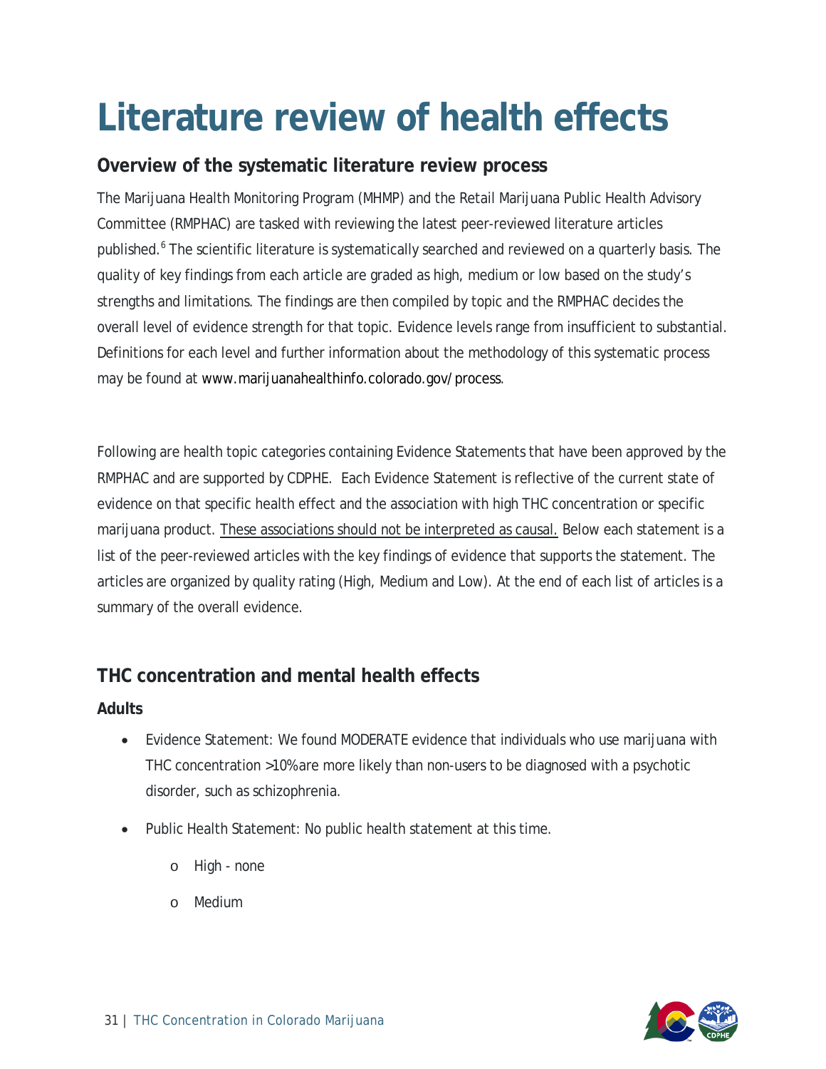# Literature review of health effects

## Overview of the systematic literature review process

The Marijuana Health Monitoring Program (MHMP) and the Retail Marijuana Public Health Advisory Committee (RMPHAC) are tasked with reviewing the latest peer-reviewed literature articles published.[6] The scientific literature is systematically searched and reviewed on a quarterly basis. The quality of key findings from each article are graded as high, medium or low based on the study's strengths and limitations. The findings are then compiled by topic and the RMPHAC decides the overall level of evidence strength for that topic. Evidence levels range from insufficient to substantial. Definitions for each level and further information about the methodology of this systematic process may be found at www.marijuanahealthinfo.colorado.gov/process.

Following are health topic categories containing Evidence Statements that have been approved by the RMPHAC and are supported by CDPHE. Each Evidence Statement is reflective of the current state of evidence on that specific health effect and the association with high THC concentration or specific marijuana product. <u>These associations should not be interpreted as causal.</u> Below each statement is a list of the peer-reviewed articles with the key findings of evidence that supports the statement. The articles are organized by quality rating (High, Medium and Low). At the end of each list of articles is a summary of the overall evidence.

## THC concentration and mental health effects

### Adults

- Evidence Statement: We found MODERATE evidence that individuals who use marijuana with THC concentration >10% are more likely than non-users to be diagnosed with a psychotic disorder, such as schizophrenia.
- Public Health Statement: No public health statement at this time.
  - High - none
  - Medium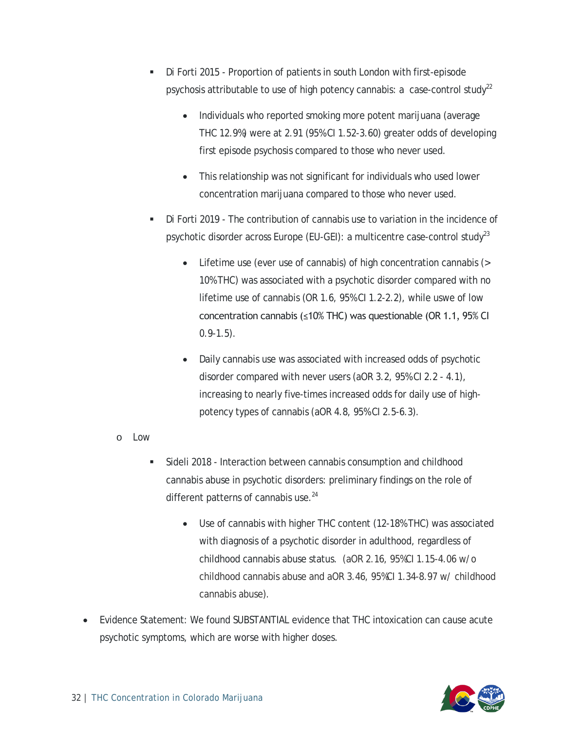- Di Forti 2015 - Proportion of patients in south London with first-episode psychosis attributable to use of high potency cannabis: a case-control study[22]
    - Individuals who reported smoking more potent marijuana (average THC 12.9%) were at 2.91 (95%CI 1.52-3.60) greater odds of developing first episode psychosis compared to those who never used.
    - This relationship was not significant for individuals who used lower concentration marijuana compared to those who never used.
  - Di Forti 2019 - The contribution of cannabis use to variation in the incidence of psychotic disorder across Europe (EU-GEI): a multicentre case-control study[23]
    - Lifetime use (ever use of cannabis) of high concentration cannabis (> 10% THC) was associated with a psychotic disorder compared with no lifetime use of cannabis (OR 1.6, 95% CI 1.2-2.2), while uswe of low concentration cannabis (≤10% THC) was questionable (OR 1.1, 95% CI 0.9-1.5).
    - Daily cannabis use was associated with increased odds of psychotic disorder compared with never users (aOR 3.2, 95% CI 2.2 - 4.1), increasing to nearly five-times increased odds for daily use of high-potency types of cannabis (aOR 4.8, 95% CI 2.5-6.3).
- Low
  - Sideli 2018 - Interaction between cannabis consumption and childhood cannabis abuse in psychotic disorders: preliminary findings on the role of different patterns of cannabis use.[24]
    - Use of cannabis with higher THC content (12-18% THC) was associated with diagnosis of a psychotic disorder in adulthood, regardless of childhood cannabis abuse status. (aOR 2.16, 95%CI 1.15-4.06 w/o childhood cannabis abuse and aOR 3.46, 95%CI 1.34-8.97 w/ childhood cannabis abuse).

- Evidence Statement: We found SUBSTANTIAL evidence that THC intoxication can cause acute psychotic symptoms, which are worse with higher doses.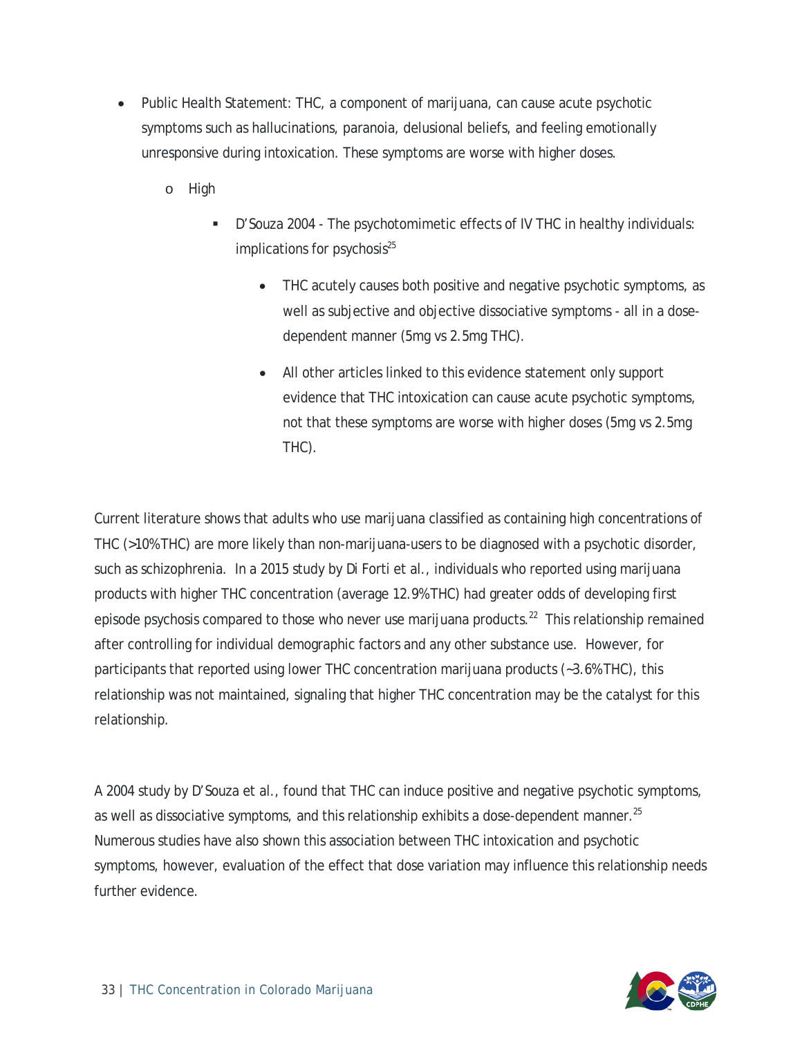- Public Health Statement: THC, a component of marijuana, can cause acute psychotic symptoms such as hallucinations, paranoia, delusional beliefs, and feeling emotionally unresponsive during intoxication. These symptoms are worse with higher doses.
    - High
        - D'Souza 2004 - The psychotomimetic effects of IV THC in healthy individuals: implications for psychosis[25]
            - THC acutely causes both positive and negative psychotic symptoms, as well as subjective and objective dissociative symptoms - all in a dose-dependent manner (5mg vs 2.5mg THC).
            - All other articles linked to this evidence statement only support evidence that THC intoxication can cause acute psychotic symptoms, not that these symptoms are worse with higher doses (5mg vs 2.5mg THC).

Current literature shows that adults who use marijuana classified as containing high concentrations of THC (>10% THC) are more likely than non-marijuana-users to be diagnosed with a psychotic disorder, such as schizophrenia. In a 2015 study by Di Forti et al., individuals who reported using marijuana products with higher THC concentration (average 12.9% THC) had greater odds of developing first episode psychosis compared to those who never use marijuana products.[22] This relationship remained after controlling for individual demographic factors and any other substance use. However, for participants that reported using lower THC concentration marijuana products (~3.6% THC), this relationship was not maintained, signaling that higher THC concentration may be the catalyst for this relationship.

A 2004 study by D'Souza et al., found that THC can induce positive and negative psychotic symptoms, as well as dissociative symptoms, and this relationship exhibits a dose-dependent manner.[25] Numerous studies have also shown this association between THC intoxication and psychotic symptoms, however, evaluation of the effect that dose variation may influence this relationship needs further evidence.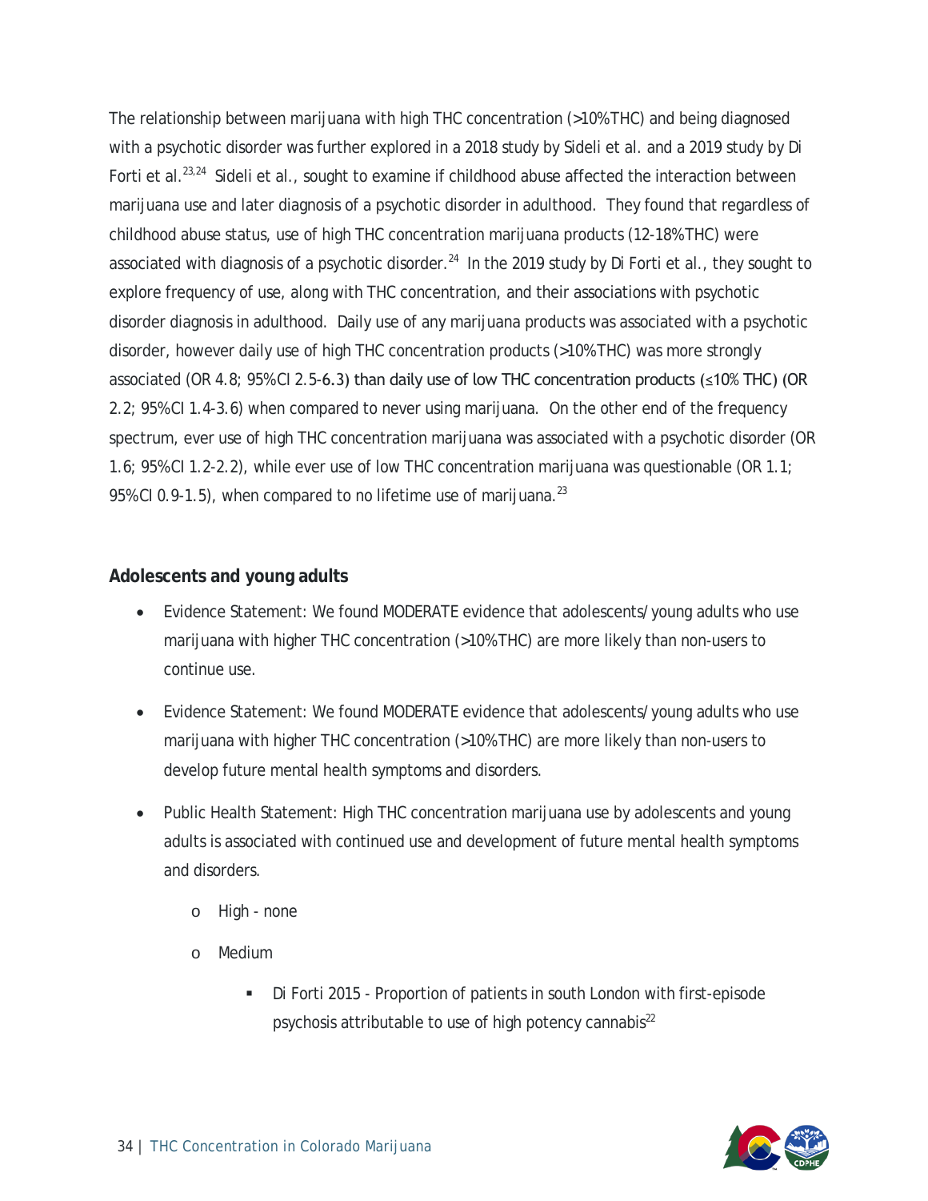The relationship between marijuana with high THC concentration (>10% THC) and being diagnosed with a psychotic disorder was further explored in a 2018 study by Sideli et al. and a 2019 study by Di Forti et al.[23,24] Sideli et al., sought to examine if childhood abuse affected the interaction between marijuana use and later diagnosis of a psychotic disorder in adulthood. They found that regardless of childhood abuse status, use of high THC concentration marijuana products (12-18% THC) were associated with diagnosis of a psychotic disorder.[24] In the 2019 study by Di Forti et al., they sought to explore frequency of use, along with THC concentration, and their associations with psychotic disorder diagnosis in adulthood. Daily use of any marijuana products was associated with a psychotic disorder, however daily use of high THC concentration products (>10% THC) was more strongly associated (OR 4.8; 95% CI 2.5-6.3) than daily use of low THC concentration products (≤10% THC) (OR 2.2; 95% CI 1.4-3.6) when compared to never using marijuana. On the other end of the frequency spectrum, ever use of high THC concentration marijuana was associated with a psychotic disorder (OR 1.6; 95% CI 1.2-2.2), while ever use of low THC concentration marijuana was questionable (OR 1.1; 95% CI 0.9-1.5), when compared to no lifetime use of marijuana.[23]

### Adolescents and young adults

- Evidence Statement: We found MODERATE evidence that adolescents/young adults who use marijuana with higher THC concentration (>10% THC) are more likely than non-users to continue use.
- Evidence Statement: We found MODERATE evidence that adolescents/young adults who use marijuana with higher THC concentration (>10% THC) are more likely than non-users to develop future mental health symptoms and disorders.
- Public Health Statement: High THC concentration marijuana use by adolescents and young adults is associated with continued use and development of future mental health symptoms and disorders.
    - High - none
    - Medium
        - Di Forti 2015 - Proportion of patients in south London with first-episode psychosis attributable to use of high potency cannabis[22]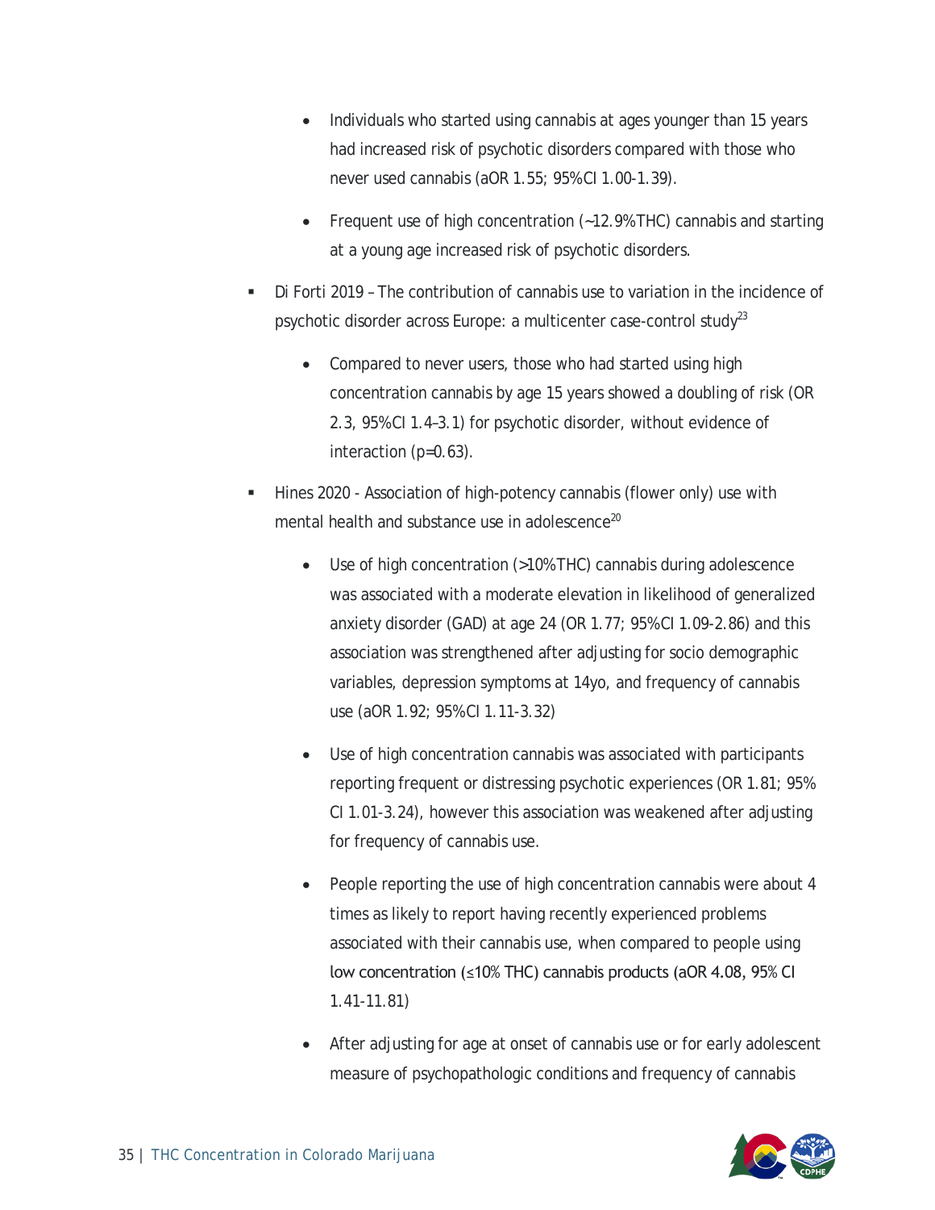- Individuals who started using cannabis at ages younger than 15 years had increased risk of psychotic disorders compared with those who never used cannabis (aOR 1.55; 95%CI 1.00-1.39).
- Frequent use of high concentration (~12.9%THC) cannabis and starting at a young age increased risk of psychotic disorders.

- Di Forti 2019 – The contribution of cannabis use to variation in the incidence of psychotic disorder across Europe: a multicenter case-control study[23]
  - Compared to never users, those who had started using high concentration cannabis by age 15 years showed a doubling of risk (OR 2.3, 95%CI 1.4–3.1) for psychotic disorder, without evidence of interaction (p=0.63).
- Hines 2020 - Association of high-potency cannabis (flower only) use with mental health and substance use in adolescence[20]
  - Use of high concentration (>10%THC) cannabis during adolescence was associated with a moderate elevation in likelihood of generalized anxiety disorder (GAD) at age 24 (OR 1.77; 95%CI 1.09-2.86) and this association was strengthened after adjusting for socio demographic variables, depression symptoms at 14yo, and frequency of cannabis use (aOR 1.92; 95%CI 1.11-3.32)
  - Use of high concentration cannabis was associated with participants reporting frequent or distressing psychotic experiences (OR 1.81; 95% CI 1.01-3.24), however this association was weakened after adjusting for frequency of cannabis use.
  - People reporting the use of high concentration cannabis were about 4 times as likely to report having recently experienced problems associated with their cannabis use, when compared to people using low concentration (≤10% THC) cannabis products (aOR 4.08, 95% CI 1.41-11.81)
  - After adjusting for age at onset of cannabis use or for early adolescent measure of psychopathologic conditions and frequency of cannabis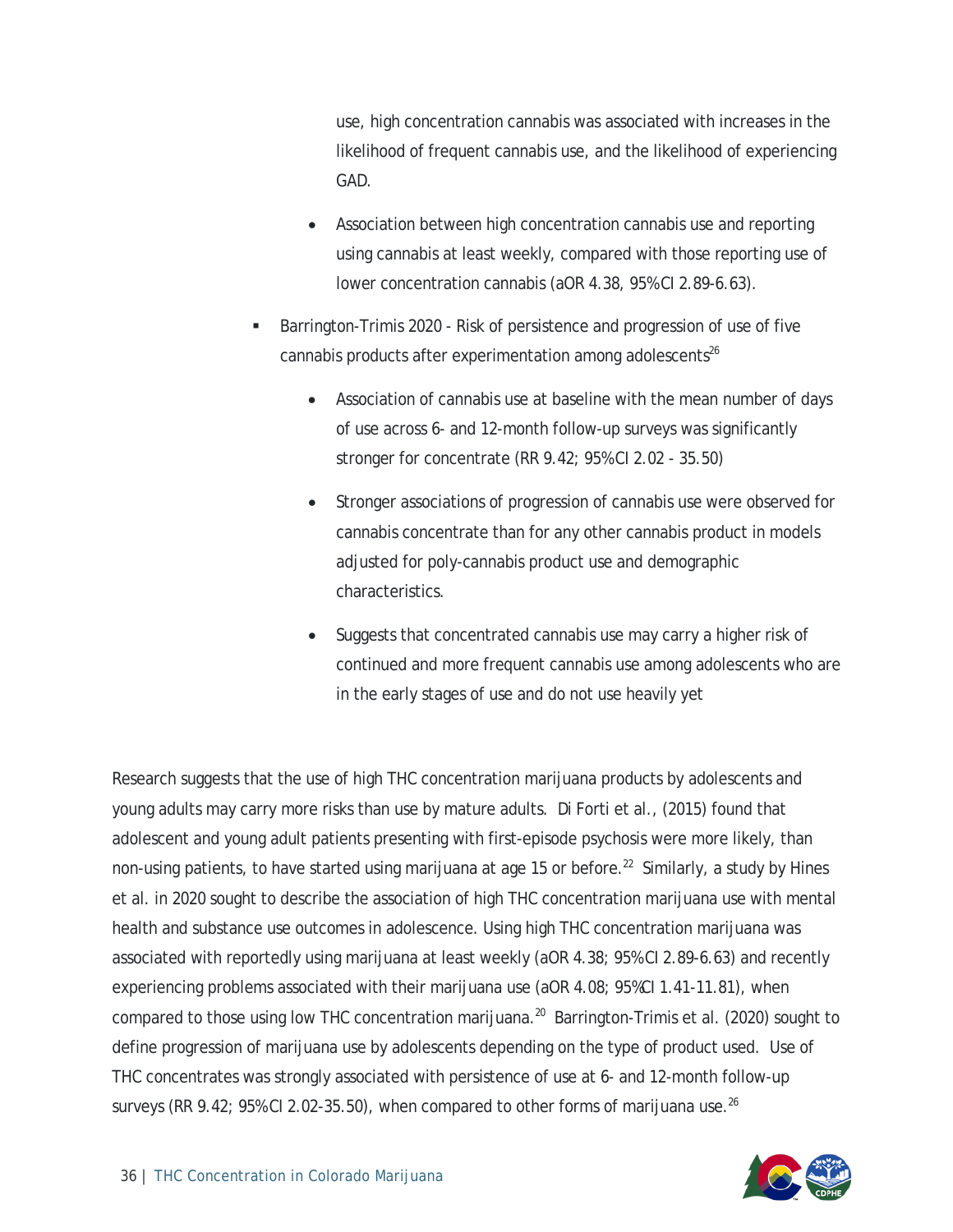use, high concentration cannabis was associated with increases in the likelihood of frequent cannabis use, and the likelihood of experiencing GAD.

- Association between high concentration cannabis use and reporting using cannabis at least weekly, compared with those reporting use of lower concentration cannabis (aOR 4.38, 95%CI 2.89-6.63).

- Barrington-Trimis 2020 - Risk of persistence and progression of use of five cannabis products after experimentation among adolescents[26]
  - Association of cannabis use at baseline with the mean number of days of use across 6- and 12-month follow-up surveys was significantly stronger for concentrate (RR 9.42; 95%CI 2.02 - 35.50)
  - Stronger associations of progression of cannabis use were observed for cannabis concentrate than for any other cannabis product in models adjusted for poly-cannabis product use and demographic characteristics.
  - Suggests that concentrated cannabis use may carry a higher risk of continued and more frequent cannabis use among adolescents who are in the early stages of use and do not use heavily yet

Research suggests that the use of high THC concentration marijuana products by adolescents and young adults may carry more risks than use by mature adults. Di Forti et al., (2015) found that adolescent and young adult patients presenting with first-episode psychosis were more likely, than non-using patients, to have started using marijuana at age 15 or before.[22] Similarly, a study by Hines et al. in 2020 sought to describe the association of high THC concentration marijuana use with mental health and substance use outcomes in adolescence. Using high THC concentration marijuana was associated with reportedly using marijuana at least weekly (aOR 4.38; 95%CI 2.89-6.63) and recently experiencing problems associated with their marijuana use (aOR 4.08; 95%CI 1.41-11.81), when compared to those using low THC concentration marijuana.[20] Barrington-Trimis et al. (2020) sought to define progression of marijuana use by adolescents depending on the type of product used. Use of THC concentrates was strongly associated with persistence of use at 6- and 12-month follow-up surveys (RR 9.42; 95%CI 2.02-35.50), when compared to other forms of marijuana use.[26]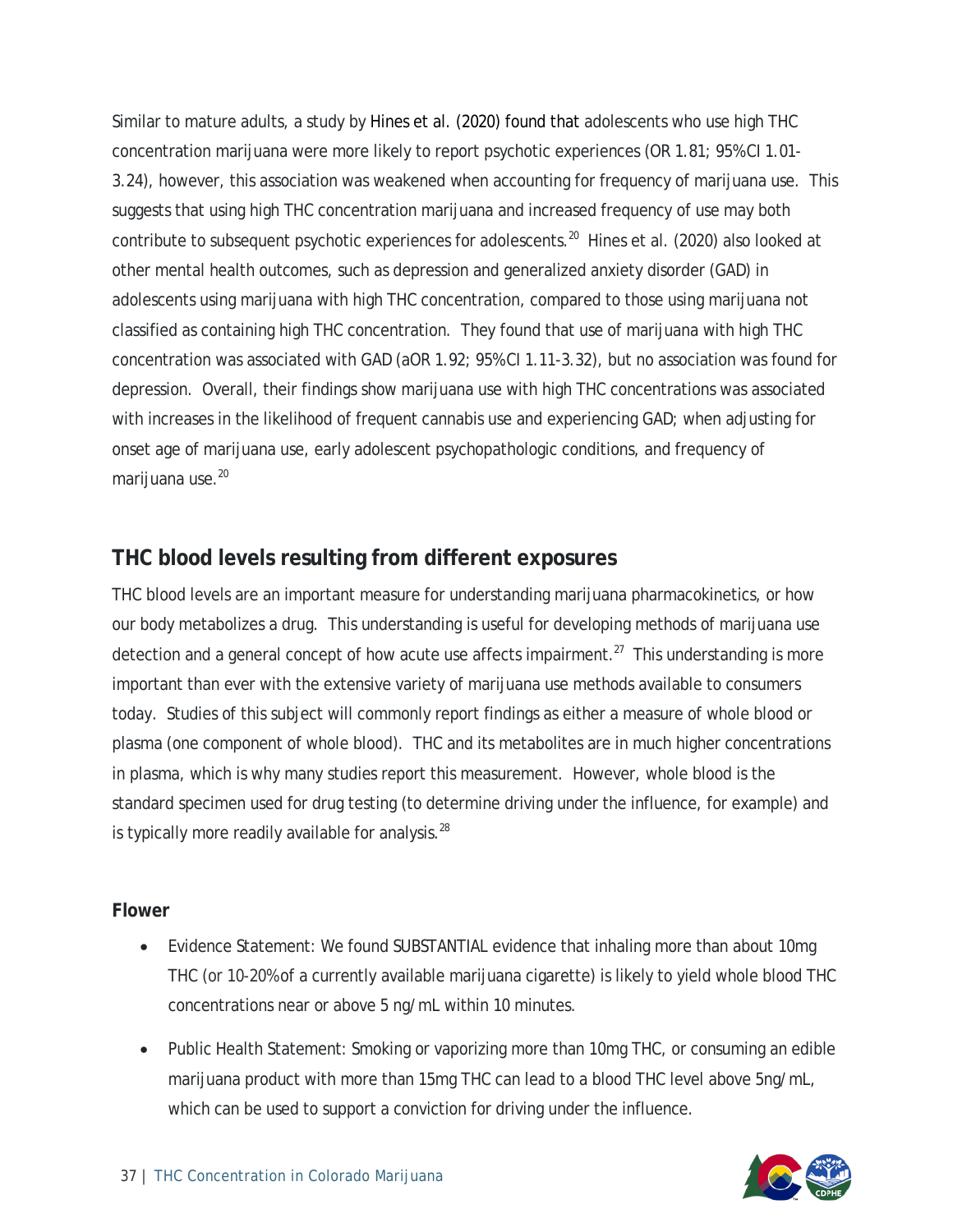Similar to mature adults, a study by Hines et al. (2020) found that adolescents who use high THC concentration marijuana were more likely to report psychotic experiences (OR 1.81; 95% CI 1.01-3.24), however, this association was weakened when accounting for frequency of marijuana use. This suggests that using high THC concentration marijuana and increased frequency of use may both contribute to subsequent psychotic experiences for adolescents.[20] Hines et al. (2020) also looked at other mental health outcomes, such as depression and generalized anxiety disorder (GAD) in adolescents using marijuana with high THC concentration, compared to those using marijuana not classified as containing high THC concentration. They found that use of marijuana with high THC concentration was associated with GAD (aOR 1.92; 95% CI 1.11-3.32), but no association was found for depression. Overall, their findings show marijuana use with high THC concentrations was associated with increases in the likelihood of frequent cannabis use and experiencing GAD; when adjusting for onset age of marijuana use, early adolescent psychopathologic conditions, and frequency of marijuana use.[20]

## THC blood levels resulting from different exposures

THC blood levels are an important measure for understanding marijuana pharmacokinetics, or how our body metabolizes a drug. This understanding is useful for developing methods of marijuana use detection and a general concept of how acute use affects impairment.[27] This understanding is more important than ever with the extensive variety of marijuana use methods available to consumers today. Studies of this subject will commonly report findings as either a measure of whole blood or plasma (one component of whole blood). THC and its metabolites are in much higher concentrations in plasma, which is why many studies report this measurement. However, whole blood is the standard specimen used for drug testing (to determine driving under the influence, for example) and is typically more readily available for analysis.[28]

### Flower

- Evidence Statement: We found SUBSTANTIAL evidence that inhaling more than about 10mg THC (or 10-20% of a currently available marijuana cigarette) is likely to yield whole blood THC concentrations near or above 5 ng/mL within 10 minutes.

- Public Health Statement: Smoking or vaporizing more than 10mg THC, or consuming an edible marijuana product with more than 15mg THC can lead to a blood THC level above 5ng/mL, which can be used to support a conviction for driving under the influence.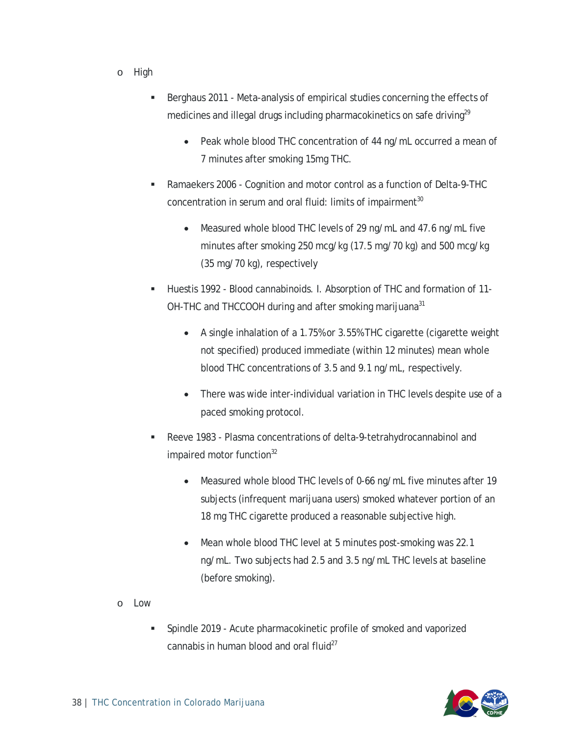- High
    - Berghaus 2011 - Meta-analysis of empirical studies concerning the effects of medicines and illegal drugs including pharmacokinetics on safe driving[29]
        - Peak whole blood THC concentration of 44 ng/mL occurred a mean of 7 minutes after smoking 15mg THC.
    - Ramaekers 2006 - Cognition and motor control as a function of Delta-9-THC concentration in serum and oral fluid: limits of impairment[30]
        - Measured whole blood THC levels of 29 ng/mL and 47.6 ng/mL five minutes after smoking 250 mcg/kg (17.5 mg/70 kg) and 500 mcg/kg (35 mg/70 kg), respectively
    - Huestis 1992 - Blood cannabinoids. I. Absorption of THC and formation of 11-OH-THC and THCCOOH during and after smoking marijuana[31]
        - A single inhalation of a 1.75% or 3.55% THC cigarette (cigarette weight not specified) produced immediate (within 12 minutes) mean whole blood THC concentrations of 3.5 and 9.1 ng/mL, respectively.
        - There was wide inter-individual variation in THC levels despite use of a paced smoking protocol.
    - Reeve 1983 - Plasma concentrations of delta-9-tetrahydrocannabinol and impaired motor function[32]
        - Measured whole blood THC levels of 0-66 ng/mL five minutes after 19 subjects (infrequent marijuana users) smoked whatever portion of an 18 mg THC cigarette produced a reasonable subjective high.
        - Mean whole blood THC level at 5 minutes post-smoking was 22.1 ng/mL. Two subjects had 2.5 and 3.5 ng/mL THC levels at baseline (before smoking).
- Low
    - Spindle 2019 - Acute pharmacokinetic profile of smoked and vaporized cannabis in human blood and oral fluid[27]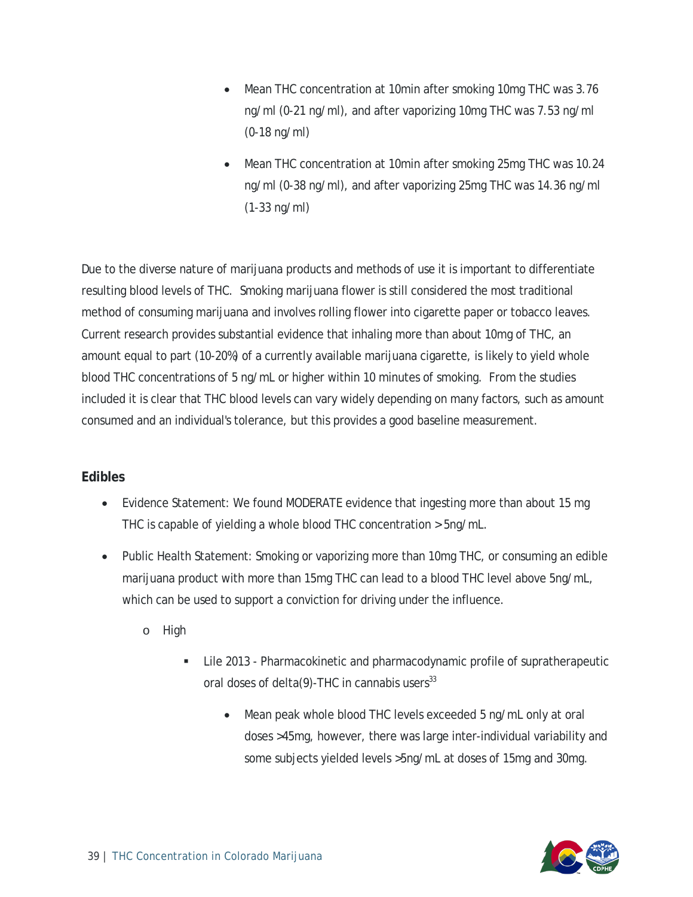- Mean THC concentration at 10min after smoking 10mg THC was 3.76 ng/ml (0-21 ng/ml), and after vaporizing 10mg THC was 7.53 ng/ml (0-18 ng/ml)
- Mean THC concentration at 10min after smoking 25mg THC was 10.24 ng/ml (0-38 ng/ml), and after vaporizing 25mg THC was 14.36 ng/ml (1-33 ng/ml)

Due to the diverse nature of marijuana products and methods of use it is important to differentiate resulting blood levels of THC. Smoking marijuana flower is still considered the most traditional method of consuming marijuana and involves rolling flower into cigarette paper or tobacco leaves. Current research provides substantial evidence that inhaling more than about 10mg of THC, an amount equal to part (10-20%) of a currently available marijuana cigarette, is likely to yield whole blood THC concentrations of 5 ng/mL or higher within 10 minutes of smoking. From the studies included it is clear that THC blood levels can vary widely depending on many factors, such as amount consumed and an individual's tolerance, but this provides a good baseline measurement.

**Edibles**

- Evidence Statement: We found MODERATE evidence that ingesting more than about 15 mg THC is capable of yielding a whole blood THC concentration > 5ng/mL.
- Public Health Statement: Smoking or vaporizing more than 10mg THC, or consuming an edible marijuana product with more than 15mg THC can lead to a blood THC level above 5ng/mL, which can be used to support a conviction for driving under the influence.
    - High
        - Lile 2013 - Pharmacokinetic and pharmacodynamic profile of supratherapeutic oral doses of delta(9)-THC in cannabis users[33]
            - Mean peak whole blood THC levels exceeded 5 ng/mL only at oral doses >45mg, however, there was large inter-individual variability and some subjects yielded levels >5ng/mL at doses of 15mg and 30mg.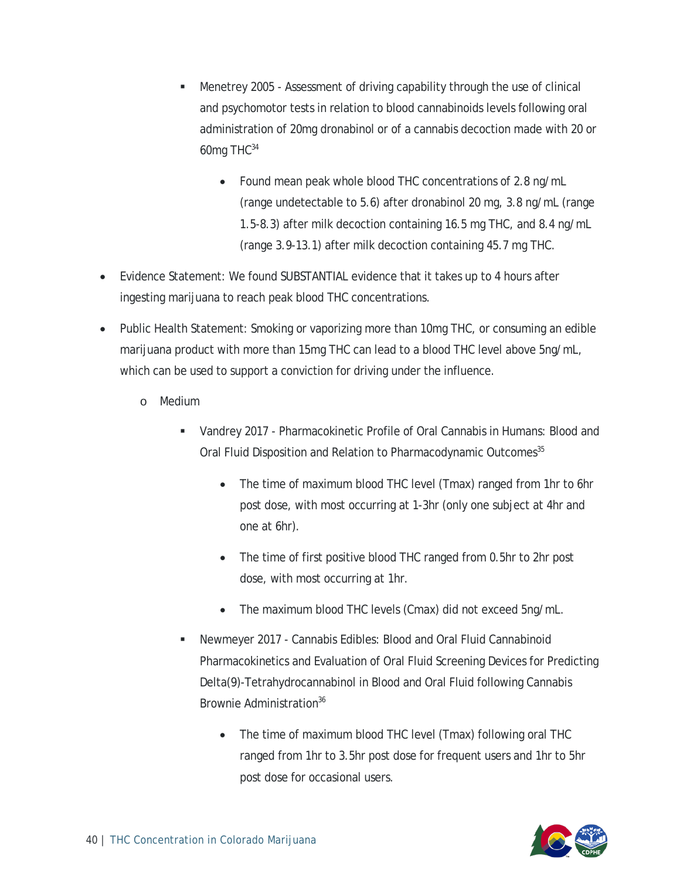- Menetrey 2005 - Assessment of driving capability through the use of clinical and psychomotor tests in relation to blood cannabinoids levels following oral administration of 20mg dronabinol or of a cannabis decoction made with 20 or 60mg THC[34]
    - Found mean peak whole blood THC concentrations of 2.8 ng/mL (range undetectable to 5.6) after dronabinol 20 mg, 3.8 ng/mL (range 1.5-8.3) after milk decoction containing 16.5 mg THC, and 8.4 ng/mL (range 3.9-13.1) after milk decoction containing 45.7 mg THC.

- Evidence Statement: We found SUBSTANTIAL evidence that it takes up to 4 hours after ingesting marijuana to reach peak blood THC concentrations.
- Public Health Statement: Smoking or vaporizing more than 10mg THC, or consuming an edible marijuana product with more than 15mg THC can lead to a blood THC level above 5ng/mL, which can be used to support a conviction for driving under the influence.
    - Medium
        - Vandrey 2017 - Pharmacokinetic Profile of Oral Cannabis in Humans: Blood and Oral Fluid Disposition and Relation to Pharmacodynamic Outcomes[35]
            - The time of maximum blood THC level (Tmax) ranged from 1hr to 6hr post dose, with most occurring at 1-3hr (only one subject at 4hr and one at 6hr).
            - The time of first positive blood THC ranged from 0.5hr to 2hr post dose, with most occurring at 1hr.
            - The maximum blood THC levels (Cmax) did not exceed 5ng/mL.
        - Newmeyer 2017 - Cannabis Edibles: Blood and Oral Fluid Cannabinoid Pharmacokinetics and Evaluation of Oral Fluid Screening Devices for Predicting Delta(9)-Tetrahydrocannabinol in Blood and Oral Fluid following Cannabis Brownie Administration[36]
            - The time of maximum blood THC level (Tmax) following oral THC ranged from 1hr to 3.5hr post dose for frequent users and 1hr to 5hr post dose for occasional users.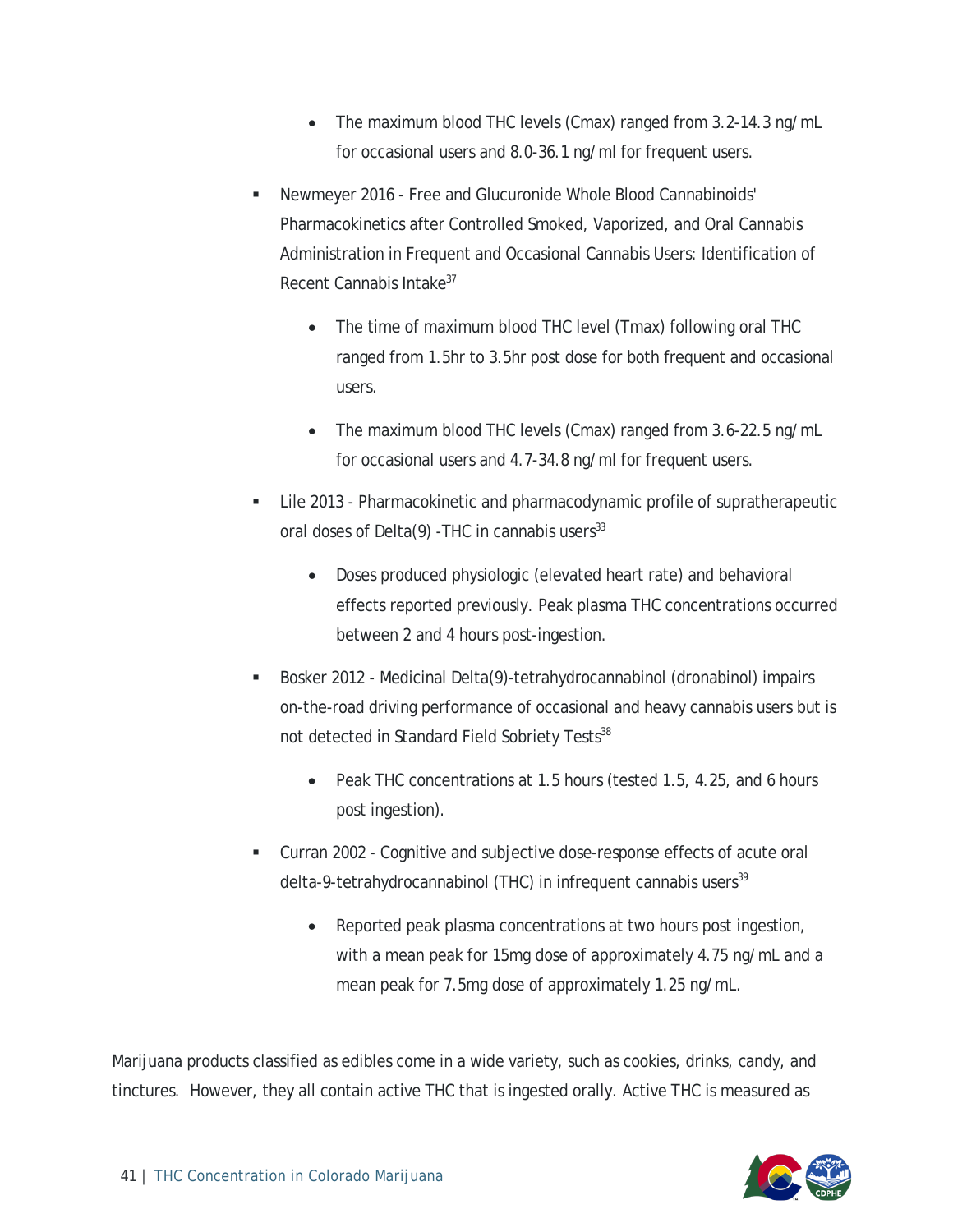- The maximum blood THC levels (Cmax) ranged from 3.2-14.3 ng/mL for occasional users and 8.0-36.1 ng/ml for frequent users.

- Newmeyer 2016 - Free and Glucuronide Whole Blood Cannabinoids' Pharmacokinetics after Controlled Smoked, Vaporized, and Oral Cannabis Administration in Frequent and Occasional Cannabis Users: Identification of Recent Cannabis Intake[37]
    - The time of maximum blood THC level (Tmax) following oral THC ranged from 1.5hr to 3.5hr post dose for both frequent and occasional users.
    - The maximum blood THC levels (Cmax) ranged from 3.6-22.5 ng/mL for occasional users and 4.7-34.8 ng/ml for frequent users.
- Lile 2013 - Pharmacokinetic and pharmacodynamic profile of supratherapeutic oral doses of Delta(9) -THC in cannabis users[33]
    - Doses produced physiologic (elevated heart rate) and behavioral effects reported previously. Peak plasma THC concentrations occurred between 2 and 4 hours post-ingestion.
- Bosker 2012 - Medicinal Delta(9)-tetrahydrocannabinol (dronabinol) impairs on-the-road driving performance of occasional and heavy cannabis users but is not detected in Standard Field Sobriety Tests[38]
    - Peak THC concentrations at 1.5 hours (tested 1.5, 4.25, and 6 hours post ingestion).
- Curran 2002 - Cognitive and subjective dose-response effects of acute oral delta-9-tetrahydrocannabinol (THC) in infrequent cannabis users[39]
    - Reported peak plasma concentrations at two hours post ingestion, with a mean peak for 15mg dose of approximately 4.75 ng/mL and a mean peak for 7.5mg dose of approximately 1.25 ng/mL.

Marijuana products classified as edibles come in a wide variety, such as cookies, drinks, candy, and tinctures. However, they all contain active THC that is ingested orally. Active THC is measured as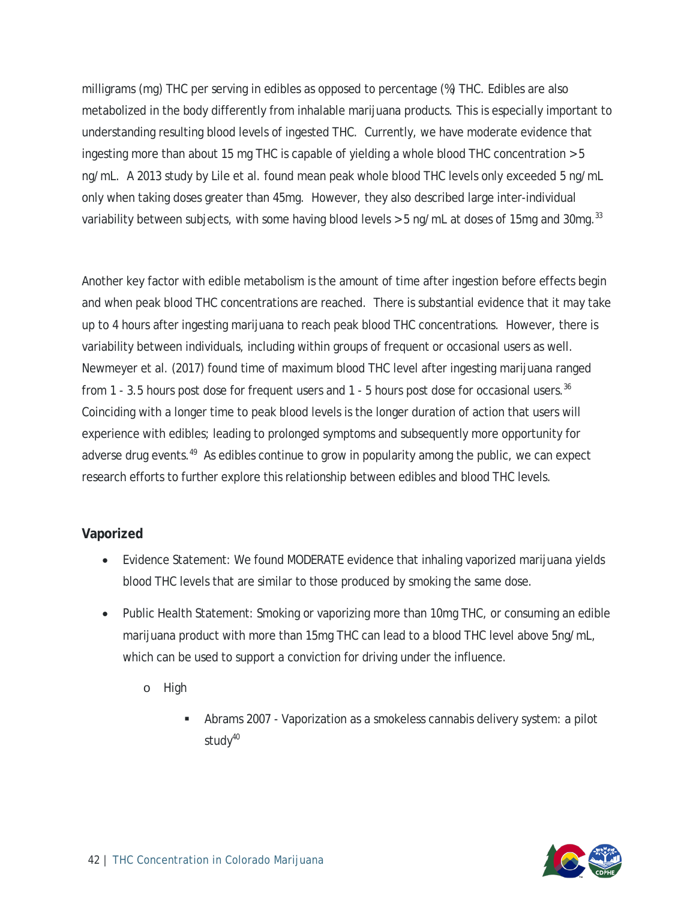milligrams (mg) THC per serving in edibles as opposed to percentage (%) THC. Edibles are also metabolized in the body differently from inhalable marijuana products. This is especially important to understanding resulting blood levels of ingested THC. Currently, we have moderate evidence that ingesting more than about 15 mg THC is capable of yielding a whole blood THC concentration >5 ng/mL. A 2013 study by Lile et al. found mean peak whole blood THC levels only exceeded 5 ng/mL only when taking doses greater than 45mg. However, they also described large inter-individual variability between subjects, with some having blood levels >5 ng/mL at doses of 15mg and 30mg.[33]

Another key factor with edible metabolism is the amount of time after ingestion before effects begin and when peak blood THC concentrations are reached. There is substantial evidence that it may take up to 4 hours after ingesting marijuana to reach peak blood THC concentrations. However, there is variability between individuals, including within groups of frequent or occasional users as well. Newmeyer et al. (2017) found time of maximum blood THC level after ingesting marijuana ranged from 1 - 3.5 hours post dose for frequent users and 1 - 5 hours post dose for occasional users.[36] Coinciding with a longer time to peak blood levels is the longer duration of action that users will experience with edibles; leading to prolonged symptoms and subsequently more opportunity for adverse drug events.[49] As edibles continue to grow in popularity among the public, we can expect research efforts to further explore this relationship between edibles and blood THC levels.

### Vaporized

- Evidence Statement: We found MODERATE evidence that inhaling vaporized marijuana yields blood THC levels that are similar to those produced by smoking the same dose.
- Public Health Statement: Smoking or vaporizing more than 10mg THC, or consuming an edible marijuana product with more than 15mg THC can lead to a blood THC level above 5ng/mL, which can be used to support a conviction for driving under the influence.
    - High
        - Abrams 2007 - Vaporization as a smokeless cannabis delivery system: a pilot study[40]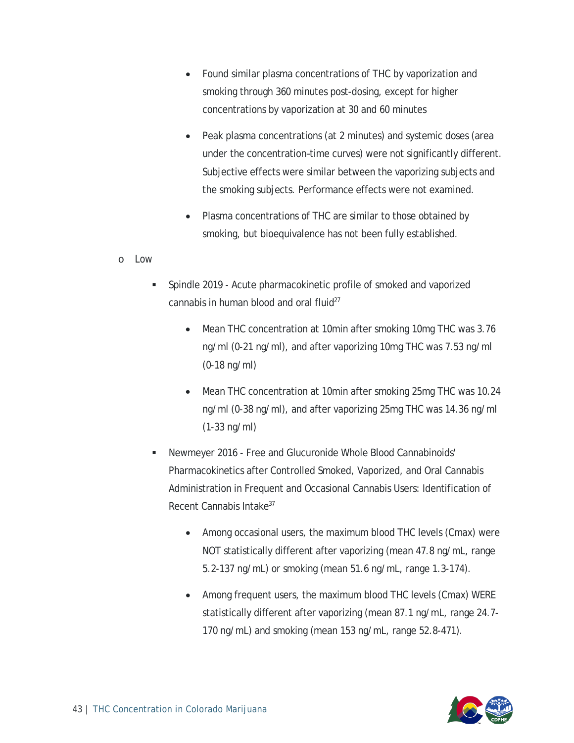- Found similar plasma concentrations of THC by vaporization and smoking through 360 minutes post-dosing, except for higher concentrations by vaporization at 30 and 60 minutes
- Peak plasma concentrations (at 2 minutes) and systemic doses (area under the concentration–time curves) were not significantly different. Subjective effects were similar between the vaporizing subjects and the smoking subjects. Performance effects were not examined.
- Plasma concentrations of THC are similar to those obtained by smoking, but bioequivalence has not been fully established.

- Low
  - Spindle 2019 - Acute pharmacokinetic profile of smoked and vaporized cannabis in human blood and oral fluid[27]
    - Mean THC concentration at 10min after smoking 10mg THC was 3.76 ng/ml (0-21 ng/ml), and after vaporizing 10mg THC was 7.53 ng/ml (0-18 ng/ml)
    - Mean THC concentration at 10min after smoking 25mg THC was 10.24 ng/ml (0-38 ng/ml), and after vaporizing 25mg THC was 14.36 ng/ml (1-33 ng/ml)
  - Newmeyer 2016 - Free and Glucuronide Whole Blood Cannabinoids' Pharmacokinetics after Controlled Smoked, Vaporized, and Oral Cannabis Administration in Frequent and Occasional Cannabis Users: Identification of Recent Cannabis Intake[37]
    - Among occasional users, the maximum blood THC levels (Cmax) were NOT statistically different after vaporizing (mean 47.8 ng/mL, range 5.2-137 ng/mL) or smoking (mean 51.6 ng/mL, range 1.3-174).
    - Among frequent users, the maximum blood THC levels (Cmax) WERE statistically different after vaporizing (mean 87.1 ng/mL, range 24.7-170 ng/mL) and smoking (mean 153 ng/mL, range 52.8-471).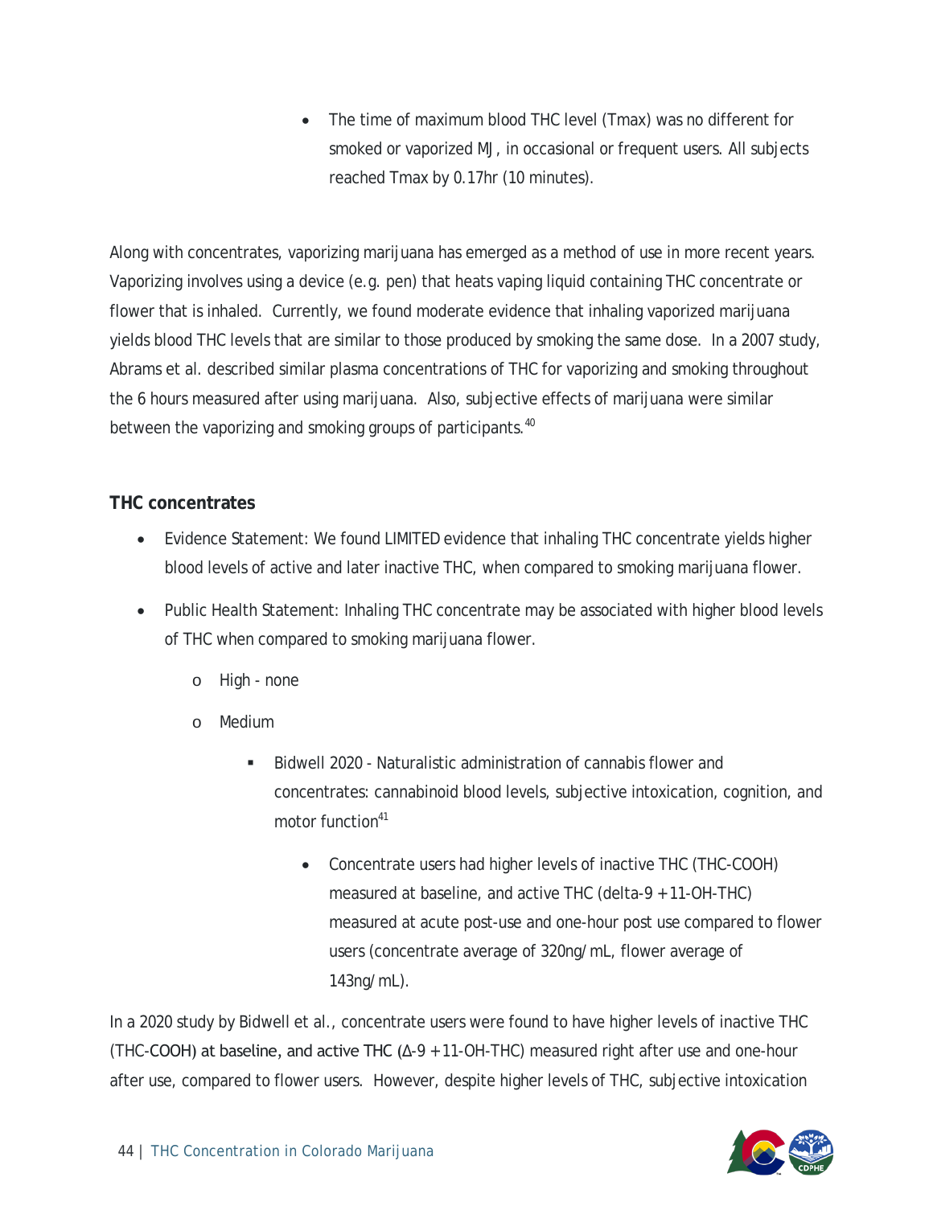- The time of maximum blood THC level (Tmax) was no different for smoked or vaporized MJ, in occasional or frequent users. All subjects reached Tmax by 0.17hr (10 minutes).

Along with concentrates, vaporizing marijuana has emerged as a method of use in more recent years. Vaporizing involves using a device (e.g. pen) that heats vaping liquid containing THC concentrate or flower that is inhaled. Currently, we found moderate evidence that inhaling vaporized marijuana yields blood THC levels that are similar to those produced by smoking the same dose. In a 2007 study, Abrams et al. described similar plasma concentrations of THC for vaporizing and smoking throughout the 6 hours measured after using marijuana. Also, subjective effects of marijuana were similar between the vaporizing and smoking groups of participants.[40]

**THC concentrates**

- Evidence Statement: We found LIMITED evidence that inhaling THC concentrate yields higher blood levels of active and later inactive THC, when compared to smoking marijuana flower.
- Public Health Statement: Inhaling THC concentrate may be associated with higher blood levels of THC when compared to smoking marijuana flower.
  - High - none
  - Medium
    - Bidwell 2020 - Naturalistic administration of cannabis flower and concentrates: cannabinoid blood levels, subjective intoxication, cognition, and motor function[41]
      - Concentrate users had higher levels of inactive THC (THC-COOH) measured at baseline, and active THC (delta-9 + 11-OH-THC) measured at acute post-use and one-hour post use compared to flower users (concentrate average of 320ng/mL, flower average of 143ng/mL).

In a 2020 study by Bidwell et al., concentrate users were found to have higher levels of inactive THC (THC-COOH) at baseline, and active THC (Δ-9 + 11-OH-THC) measured right after use and one-hour after use, compared to flower users. However, despite higher levels of THC, subjective intoxication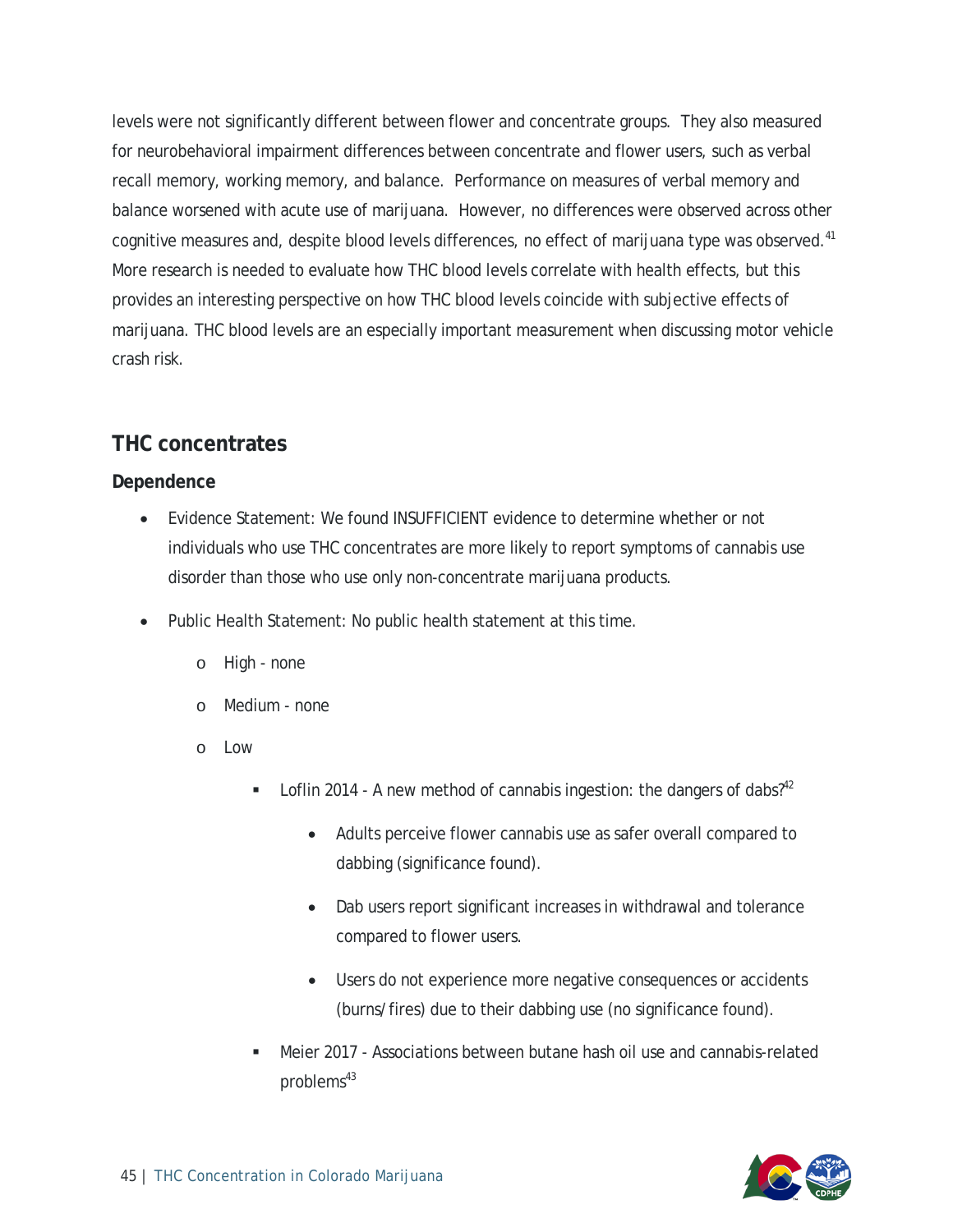levels were not significantly different between flower and concentrate groups. They also measured for neurobehavioral impairment differences between concentrate and flower users, such as verbal recall memory, working memory, and balance. Performance on measures of verbal memory and balance worsened with acute use of marijuana. However, no differences were observed across other cognitive measures and, despite blood levels differences, no effect of marijuana type was observed.[41] More research is needed to evaluate how THC blood levels correlate with health effects, but this provides an interesting perspective on how THC blood levels coincide with subjective effects of marijuana. THC blood levels are an especially important measurement when discussing motor vehicle crash risk.

## THC concentrates

### Dependence

- Evidence Statement: We found INSUFFICIENT evidence to determine whether or not individuals who use THC concentrates are more likely to report symptoms of cannabis use disorder than those who use only non-concentrate marijuana products.
- Public Health Statement: No public health statement at this time.
    - High - none
    - Medium - none
    - Low
        - Loflin 2014 - A new method of cannabis ingestion: the dangers of dabs?[42]
            - Adults perceive flower cannabis use as safer overall compared to dabbing (significance found).
            - Dab users report significant increases in withdrawal and tolerance compared to flower users.
            - Users do not experience more negative consequences or accidents (burns/fires) due to their dabbing use (no significance found).
        - Meier 2017 - Associations between butane hash oil use and cannabis-related problems[43]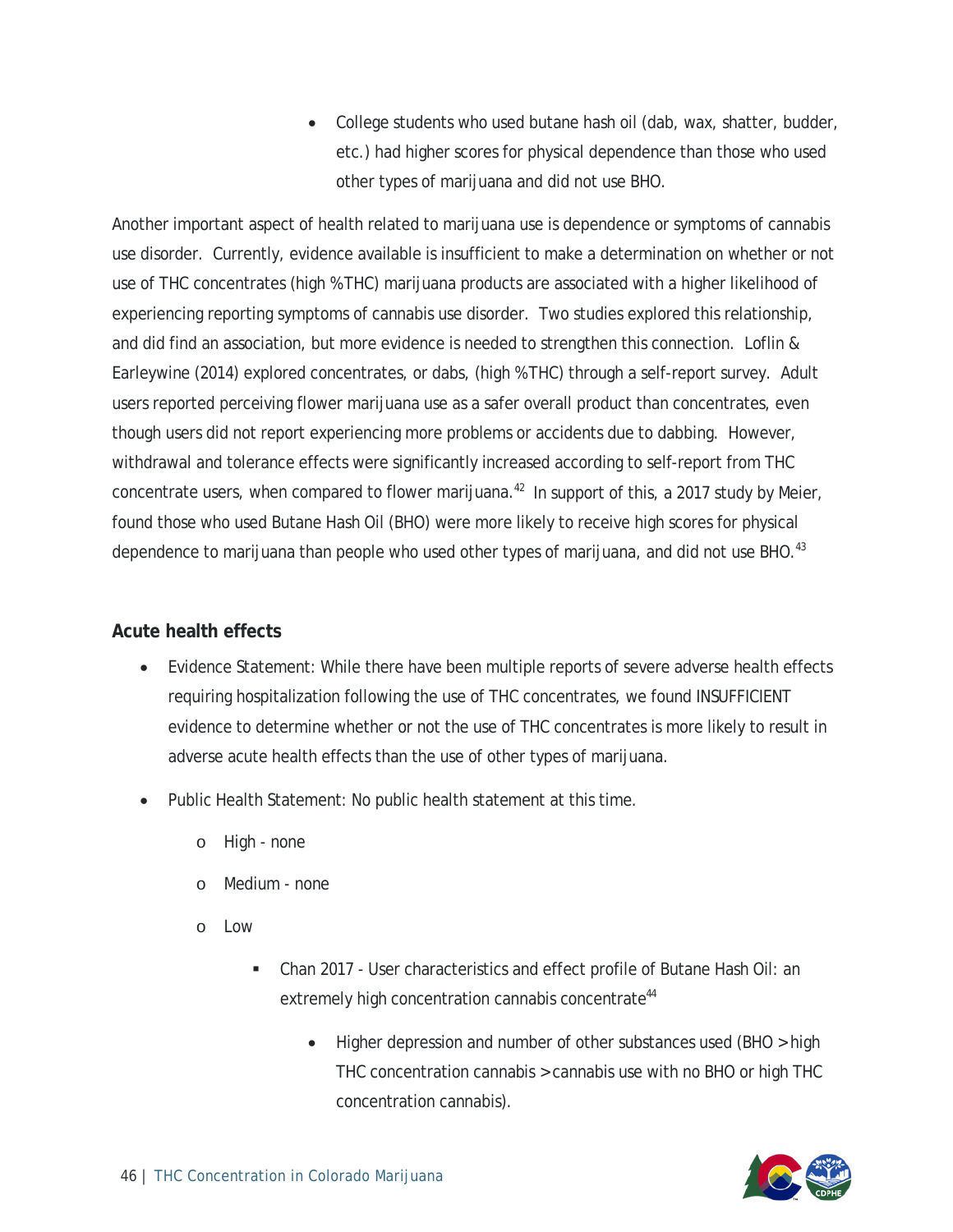- College students who used butane hash oil (dab, wax, shatter, budder, etc.) had higher scores for physical dependence than those who used other types of marijuana and did not use BHO.

Another important aspect of health related to marijuana use is dependence or symptoms of cannabis use disorder. Currently, evidence available is insufficient to make a determination on whether or not use of THC concentrates (high %THC) marijuana products are associated with a higher likelihood of experiencing reporting symptoms of cannabis use disorder. Two studies explored this relationship, and did find an association, but more evidence is needed to strengthen this connection. Loflin & Earleywine (2014) explored concentrates, or dabs, (high %THC) through a self-report survey. Adult users reported perceiving flower marijuana use as a safer overall product than concentrates, even though users did not report experiencing more problems or accidents due to dabbing. However, withdrawal and tolerance effects were significantly increased according to self-report from THC concentrate users, when compared to flower marijuana.[42] In support of this, a 2017 study by Meier, found those who used Butane Hash Oil (BHO) were more likely to receive high scores for physical dependence to marijuana than people who used other types of marijuana, and did not use BHO.[43]

## Acute health effects

- Evidence Statement: While there have been multiple reports of severe adverse health effects requiring hospitalization following the use of THC concentrates, we found INSUFFICIENT evidence to determine whether or not the use of THC concentrates is more likely to result in adverse acute health effects than the use of other types of marijuana.
- Public Health Statement: No public health statement at this time.
  - High - none
  - Medium - none
  - Low
    - Chan 2017 - User characteristics and effect profile of Butane Hash Oil: an extremely high concentration cannabis concentrate[44]
      - Higher depression and number of other substances used (BHO > high THC concentration cannabis > cannabis use with no BHO or high THC concentration cannabis).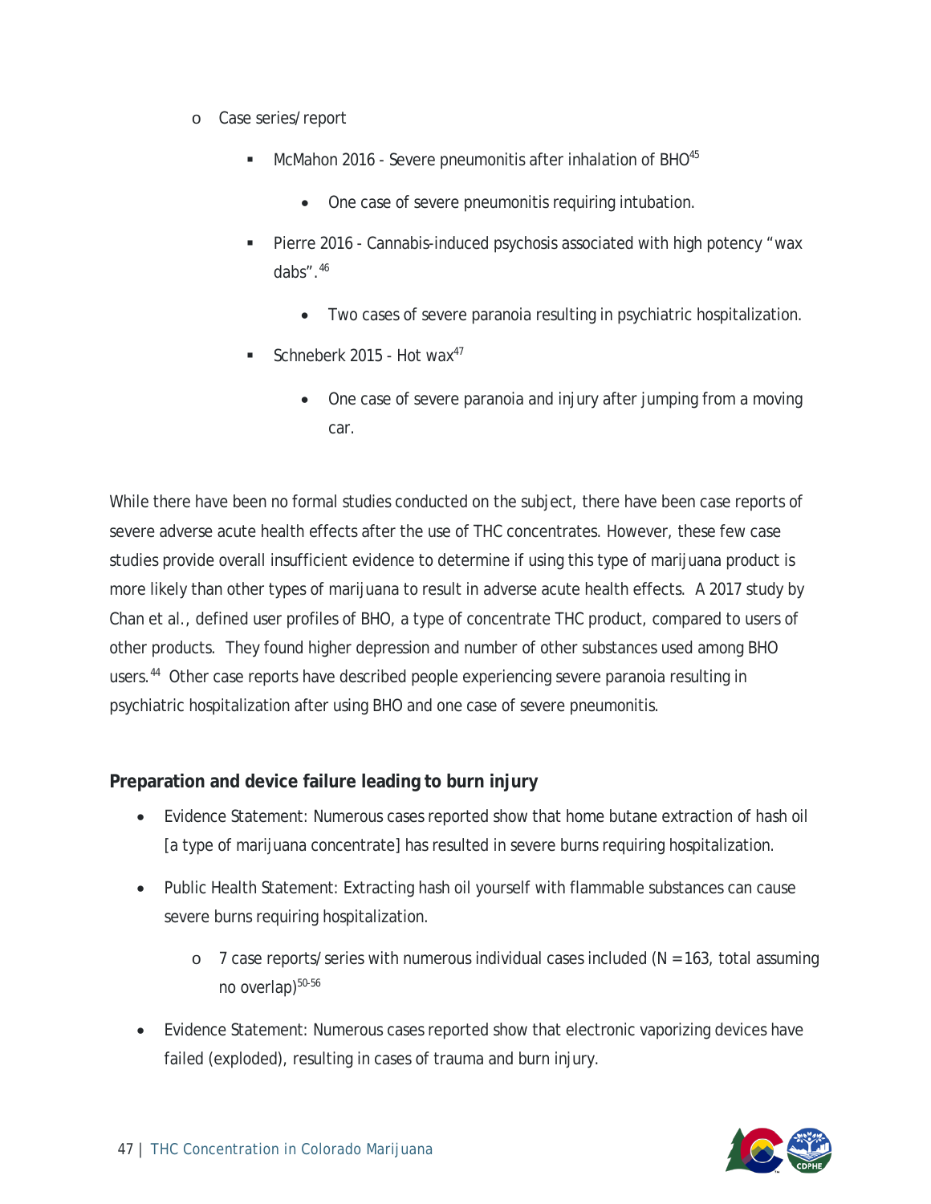- Case series/report
    - McMahon 2016 - Severe pneumonitis after inhalation of BHO[45]
        - One case of severe pneumonitis requiring intubation.
    - Pierre 2016 - Cannabis-induced psychosis associated with high potency "wax dabs".[46]
        - Two cases of severe paranoia resulting in psychiatric hospitalization.
    - Schneberk 2015 - Hot wax[47]
        - One case of severe paranoia and injury after jumping from a moving car.

While there have been no formal studies conducted on the subject, there have been case reports of severe adverse acute health effects after the use of THC concentrates. However, these few case studies provide overall insufficient evidence to determine if using this type of marijuana product is more likely than other types of marijuana to result in adverse acute health effects. A 2017 study by Chan et al., defined user profiles of BHO, a type of concentrate THC product, compared to users of other products. They found higher depression and number of other substances used among BHO users.[44] Other case reports have described people experiencing severe paranoia resulting in psychiatric hospitalization after using BHO and one case of severe pneumonitis.

### Preparation and device failure leading to burn injury

- Evidence Statement: Numerous cases reported show that home butane extraction of hash oil [a type of marijuana concentrate] has resulted in severe burns requiring hospitalization.
- Public Health Statement: Extracting hash oil yourself with flammable substances can cause severe burns requiring hospitalization.
    - 7 case reports/series with numerous individual cases included (N = 163, total assuming no overlap)[50-56]
- Evidence Statement: Numerous cases reported show that electronic vaporizing devices have failed (exploded), resulting in cases of trauma and burn injury.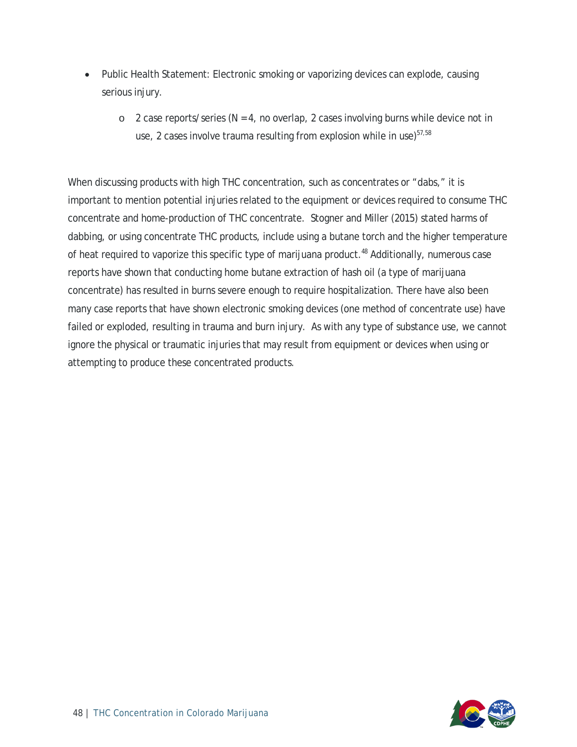- Public Health Statement: Electronic smoking or vaporizing devices can explode, causing serious injury.
  - 2 case reports/series (N = 4, no overlap, 2 cases involving burns while device not in use, 2 cases involve trauma resulting from explosion while in use)[57,58]

When discussing products with high THC concentration, such as concentrates or "dabs," it is important to mention potential injuries related to the equipment or devices required to consume THC concentrate and home-production of THC concentrate. Stogner and Miller (2015) stated harms of dabbing, or using concentrate THC products, include using a butane torch and the higher temperature of heat required to vaporize this specific type of marijuana product.[48] Additionally, numerous case reports have shown that conducting home butane extraction of hash oil (a type of marijuana concentrate) has resulted in burns severe enough to require hospitalization. There have also been many case reports that have shown electronic smoking devices (one method of concentrate use) have failed or exploded, resulting in trauma and burn injury. As with any type of substance use, we cannot ignore the physical or traumatic injuries that may result from equipment or devices when using or attempting to produce these concentrated products.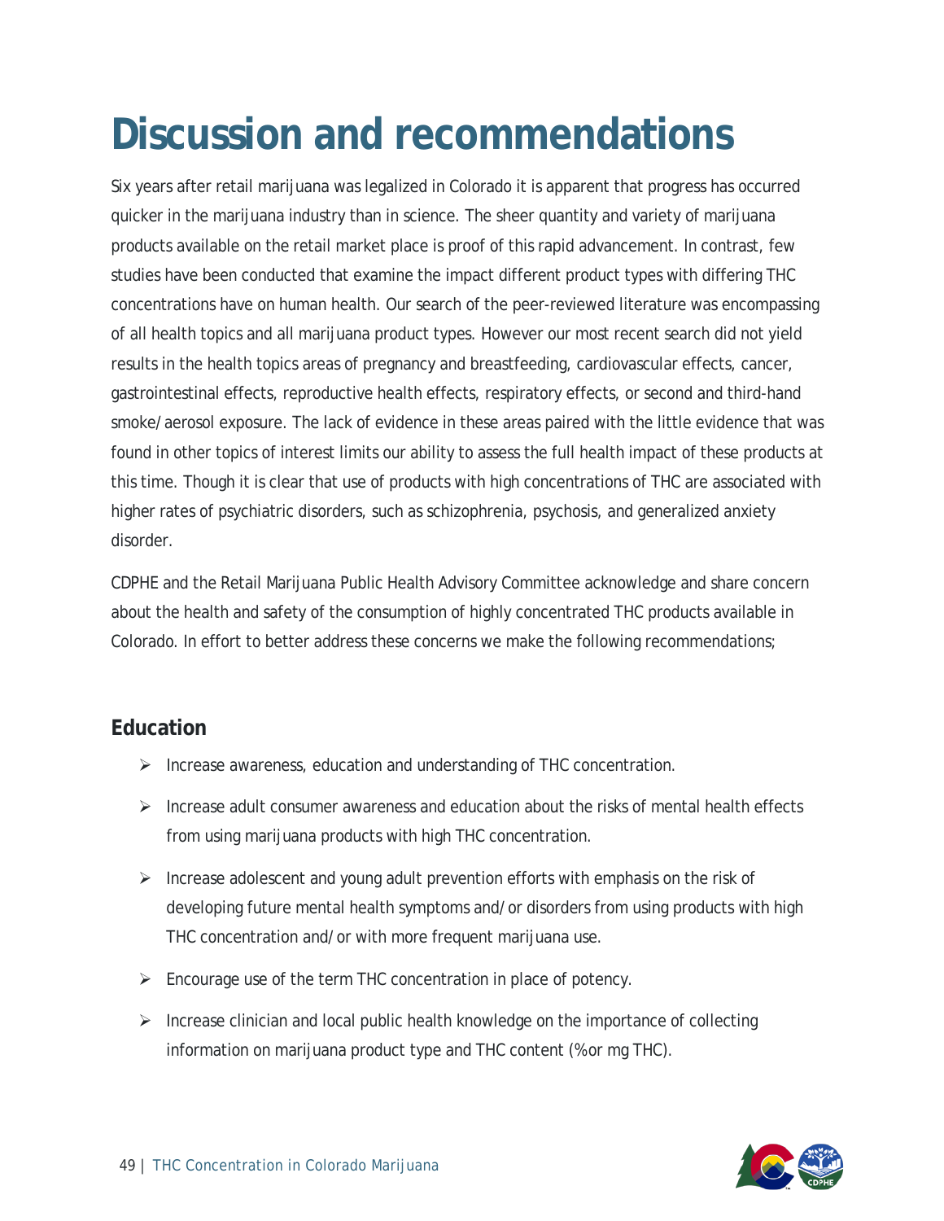# Discussion and recommendations

Six years after retail marijuana was legalized in Colorado it is apparent that progress has occurred quicker in the marijuana industry than in science. The sheer quantity and variety of marijuana products available on the retail market place is proof of this rapid advancement. In contrast, few studies have been conducted that examine the impact different product types with differing THC concentrations have on human health. Our search of the peer-reviewed literature was encompassing of all health topics and all marijuana product types. However our most recent search did not yield results in the health topics areas of pregnancy and breastfeeding, cardiovascular effects, cancer, gastrointestinal effects, reproductive health effects, respiratory effects, or second and third-hand smoke/aerosol exposure. The lack of evidence in these areas paired with the little evidence that was found in other topics of interest limits our ability to assess the full health impact of these products at this time. Though it is clear that use of products with high concentrations of THC are associated with higher rates of psychiatric disorders, such as schizophrenia, psychosis, and generalized anxiety disorder.

CDPHE and the Retail Marijuana Public Health Advisory Committee acknowledge and share concern about the health and safety of the consumption of highly concentrated THC products available in Colorado. In effort to better address these concerns we make the following recommendations;

## Education

- Increase awareness, education and understanding of THC concentration.
- Increase adult consumer awareness and education about the risks of mental health effects from using marijuana products with high THC concentration.
- Increase adolescent and young adult prevention efforts with emphasis on the risk of developing future mental health symptoms and/or disorders from using products with high THC concentration and/or with more frequent marijuana use.
- Encourage use of the term THC concentration in place of potency.
- Increase clinician and local public health knowledge on the importance of collecting information on marijuana product type and THC content (% or mg THC).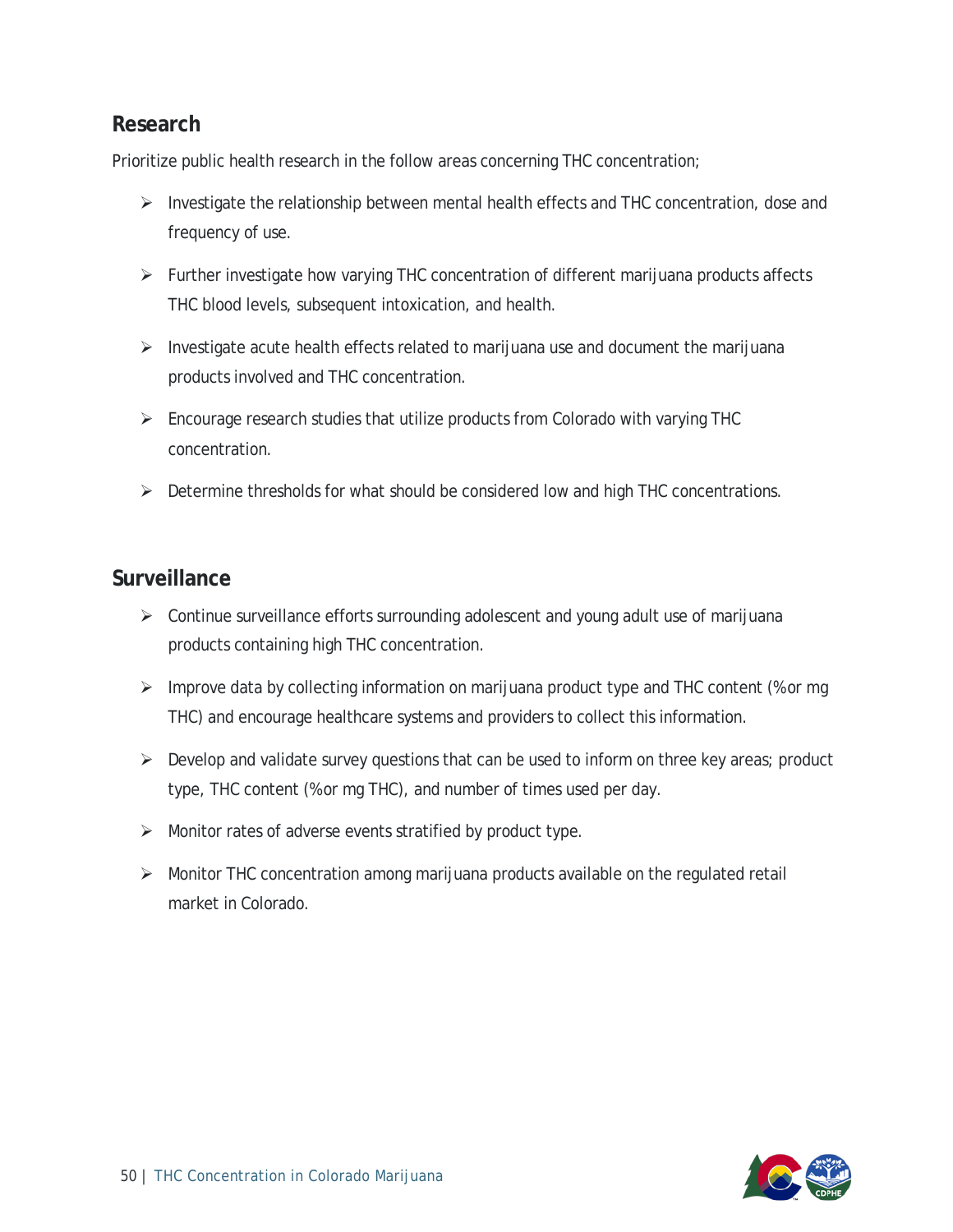## Research

Prioritize public health research in the follow areas concerning THC concentration;

- Investigate the relationship between mental health effects and THC concentration, dose and frequency of use.
- Further investigate how varying THC concentration of different marijuana products affects THC blood levels, subsequent intoxication, and health.
- Investigate acute health effects related to marijuana use and document the marijuana products involved and THC concentration.
- Encourage research studies that utilize products from Colorado with varying THC concentration.
- Determine thresholds for what should be considered low and high THC concentrations.

## Surveillance

- Continue surveillance efforts surrounding adolescent and young adult use of marijuana products containing high THC concentration.
- Improve data by collecting information on marijuana product type and THC content (% or mg THC) and encourage healthcare systems and providers to collect this information.
- Develop and validate survey questions that can be used to inform on three key areas; product type, THC content (% or mg THC), and number of times used per day.
- Monitor rates of adverse events stratified by product type.
- Monitor THC concentration among marijuana products available on the regulated retail market in Colorado.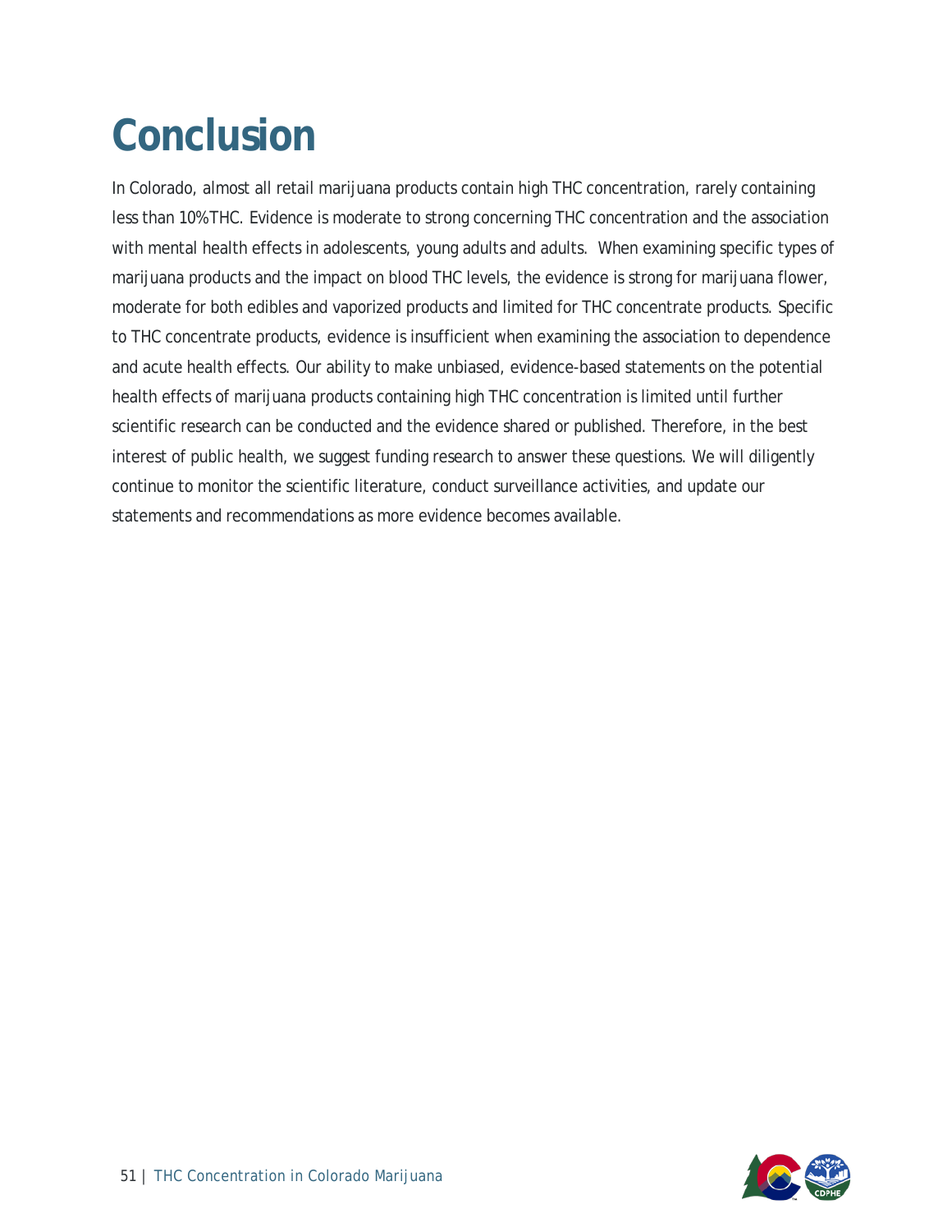# Conclusion

In Colorado, almost all retail marijuana products contain high THC concentration, rarely containing less than 10% THC. Evidence is moderate to strong concerning THC concentration and the association with mental health effects in adolescents, young adults and adults. When examining specific types of marijuana products and the impact on blood THC levels, the evidence is strong for marijuana flower, moderate for both edibles and vaporized products and limited for THC concentrate products. Specific to THC concentrate products, evidence is insufficient when examining the association to dependence and acute health effects. Our ability to make unbiased, evidence-based statements on the potential health effects of marijuana products containing high THC concentration is limited until further scientific research can be conducted and the evidence shared or published. Therefore, in the best interest of public health, we suggest funding research to answer these questions. We will diligently continue to monitor the scientific literature, conduct surveillance activities, and update our statements and recommendations as more evidence becomes available.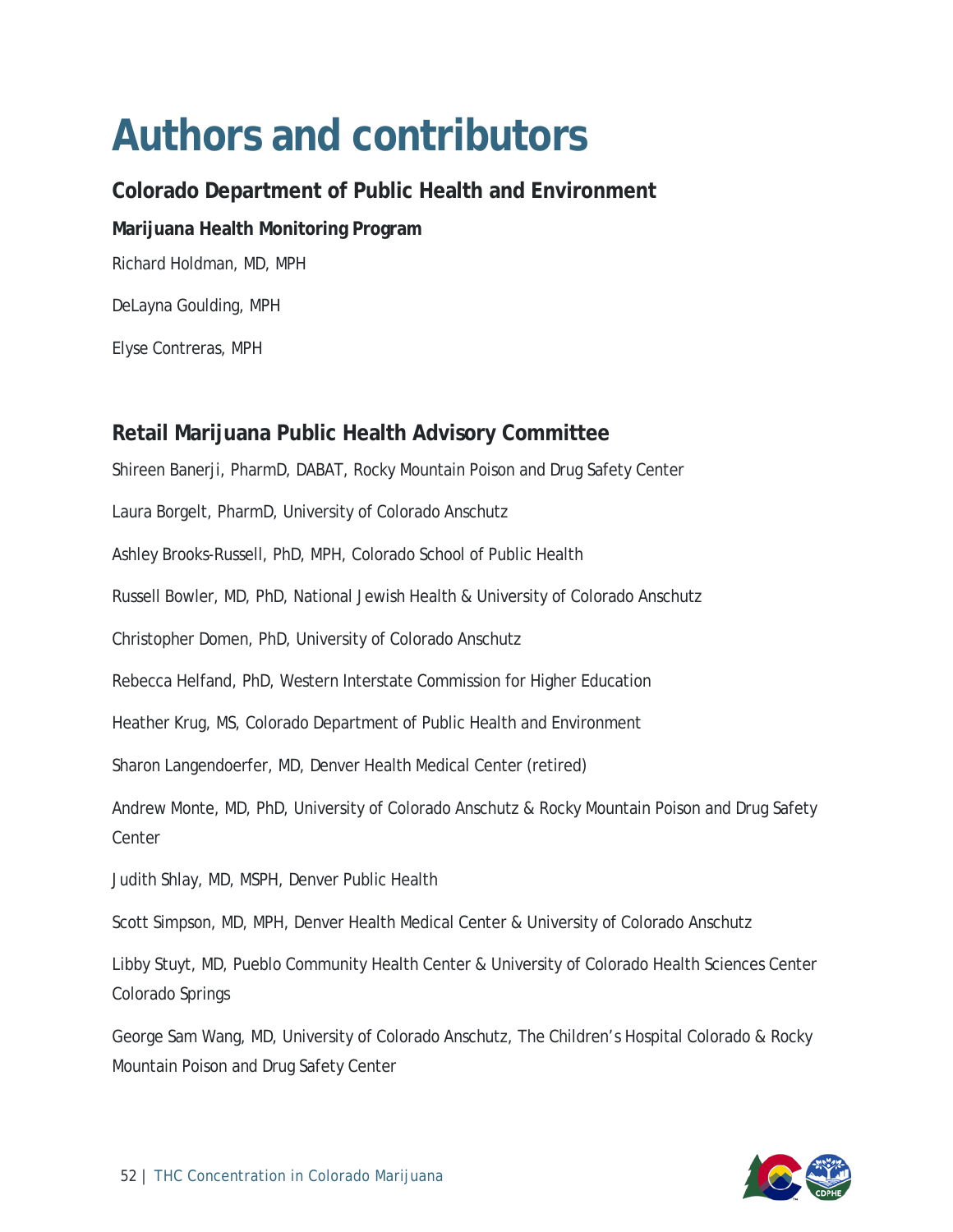# Authors and contributors

## Colorado Department of Public Health and Environment

### Marijuana Health Monitoring Program

Richard Holdman, MD, MPH

DeLayna Goulding, MPH

Elyse Contreras, MPH

## Retail Marijuana Public Health Advisory Committee

Shireen Banerji, PharmD, DABAT, Rocky Mountain Poison and Drug Safety Center

Laura Borgelt, PharmD, University of Colorado Anschutz

Ashley Brooks-Russell, PhD, MPH, Colorado School of Public Health

Russell Bowler, MD, PhD, National Jewish Health & University of Colorado Anschutz

Christopher Domen, PhD, University of Colorado Anschutz

Rebecca Helfand, PhD, Western Interstate Commission for Higher Education

Heather Krug, MS, Colorado Department of Public Health and Environment

Sharon Langendoerfer, MD, Denver Health Medical Center (retired)

Andrew Monte, MD, PhD, University of Colorado Anschutz & Rocky Mountain Poison and Drug Safety Center

Judith Shlay, MD, MSPH, Denver Public Health

Scott Simpson, MD, MPH, Denver Health Medical Center & University of Colorado Anschutz

Libby Stuyt, MD, Pueblo Community Health Center & University of Colorado Health Sciences Center Colorado Springs

George Sam Wang, MD, University of Colorado Anschutz, The Children's Hospital Colorado & Rocky Mountain Poison and Drug Safety Center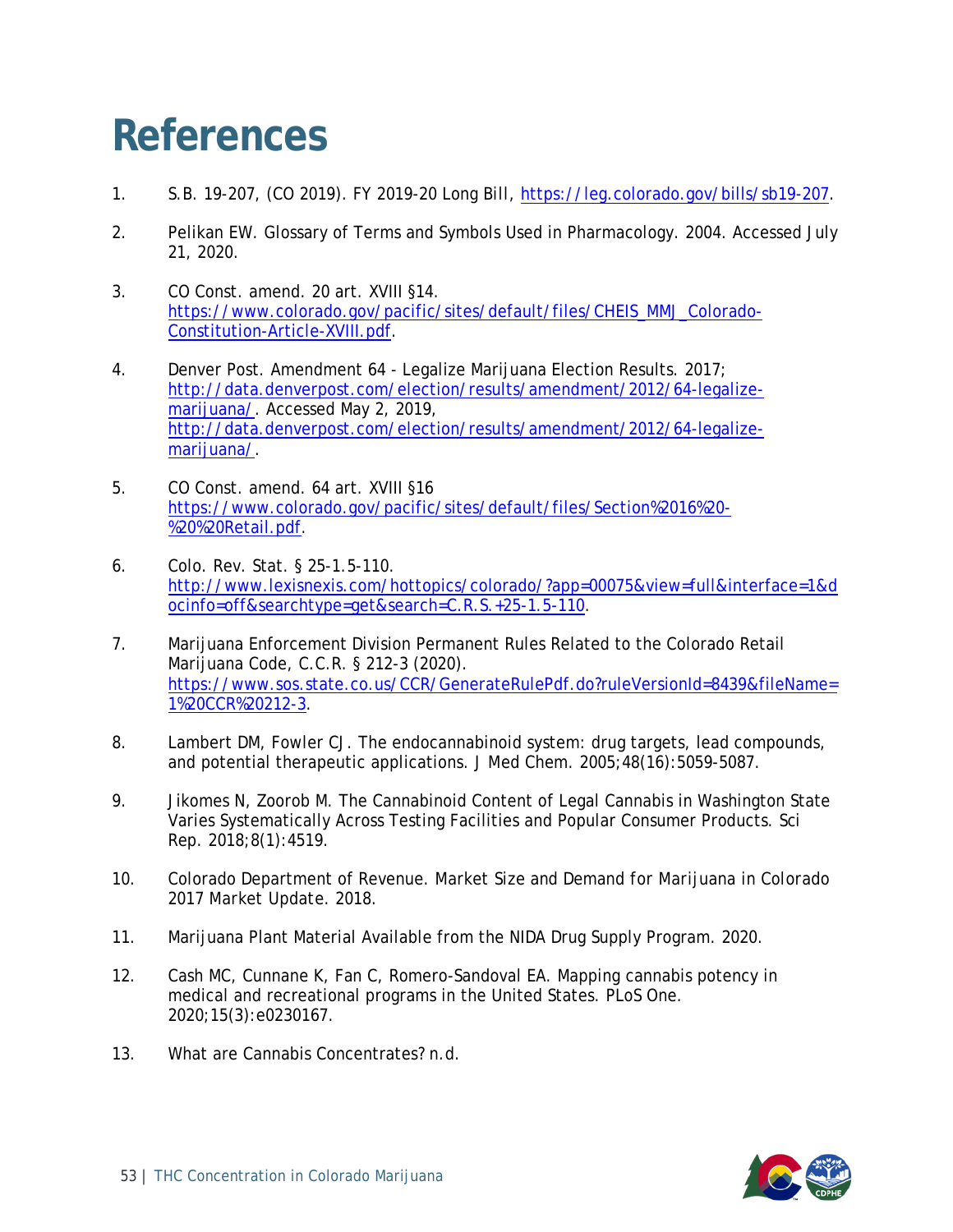# References

1. S.B. 19-207, (CO 2019). FY 2019-20 Long Bill, https://leg.colorado.gov/bills/sb19-207.

2. Pelikan EW. Glossary of Terms and Symbols Used in Pharmacology. 2004. Accessed July 21, 2020.

3. CO Const. amend. 20 art. XVIII §14. https://www.colorado.gov/pacific/sites/default/files/CHEIS_MMJ_Colorado-Constitution-Article-XVIII.pdf.

4. Denver Post. Amendment 64 - Legalize Marijuana Election Results. 2017; http://data.denverpost.com/election/results/amendment/2012/64-legalize-marijuana/. Accessed May 2, 2019, http://data.denverpost.com/election/results/amendment/2012/64-legalize-marijuana/.

5. CO Const. amend. 64 art. XVIII §16 https://www.colorado.gov/pacific/sites/default/files/Section%2016%20-%20%20Retail.pdf.

6. Colo. Rev. Stat. § 25-1.5-110. http://www.lexisnexis.com/hottopics/colorado/?app=00075&view=full&interface=1&docinfo=off&searchtype=get&search=C.R.S.+25-1.5-110.

7. Marijuana Enforcement Division Permanent Rules Related to the Colorado Retail Marijuana Code, C.C.R. § 212-3 (2020). https://www.sos.state.co.us/CCR/GenerateRulePdf.do?ruleVersionId=8439&fileName=1%20CCR%20212-3.

8. Lambert DM, Fowler CJ. The endocannabinoid system: drug targets, lead compounds, and potential therapeutic applications. J Med Chem. 2005;48(16):5059-5087.

9. Jikomes N, Zoorob M. The Cannabinoid Content of Legal Cannabis in Washington State Varies Systematically Across Testing Facilities and Popular Consumer Products. Sci Rep. 2018;8(1):4519.

10. Colorado Department of Revenue. Market Size and Demand for Marijuana in Colorado 2017 Market Update. 2018.

11. Marijuana Plant Material Available from the NIDA Drug Supply Program. 2020.

12. Cash MC, Cunnane K, Fan C, Romero-Sandoval EA. Mapping cannabis potency in medical and recreational programs in the United States. PLoS One. 2020;15(3):e0230167.

13. What are Cannabis Concentrates? n.d.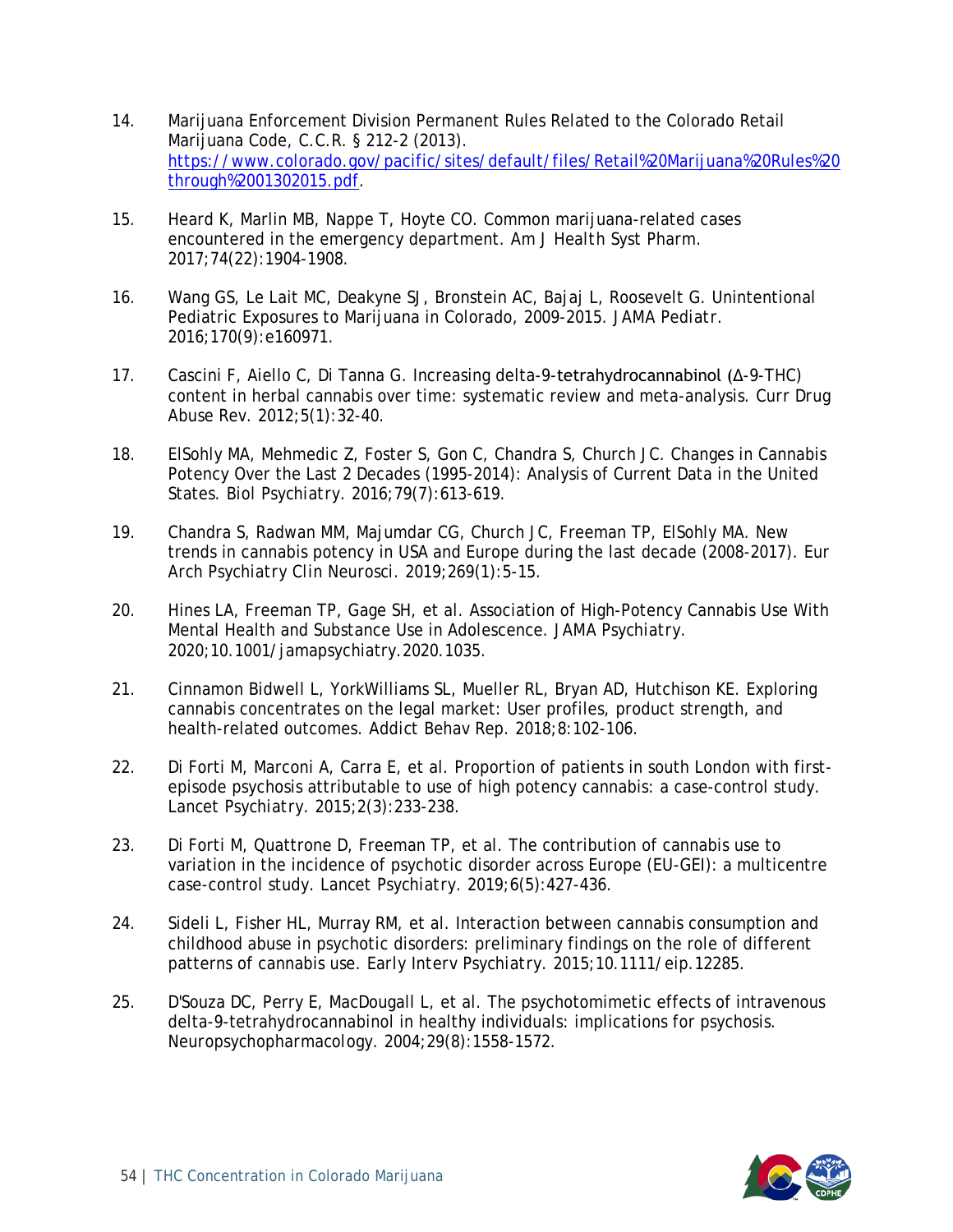14. Marijuana Enforcement Division Permanent Rules Related to the Colorado Retail Marijuana Code, C.C.R. § 212-2 (2013). https://www.colorado.gov/pacific/sites/default/files/Retail%20Marijuana%20Rules%20through%2001302015.pdf.

15. Heard K, Marlin MB, Nappe T, Hoyte CO. Common marijuana-related cases encountered in the emergency department. Am J Health Syst Pharm. 2017;74(22):1904-1908.

16. Wang GS, Le Lait MC, Deakyne SJ, Bronstein AC, Bajaj L, Roosevelt G. Unintentional Pediatric Exposures to Marijuana in Colorado, 2009-2015. JAMA Pediatr. 2016;170(9):e160971.

17. Cascini F, Aiello C, Di Tanna G. Increasing delta-9-tetrahydrocannabinol (Δ-9-THC) content in herbal cannabis over time: systematic review and meta-analysis. Curr Drug Abuse Rev. 2012;5(1):32-40.

18. ElSohly MA, Mehmedic Z, Foster S, Gon C, Chandra S, Church JC. Changes in Cannabis Potency Over the Last 2 Decades (1995-2014): Analysis of Current Data in the United States. Biol Psychiatry. 2016;79(7):613-619.

19. Chandra S, Radwan MM, Majumdar CG, Church JC, Freeman TP, ElSohly MA. New trends in cannabis potency in USA and Europe during the last decade (2008-2017). Eur Arch Psychiatry Clin Neurosci. 2019;269(1):5-15.

20. Hines LA, Freeman TP, Gage SH, et al. Association of High-Potency Cannabis Use With Mental Health and Substance Use in Adolescence. JAMA Psychiatry. 2020;10.1001/jamapsychiatry.2020.1035.

21. Cinnamon Bidwell L, YorkWilliams SL, Mueller RL, Bryan AD, Hutchison KE. Exploring cannabis concentrates on the legal market: User profiles, product strength, and health-related outcomes. Addict Behav Rep. 2018;8:102-106.

22. Di Forti M, Marconi A, Carra E, et al. Proportion of patients in south London with first-episode psychosis attributable to use of high potency cannabis: a case-control study. Lancet Psychiatry. 2015;2(3):233-238.

23. Di Forti M, Quattrone D, Freeman TP, et al. The contribution of cannabis use to variation in the incidence of psychotic disorder across Europe (EU-GEI): a multicentre case-control study. Lancet Psychiatry. 2019;6(5):427-436.

24. Sideli L, Fisher HL, Murray RM, et al. Interaction between cannabis consumption and childhood abuse in psychotic disorders: preliminary findings on the role of different patterns of cannabis use. Early Interv Psychiatry. 2015;10.1111/eip.12285.

25. D'Souza DC, Perry E, MacDougall L, et al. The psychotomimetic effects of intravenous delta-9-tetrahydrocannabinol in healthy individuals: implications for psychosis. Neuropsychopharmacology. 2004;29(8):1558-1572.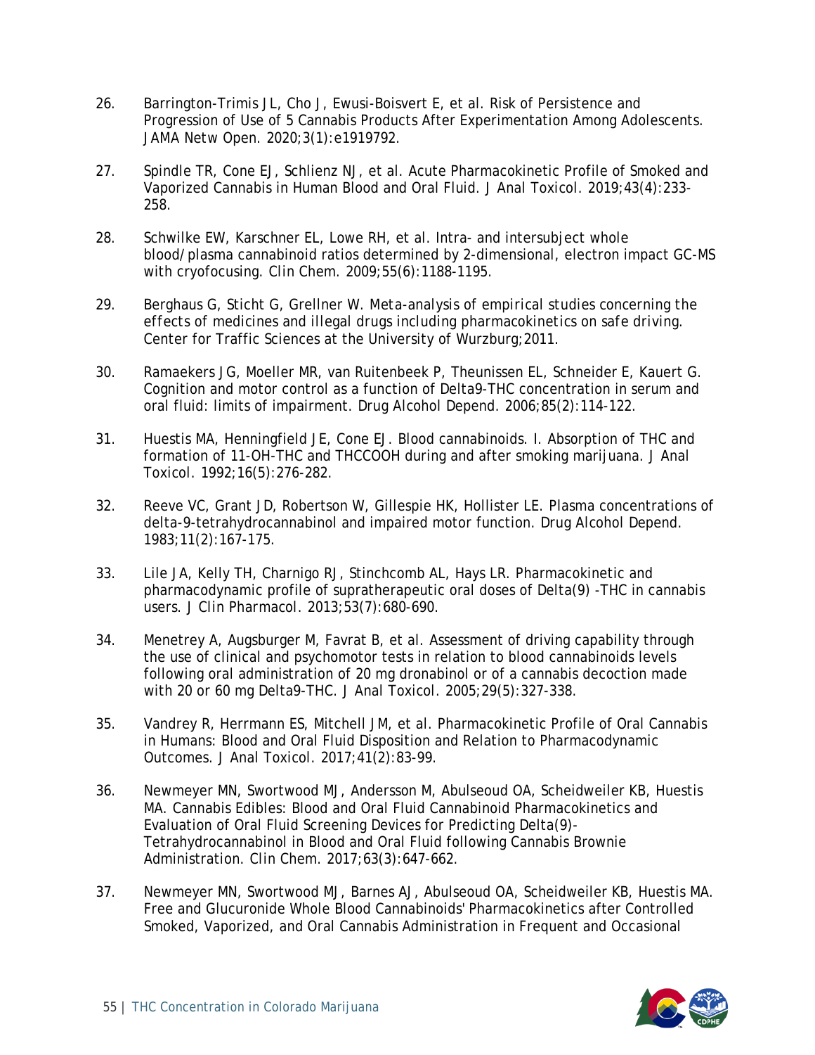26. Barrington-Trimis JL, Cho J, Ewusi-Boisvert E, et al. Risk of Persistence and Progression of Use of 5 Cannabis Products After Experimentation Among Adolescents. JAMA Netw Open. 2020;3(1):e1919792.

27. Spindle TR, Cone EJ, Schlienz NJ, et al. Acute Pharmacokinetic Profile of Smoked and Vaporized Cannabis in Human Blood and Oral Fluid. J Anal Toxicol. 2019;43(4):233-258.

28. Schwilke EW, Karschner EL, Lowe RH, et al. Intra- and intersubject whole blood/plasma cannabinoid ratios determined by 2-dimensional, electron impact GC-MS with cryofocusing. Clin Chem. 2009;55(6):1188-1195.

29. Berghaus G, Sticht G, Grellner W. Meta-analysis of empirical studies concerning the effects of medicines and illegal drugs including pharmacokinetics on safe driving. Center for Traffic Sciences at the University of Wurzburg;2011.

30. Ramaekers JG, Moeller MR, van Ruitenbeek P, Theunissen EL, Schneider E, Kauert G. Cognition and motor control as a function of Delta9-THC concentration in serum and oral fluid: limits of impairment. Drug Alcohol Depend. 2006;85(2):114-122.

31. Huestis MA, Henningfield JE, Cone EJ. Blood cannabinoids. I. Absorption of THC and formation of 11-OH-THC and THCCOOH during and after smoking marijuana. J Anal Toxicol. 1992;16(5):276-282.

32. Reeve VC, Grant JD, Robertson W, Gillespie HK, Hollister LE. Plasma concentrations of delta-9-tetrahydrocannabinol and impaired motor function. Drug Alcohol Depend. 1983;11(2):167-175.

33. Lile JA, Kelly TH, Charnigo RJ, Stinchcomb AL, Hays LR. Pharmacokinetic and pharmacodynamic profile of supratherapeutic oral doses of Delta(9) -THC in cannabis users. J Clin Pharmacol. 2013;53(7):680-690.

34. Menetrey A, Augsburger M, Favrat B, et al. Assessment of driving capability through the use of clinical and psychomotor tests in relation to blood cannabinoids levels following oral administration of 20 mg dronabinol or of a cannabis decoction made with 20 or 60 mg Delta9-THC. J Anal Toxicol. 2005;29(5):327-338.

35. Vandrey R, Herrmann ES, Mitchell JM, et al. Pharmacokinetic Profile of Oral Cannabis in Humans: Blood and Oral Fluid Disposition and Relation to Pharmacodynamic Outcomes. J Anal Toxicol. 2017;41(2):83-99.

36. Newmeyer MN, Swortwood MJ, Andersson M, Abulseoud OA, Scheidweiler KB, Huestis MA. Cannabis Edibles: Blood and Oral Fluid Cannabinoid Pharmacokinetics and Evaluation of Oral Fluid Screening Devices for Predicting Delta(9)-Tetrahydrocannabinol in Blood and Oral Fluid following Cannabis Brownie Administration. Clin Chem. 2017;63(3):647-662.

37. Newmeyer MN, Swortwood MJ, Barnes AJ, Abulseoud OA, Scheidweiler KB, Huestis MA. Free and Glucuronide Whole Blood Cannabinoids' Pharmacokinetics after Controlled Smoked, Vaporized, and Oral Cannabis Administration in Frequent and Occasional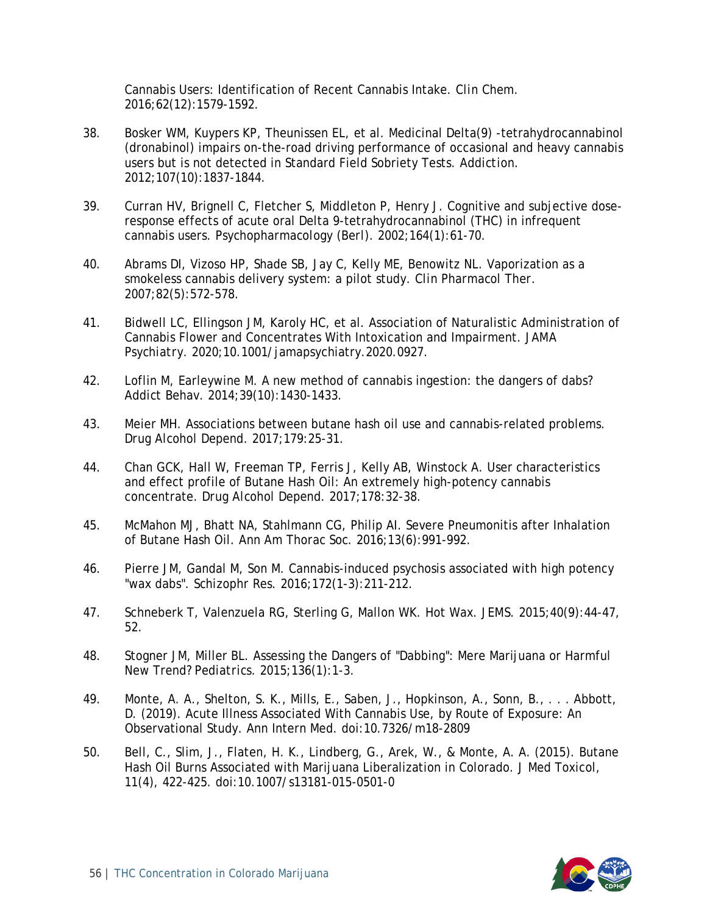Cannabis Users: Identification of Recent Cannabis Intake. *Clin Chem.* 2016;62(12):1579-1592.

38. Bosker WM, Kuypers KP, Theunissen EL, et al. Medicinal Delta(9) -tetrahydrocannabinol (dronabinol) impairs on-the-road driving performance of occasional and heavy cannabis users but is not detected in Standard Field Sobriety Tests. *Addiction.* 2012;107(10):1837-1844.

39. Curran HV, Brignell C, Fletcher S, Middleton P, Henry J. Cognitive and subjective dose-response effects of acute oral Delta 9-tetrahydrocannabinol (THC) in infrequent cannabis users. *Psychopharmacology (Berl).* 2002;164(1):61-70.

40. Abrams DI, Vizoso HP, Shade SB, Jay C, Kelly ME, Benowitz NL. Vaporization as a smokeless cannabis delivery system: a pilot study. *Clin Pharmacol Ther.* 2007;82(5):572-578.

41. Bidwell LC, Ellingson JM, Karoly HC, et al. Association of Naturalistic Administration of Cannabis Flower and Concentrates With Intoxication and Impairment. *JAMA Psychiatry.* 2020;10.1001/jamapsychiatry.2020.0927.

42. Loflin M, Earleywine M. A new method of cannabis ingestion: the dangers of dabs? *Addict Behav.* 2014;39(10):1430-1433.

43. Meier MH. Associations between butane hash oil use and cannabis-related problems. *Drug Alcohol Depend.* 2017;179:25-31.

44. Chan GCK, Hall W, Freeman TP, Ferris J, Kelly AB, Winstock A. User characteristics and effect profile of Butane Hash Oil: An extremely high-potency cannabis concentrate. *Drug Alcohol Depend.* 2017;178:32-38.

45. McMahon MJ, Bhatt NA, Stahlmann CG, Philip AI. Severe Pneumonitis after Inhalation of Butane Hash Oil. *Ann Am Thorac Soc.* 2016;13(6):991-992.

46. Pierre JM, Gandal M, Son M. Cannabis-induced psychosis associated with high potency "wax dabs". *Schizophr Res.* 2016;172(1-3):211-212.

47. Schneberk T, Valenzuela RG, Sterling G, Mallon WK. Hot Wax. *JEMS.* 2015;40(9):44-47, 52.

48. Stogner JM, Miller BL. Assessing the Dangers of "Dabbing": Mere Marijuana or Harmful New Trend? *Pediatrics.* 2015;136(1):1-3.

49. Monte, A. A., Shelton, S. K., Mills, E., Saben, J., Hopkinson, A., Sonn, B., . . . Abbott, D. (2019). Acute Illness Associated With Cannabis Use, by Route of Exposure: An Observational Study. *Ann Intern Med.* doi:10.7326/m18-2809

50. Bell, C., Slim, J., Flaten, H. K., Lindberg, G., Arek, W., & Monte, A. A. (2015). Butane Hash Oil Burns Associated with Marijuana Liberalization in Colorado. *J Med Toxicol,* 11(4), 422-425. doi:10.1007/s13181-015-0501-0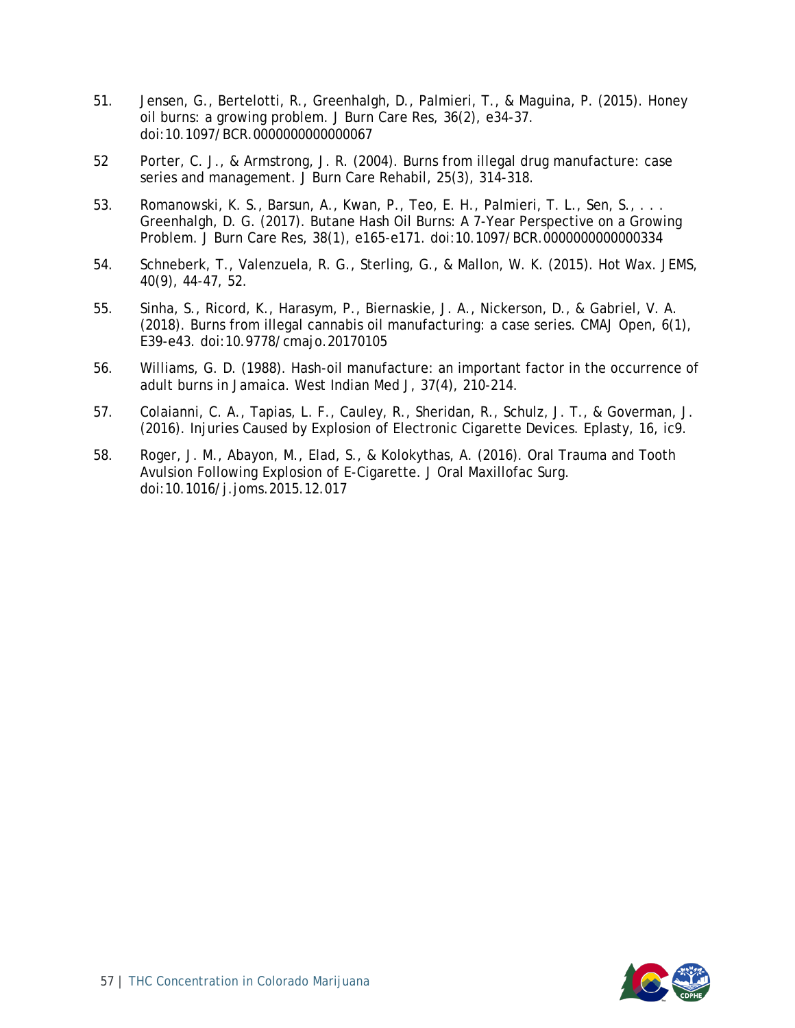51. Jensen, G., Bertelotti, R., Greenhalgh, D., Palmieri, T., & Maguina, P. (2015). Honey oil burns: a growing problem. J Burn Care Res, 36(2), e34-37. doi:10.1097/BCR.0000000000000067

52 Porter, C. J., & Armstrong, J. R. (2004). Burns from illegal drug manufacture: case series and management. J Burn Care Rehabil, 25(3), 314-318.

53. Romanowski, K. S., Barsun, A., Kwan, P., Teo, E. H., Palmieri, T. L., Sen, S., . . . Greenhalgh, D. G. (2017). Butane Hash Oil Burns: A 7-Year Perspective on a Growing Problem. J Burn Care Res, 38(1), e165-e171. doi:10.1097/BCR.0000000000000334

54. Schneberk, T., Valenzuela, R. G., Sterling, G., & Mallon, W. K. (2015). Hot Wax. JEMS, 40(9), 44-47, 52.

55. Sinha, S., Ricord, K., Harasym, P., Biernaskie, J. A., Nickerson, D., & Gabriel, V. A. (2018). Burns from illegal cannabis oil manufacturing: a case series. CMAJ Open, 6(1), E39-e43. doi:10.9778/cmajo.20170105

56. Williams, G. D. (1988). Hash-oil manufacture: an important factor in the occurrence of adult burns in Jamaica. West Indian Med J, 37(4), 210-214.

57. Colaianni, C. A., Tapias, L. F., Cauley, R., Sheridan, R., Schulz, J. T., & Goverman, J. (2016). Injuries Caused by Explosion of Electronic Cigarette Devices. Eplasty, 16, ic9.

58. Roger, J. M., Abayon, M., Elad, S., & Kolokythas, A. (2016). Oral Trauma and Tooth Avulsion Following Explosion of E-Cigarette. J Oral Maxillofac Surg. doi:10.1016/j.joms.2015.12.017